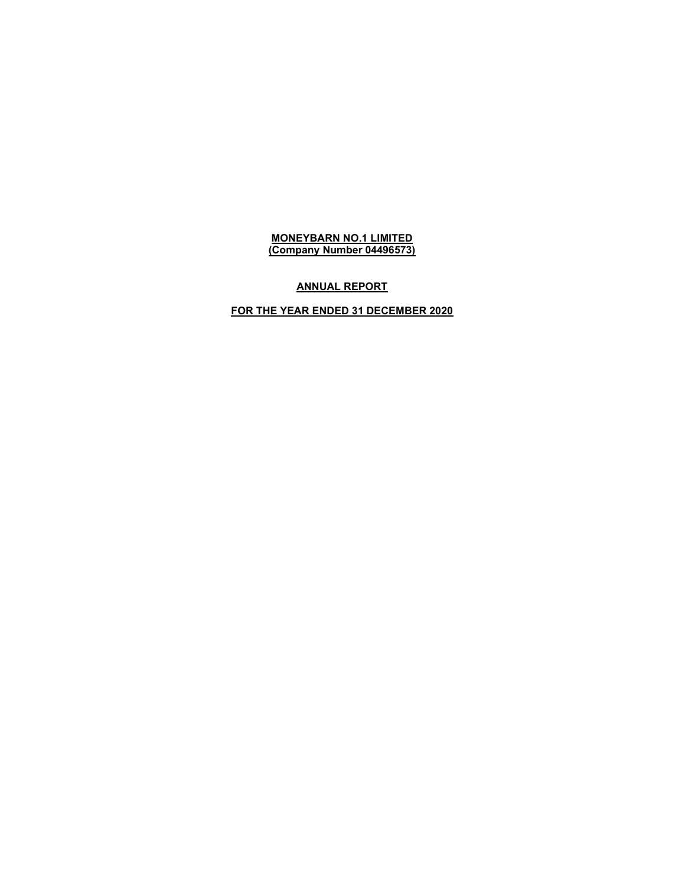**MONEYBARN NO.1 LIMITED**
**(Company Number 04496573)**

**ANNUAL REPORT**

**FOR THE YEAR ENDED 31 DECEMBER 2020**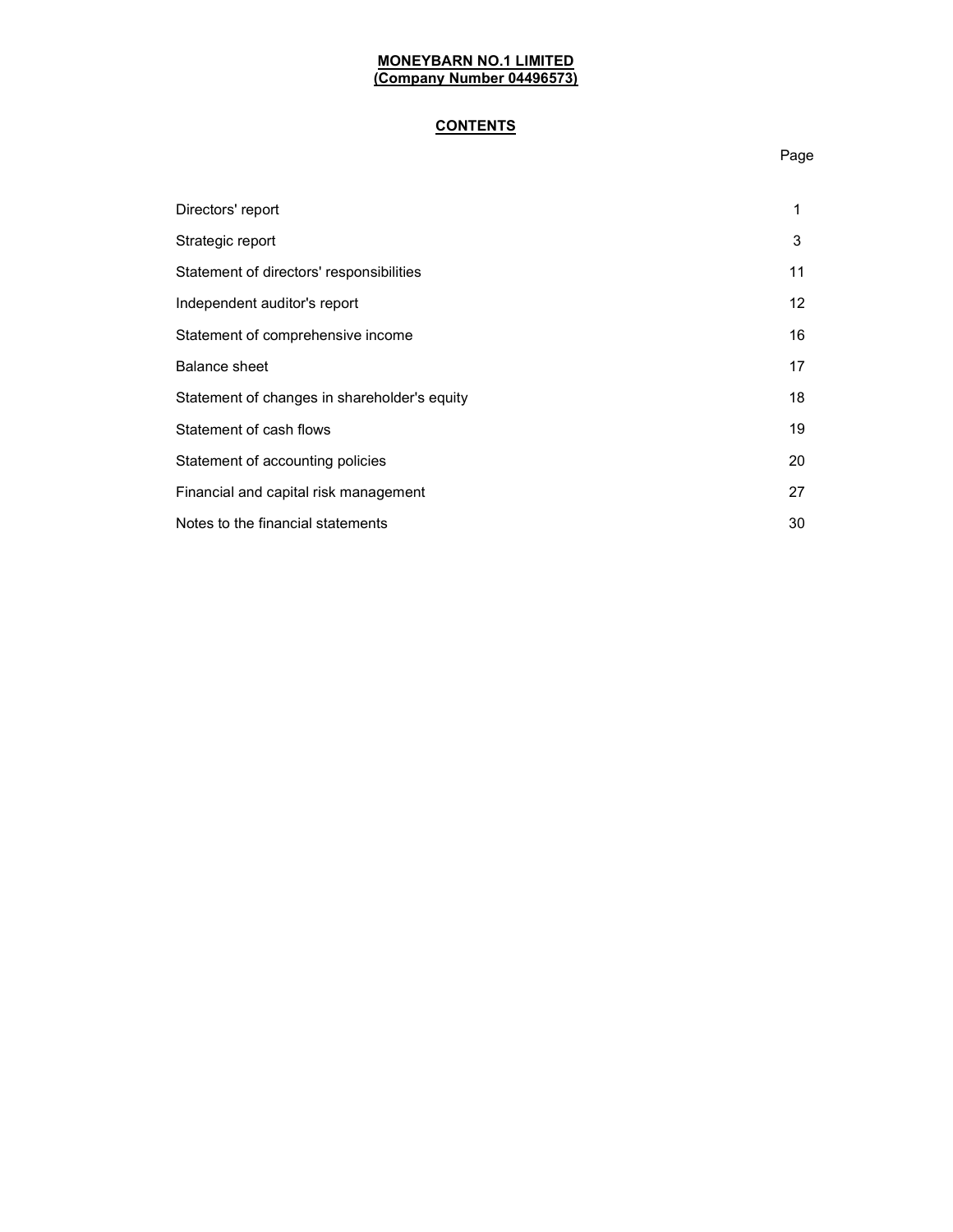**MONEYBARN NO.1 LIMITED**
**(Company Number 04496573)**

## CONTENTS

| | Page |
|---|---|
| Directors' report | 1 |
| Strategic report | 3 |
| Statement of directors' responsibilities | 11 |
| Independent auditor's report | 12 |
| Statement of comprehensive income | 16 |
| Balance sheet | 17 |
| Statement of changes in shareholder's equity | 18 |
| Statement of cash flows | 19 |
| Statement of accounting policies | 20 |
| Financial and capital risk management | 27 |
| Notes to the financial statements | 30 |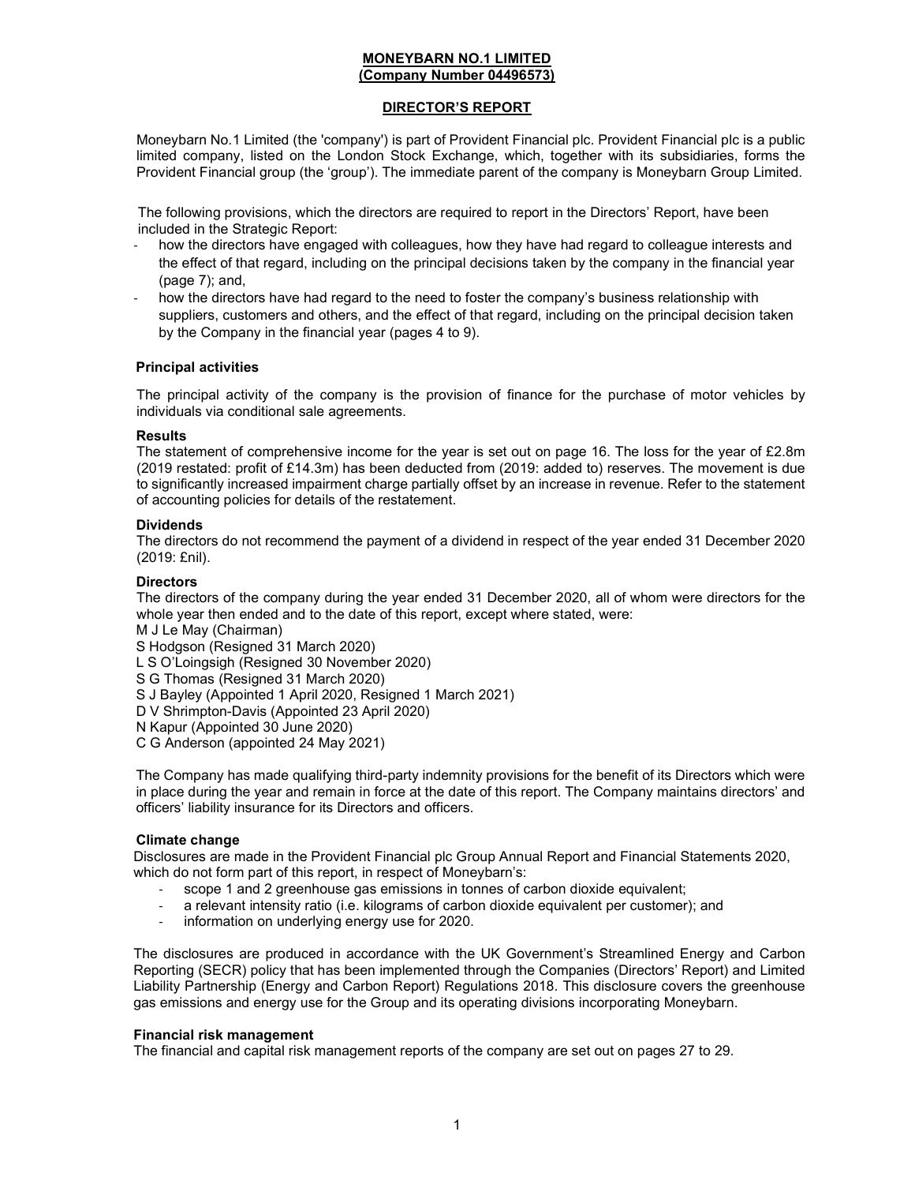**MONEYBARN NO.1 LIMITED**
**(Company Number 04496573)**

## DIRECTOR'S REPORT

Moneybarn No.1 Limited (the 'company') is part of Provident Financial plc. Provident Financial plc is a public limited company, listed on the London Stock Exchange, which, together with its subsidiaries, forms the Provident Financial group (the 'group'). The immediate parent of the company is Moneybarn Group Limited.

The following provisions, which the directors are required to report in the Directors' Report, have been included in the Strategic Report:

- how the directors have engaged with colleagues, how they have had regard to colleague interests and the effect of that regard, including on the principal decisions taken by the company in the financial year (page 7); and,
- how the directors have had regard to the need to foster the company's business relationship with suppliers, customers and others, and the effect of that regard, including on the principal decision taken by the Company in the financial year (pages 4 to 9).

### Principal activities

The principal activity of the company is the provision of finance for the purchase of motor vehicles by individuals via conditional sale agreements.

### Results

The statement of comprehensive income for the year is set out on page 16. The loss for the year of £2.8m (2019 restated: profit of £14.3m) has been deducted from (2019: added to) reserves. The movement is due to significantly increased impairment charge partially offset by an increase in revenue. Refer to the statement of accounting policies for details of the restatement.

### Dividends

The directors do not recommend the payment of a dividend in respect of the year ended 31 December 2020 (2019: £nil).

### Directors

The directors of the company during the year ended 31 December 2020, all of whom were directors for the whole year then ended and to the date of this report, except where stated, were:

M J Le May (Chairman)
S Hodgson (Resigned 31 March 2020)
L S O'Loingsigh (Resigned 30 November 2020)
S G Thomas (Resigned 31 March 2020)
S J Bayley (Appointed 1 April 2020, Resigned 1 March 2021)
D V Shrimpton-Davis (Appointed 23 April 2020)
N Kapur (Appointed 30 June 2020)
C G Anderson (appointed 24 May 2021)

The Company has made qualifying third-party indemnity provisions for the benefit of its Directors which were in place during the year and remain in force at the date of this report. The Company maintains directors' and officers' liability insurance for its Directors and officers.

### Climate change

Disclosures are made in the Provident Financial plc Group Annual Report and Financial Statements 2020, which do not form part of this report, in respect of Moneybarn's:

- scope 1 and 2 greenhouse gas emissions in tonnes of carbon dioxide equivalent;
- a relevant intensity ratio (i.e. kilograms of carbon dioxide equivalent per customer); and
- information on underlying energy use for 2020.

The disclosures are produced in accordance with the UK Government's Streamlined Energy and Carbon Reporting (SECR) policy that has been implemented through the Companies (Directors' Report) and Limited Liability Partnership (Energy and Carbon Report) Regulations 2018. This disclosure covers the greenhouse gas emissions and energy use for the Group and its operating divisions incorporating Moneybarn.

### Financial risk management

The financial and capital risk management reports of the company are set out on pages 27 to 29.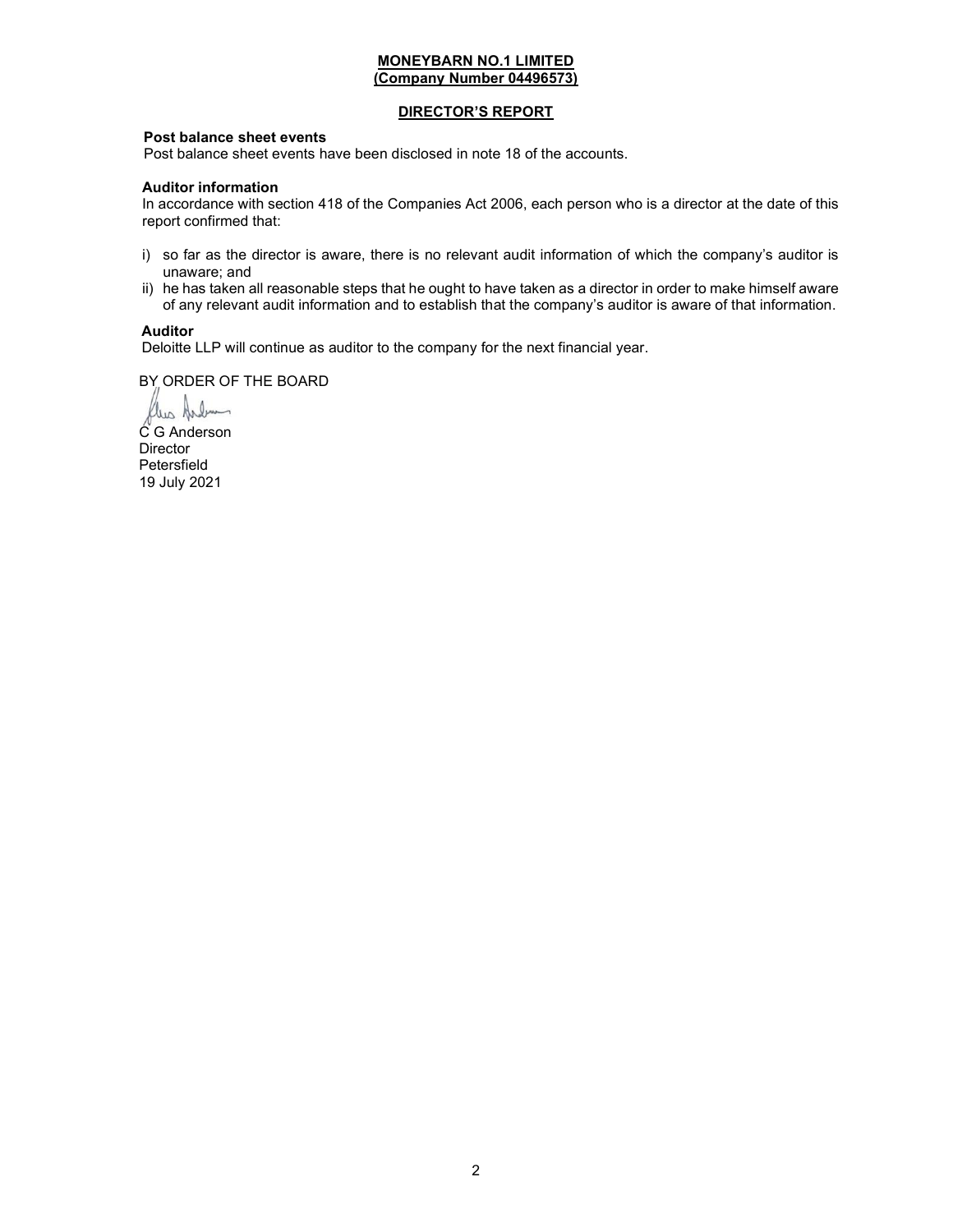**MONEYBARN NO.1 LIMITED**
**(Company Number 04496573)**

## DIRECTOR'S REPORT

**Post balance sheet events**
Post balance sheet events have been disclosed in note 18 of the accounts.

**Auditor information**
In accordance with section 418 of the Companies Act 2006, each person who is a director at the date of this report confirmed that:

i) so far as the director is aware, there is no relevant audit information of which the company's auditor is unaware; and
ii) he has taken all reasonable steps that he ought to have taken as a director in order to make himself aware of any relevant audit information and to establish that the company's auditor is aware of that information.

**Auditor**
Deloitte LLP will continue as auditor to the company for the next financial year.

BY ORDER OF THE BOARD

C G Anderson
Director
Petersfield
19 July 2021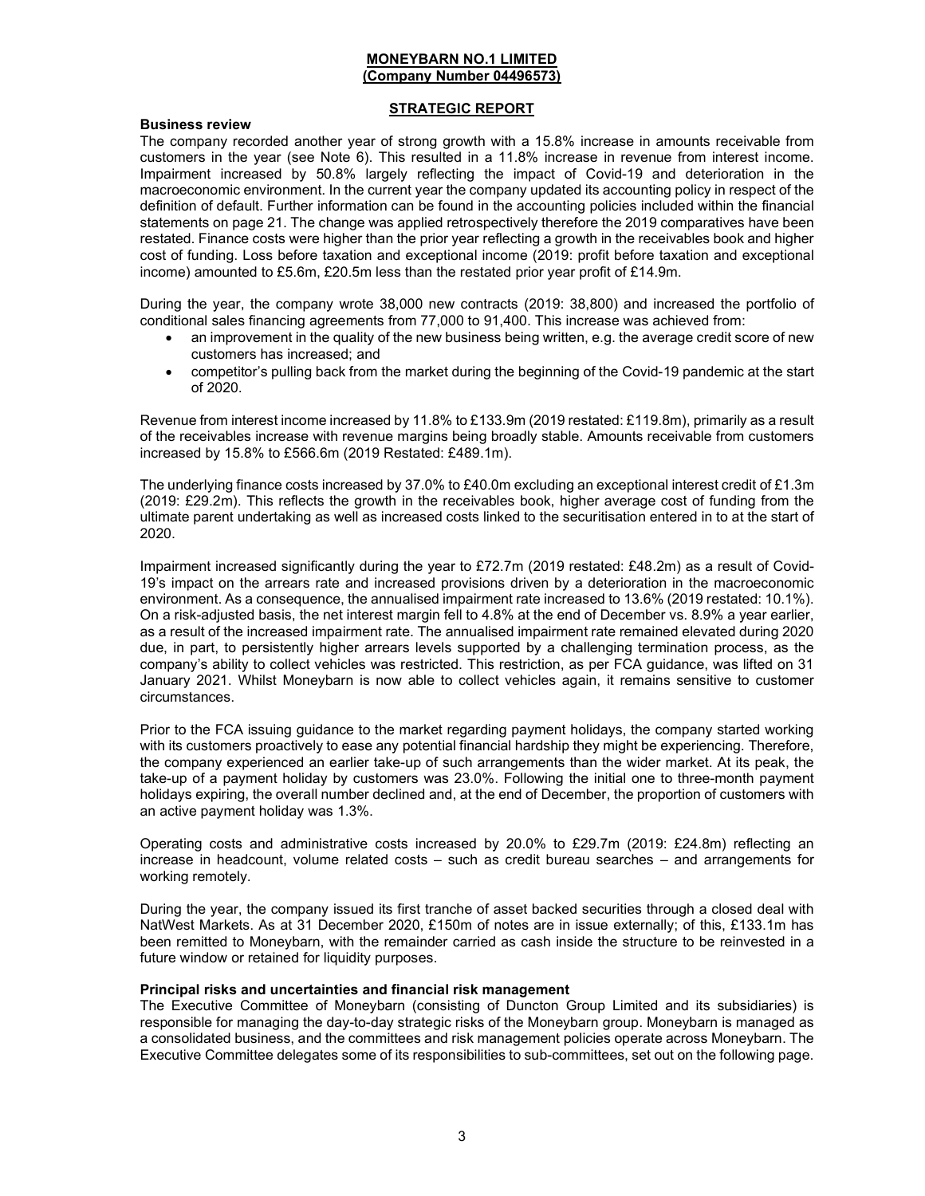**MONEYBARN NO.1 LIMITED**
**(Company Number 04496573)**

## STRATEGIC REPORT

### Business review

The company recorded another year of strong growth with a 15.8% increase in amounts receivable from customers in the year (see Note 6). This resulted in a 11.8% increase in revenue from interest income. Impairment increased by 50.8% largely reflecting the impact of Covid-19 and deterioration in the macroeconomic environment. In the current year the company updated its accounting policy in respect of the definition of default. Further information can be found in the accounting policies included within the financial statements on page 21. The change was applied retrospectively therefore the 2019 comparatives have been restated. Finance costs were higher than the prior year reflecting a growth in the receivables book and higher cost of funding. Loss before taxation and exceptional income (2019: profit before taxation and exceptional income) amounted to £5.6m, £20.5m less than the restated prior year profit of £14.9m.

During the year, the company wrote 38,000 new contracts (2019: 38,800) and increased the portfolio of conditional sales financing agreements from 77,000 to 91,400. This increase was achieved from:

- an improvement in the quality of the new business being written, e.g. the average credit score of new customers has increased; and
- competitor's pulling back from the market during the beginning of the Covid-19 pandemic at the start of 2020.

Revenue from interest income increased by 11.8% to £133.9m (2019 restated: £119.8m), primarily as a result of the receivables increase with revenue margins being broadly stable. Amounts receivable from customers increased by 15.8% to £566.6m (2019 Restated: £489.1m).

The underlying finance costs increased by 37.0% to £40.0m excluding an exceptional interest credit of £1.3m (2019: £29.2m). This reflects the growth in the receivables book, higher average cost of funding from the ultimate parent undertaking as well as increased costs linked to the securitisation entered in to at the start of 2020.

Impairment increased significantly during the year to £72.7m (2019 restated: £48.2m) as a result of Covid-19's impact on the arrears rate and increased provisions driven by a deterioration in the macroeconomic environment. As a consequence, the annualised impairment rate increased to 13.6% (2019 restated: 10.1%). On a risk-adjusted basis, the net interest margin fell to 4.8% at the end of December vs. 8.9% a year earlier, as a result of the increased impairment rate. The annualised impairment rate remained elevated during 2020 due, in part, to persistently higher arrears levels supported by a challenging termination process, as the company's ability to collect vehicles was restricted. This restriction, as per FCA guidance, was lifted on 31 January 2021. Whilst Moneybarn is now able to collect vehicles again, it remains sensitive to customer circumstances.

Prior to the FCA issuing guidance to the market regarding payment holidays, the company started working with its customers proactively to ease any potential financial hardship they might be experiencing. Therefore, the company experienced an earlier take-up of such arrangements than the wider market. At its peak, the take-up of a payment holiday by customers was 23.0%. Following the initial one to three-month payment holidays expiring, the overall number declined and, at the end of December, the proportion of customers with an active payment holiday was 1.3%.

Operating costs and administrative costs increased by 20.0% to £29.7m (2019: £24.8m) reflecting an increase in headcount, volume related costs – such as credit bureau searches – and arrangements for working remotely.

During the year, the company issued its first tranche of asset backed securities through a closed deal with NatWest Markets. As at 31 December 2020, £150m of notes are in issue externally; of this, £133.1m has been remitted to Moneybarn, with the remainder carried as cash inside the structure to be reinvested in a future window or retained for liquidity purposes.

### Principal risks and uncertainties and financial risk management

The Executive Committee of Moneybarn (consisting of Duncton Group Limited and its subsidiaries) is responsible for managing the day-to-day strategic risks of the Moneybarn group. Moneybarn is managed as a consolidated business, and the committees and risk management policies operate across Moneybarn. The Executive Committee delegates some of its responsibilities to sub-committees, set out on the following page.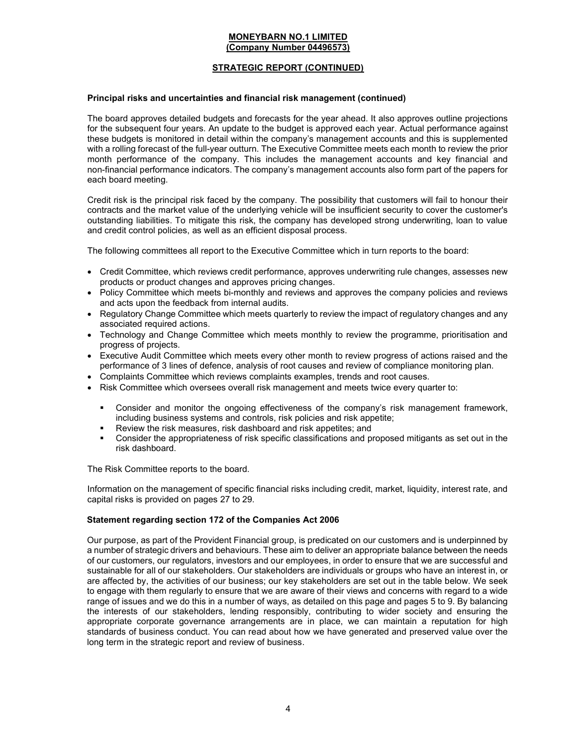**Principal risks and uncertainties and financial risk management (continued)**

The board approves detailed budgets and forecasts for the year ahead. It also approves outline projections for the subsequent four years. An update to the budget is approved each year. Actual performance against these budgets is monitored in detail within the company's management accounts and this is supplemented with a rolling forecast of the full-year outturn. The Executive Committee meets each month to review the prior month performance of the company. This includes the management accounts and key financial and non-financial performance indicators. The company's management accounts also form part of the papers for each board meeting.

Credit risk is the principal risk faced by the company. The possibility that customers will fail to honour their contracts and the market value of the underlying vehicle will be insufficient security to cover the customer's outstanding liabilities. To mitigate this risk, the company has developed strong underwriting, loan to value and credit control policies, as well as an efficient disposal process.

The following committees all report to the Executive Committee which in turn reports to the board:

- Credit Committee, which reviews credit performance, approves underwriting rule changes, assesses new products or product changes and approves pricing changes.
- Policy Committee which meets bi-monthly and reviews and approves the company policies and reviews and acts upon the feedback from internal audits.
- Regulatory Change Committee which meets quarterly to review the impact of regulatory changes and any associated required actions.
- Technology and Change Committee which meets monthly to review the programme, prioritisation and progress of projects.
- Executive Audit Committee which meets every other month to review progress of actions raised and the performance of 3 lines of defence, analysis of root causes and review of compliance monitoring plan.
- Complaints Committee which reviews complaints examples, trends and root causes.
- Risk Committee which oversees overall risk management and meets twice every quarter to:
  - Consider and monitor the ongoing effectiveness of the company's risk management framework, including business systems and controls, risk policies and risk appetite;
  - Review the risk measures, risk dashboard and risk appetites; and
  - Consider the appropriateness of risk specific classifications and proposed mitigants as set out in the risk dashboard.

The Risk Committee reports to the board.

Information on the management of specific financial risks including credit, market, liquidity, interest rate, and capital risks is provided on pages 27 to 29.

**Statement regarding section 172 of the Companies Act 2006**

Our purpose, as part of the Provident Financial group, is predicated on our customers and is underpinned by a number of strategic drivers and behaviours. These aim to deliver an appropriate balance between the needs of our customers, our regulators, investors and our employees, in order to ensure that we are successful and sustainable for all of our stakeholders. Our stakeholders are individuals or groups who have an interest in, or are affected by, the activities of our business; our key stakeholders are set out in the table below. We seek to engage with them regularly to ensure that we are aware of their views and concerns with regard to a wide range of issues and we do this in a number of ways, as detailed on this page and pages 5 to 9. By balancing the interests of our stakeholders, lending responsibly, contributing to wider society and ensuring the appropriate corporate governance arrangements are in place, we can maintain a reputation for high standards of business conduct. You can read about how we have generated and preserved value over the long term in the strategic report and review of business.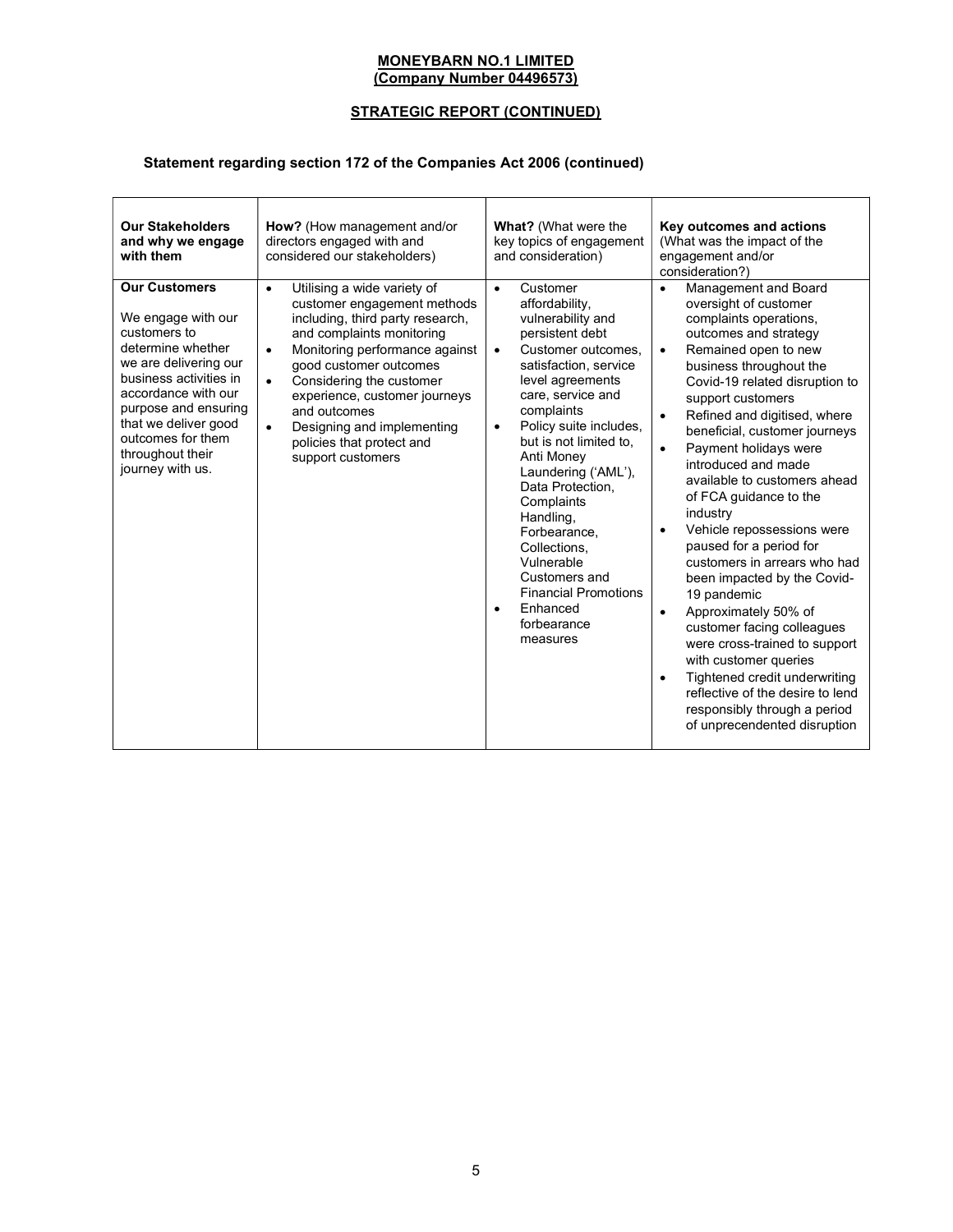**MONEYBARN NO.1 LIMITED**
**(Company Number 04496573)**

**STRATEGIC REPORT (CONTINUED)**

**Statement regarding section 172 of the Companies Act 2006 (continued)**

| **Our Stakeholders and why we engage with them** | **How?** (How management and/or directors engaged with and considered our stakeholders) | **What?** (What were the key topics of engagement and consideration) | **Key outcomes and actions** (What was the impact of the engagement and/or consideration?) |
|---|---|---|---|
| **Our Customers**<br><br>We engage with our customers to determine whether we are delivering our business activities in accordance with our purpose and ensuring that we deliver good outcomes for them throughout their journey with us. | • Utilising a wide variety of customer engagement methods including, third party research, and complaints monitoring<br>• Monitoring performance against good customer outcomes<br>• Considering the customer experience, customer journeys and outcomes<br>• Designing and implementing policies that protect and support customers | • Customer affordability, vulnerability and persistent debt<br>• Customer outcomes, satisfaction, service level agreements care, service and complaints<br>• Policy suite includes, but is not limited to, Anti Money Laundering ('AML'), Data Protection, Complaints Handling, Forbearance, Collections, Vulnerable Customers and Financial Promotions<br>• Enhanced forbearance measures | • Management and Board oversight of customer complaints operations, outcomes and strategy<br>• Remained open to new business throughout the Covid-19 related disruption to support customers<br>• Refined and digitised, where beneficial, customer journeys<br>• Payment holidays were introduced and made available to customers ahead of FCA guidance to the industry<br>• Vehicle repossessions were paused for a period for customers in arrears who had been impacted by the Covid-19 pandemic<br>• Approximately 50% of customer facing colleagues were cross-trained to support with customer queries<br>• Tightened credit underwriting reflective of the desire to lend responsibly through a period of unprecendented disruption |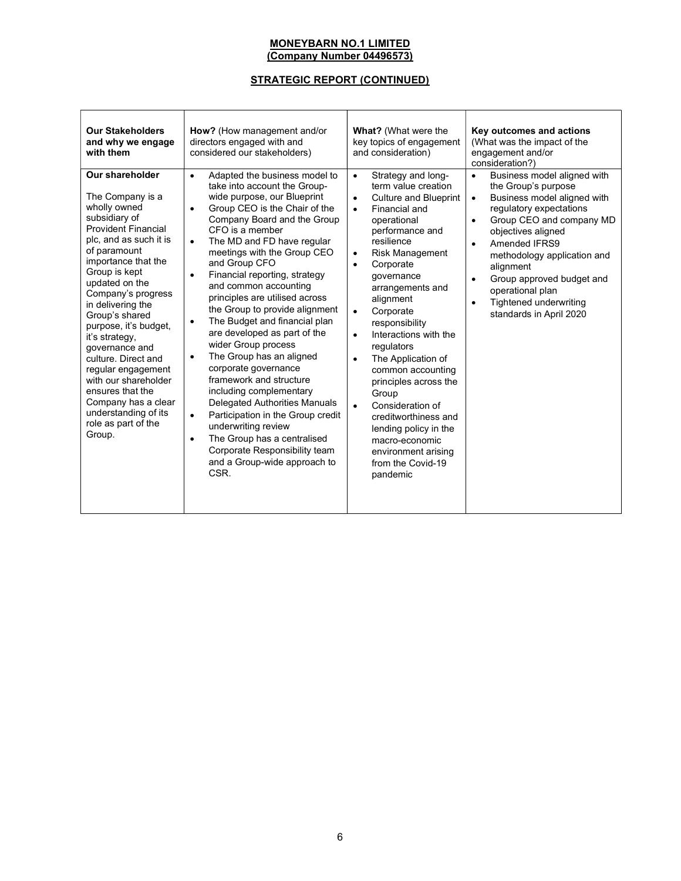**MONEYBARN NO.1 LIMITED**
**(Company Number 04496573)**

**STRATEGIC REPORT (CONTINUED)**

| **Our Stakeholders and why we engage with them** | **How?** (How management and/or directors engaged with and considered our stakeholders) | **What?** (What were the key topics of engagement and consideration) | **Key outcomes and actions** (What was the impact of the engagement and/or consideration?) |
|---|---|---|---|
| **Our shareholder**<br><br>The Company is a wholly owned subsidiary of Provident Financial plc, and as such it is of paramount importance that the Group is kept updated on the Company's progress in delivering the Group's shared purpose, it's budget, it's strategy, governance and culture. Direct and regular engagement with our shareholder ensures that the Company has a clear understanding of its role as part of the Group. | • Adapted the business model to take into account the Group-wide purpose, our Blueprint<br>• Group CEO is the Chair of the Company Board and the Group CFO is a member<br>• The MD and FD have regular meetings with the Group CEO and Group CFO<br>• Financial reporting, strategy and common accounting principles are utilised across the Group to provide alignment<br>• The Budget and financial plan are developed as part of the wider Group process<br>• The Group has an aligned corporate governance framework and structure including complementary Delegated Authorities Manuals<br>• Participation in the Group credit underwriting review<br>• The Group has a centralised Corporate Responsibility team and a Group-wide approach to CSR. | • Strategy and long-term value creation<br>• Culture and Blueprint<br>• Financial and operational performance and resilience<br>• Risk Management<br>• Corporate governance arrangements and alignment<br>• Corporate responsibility<br>• Interactions with the regulators<br>• The Application of common accounting principles across the Group<br>• Consideration of creditworthiness and lending policy in the macro-economic environment arising from the Covid-19 pandemic | • Business model aligned with the Group's purpose<br>• Business model aligned with regulatory expectations<br>• Group CEO and company MD objectives aligned<br>• Amended IFRS9 methodology application and alignment<br>• Group approved budget and operational plan<br>• Tightened underwriting standards in April 2020 |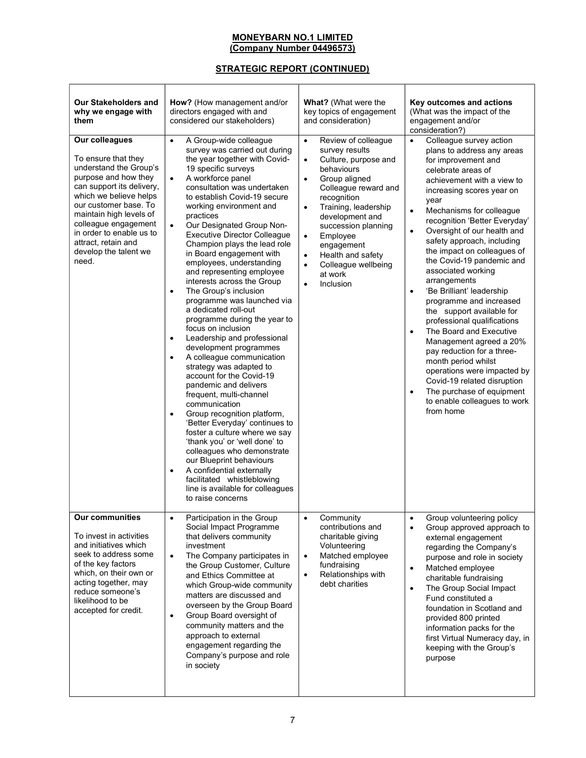**MONEYBARN NO.1 LIMITED**
**(Company Number 04496573)**

**STRATEGIC REPORT (CONTINUED)**

| **Our Stakeholders and why we engage with them** | **How?** (How management and/or directors engaged with and considered our stakeholders) | **What?** (What were the key topics of engagement and consideration) | **Key outcomes and actions** (What was the impact of the engagement and/or consideration?) |
|---|---|---|---|
| **Our colleagues**<br><br>To ensure that they understand the Group's purpose and how they can support its delivery, which we believe helps our customer base. To maintain high levels of colleague engagement in order to enable us to attract, retain and develop the talent we need. | • A Group-wide colleague survey was carried out during the year together with Covid-19 specific surveys<br>• A workforce panel consultation was undertaken to establish Covid-19 secure working environment and practices<br>• Our Designated Group Non-Executive Director Colleague Champion plays the lead role in Board engagement with employees, understanding and representing employee interests across the Group<br>• The Group's inclusion programme was launched via a dedicated roll-out programme during the year to focus on inclusion<br>• Leadership and professional development programmes<br>• A colleague communication strategy was adapted to account for the Covid-19 pandemic and delivers frequent, multi-channel communication<br>• Group recognition platform, 'Better Everyday' continues to foster a culture where we say 'thank you' or 'well done' to colleagues who demonstrate our Blueprint behaviours<br>• A confidential externally facilitated whistleblowing line is available for colleagues to raise concerns | • Review of colleague survey results<br>• Culture, purpose and behaviours<br>• Group aligned Colleague reward and recognition<br>• Training, leadership development and succession planning<br>• Employee engagement<br>• Health and safety<br>• Colleague wellbeing at work<br>• Inclusion | • Colleague survey action plans to address any areas for improvement and celebrate areas of achievement with a view to increasing scores year on year<br>• Mechanisms for colleague recognition 'Better Everyday'<br>• Oversight of our health and safety approach, including the impact on colleagues of the Covid-19 pandemic and associated working arrangements<br>• 'Be Brilliant' leadership programme and increased the support available for professional qualifications<br>• The Board and Executive Management agreed a 20% pay reduction for a three-month period whilst operations were impacted by Covid-19 related disruption<br>• The purchase of equipment to enable colleagues to work from home |
| **Our communities**<br><br>To invest in activities and initiatives which seek to address some of the key factors which, on their own or acting together, may reduce someone's likelihood to be accepted for credit. | • Participation in the Group Social Impact Programme that delivers community investment<br>• The Company participates in the Group Customer, Culture and Ethics Committee at which Group-wide community matters are discussed and overseen by the Group Board<br>• Group Board oversight of community matters and the approach to external engagement regarding the Company's purpose and role in society | • Community contributions and charitable giving Volunteering<br>• Matched employee fundraising<br>• Relationships with debt charities | • Group volunteering policy<br>• Group approved approach to external engagement regarding the Company's purpose and role in society<br>• Matched employee charitable fundraising<br>• The Group Social Impact Fund constituted a foundation in Scotland and provided 800 printed information packs for the first Virtual Numeracy day, in keeping with the Group's purpose |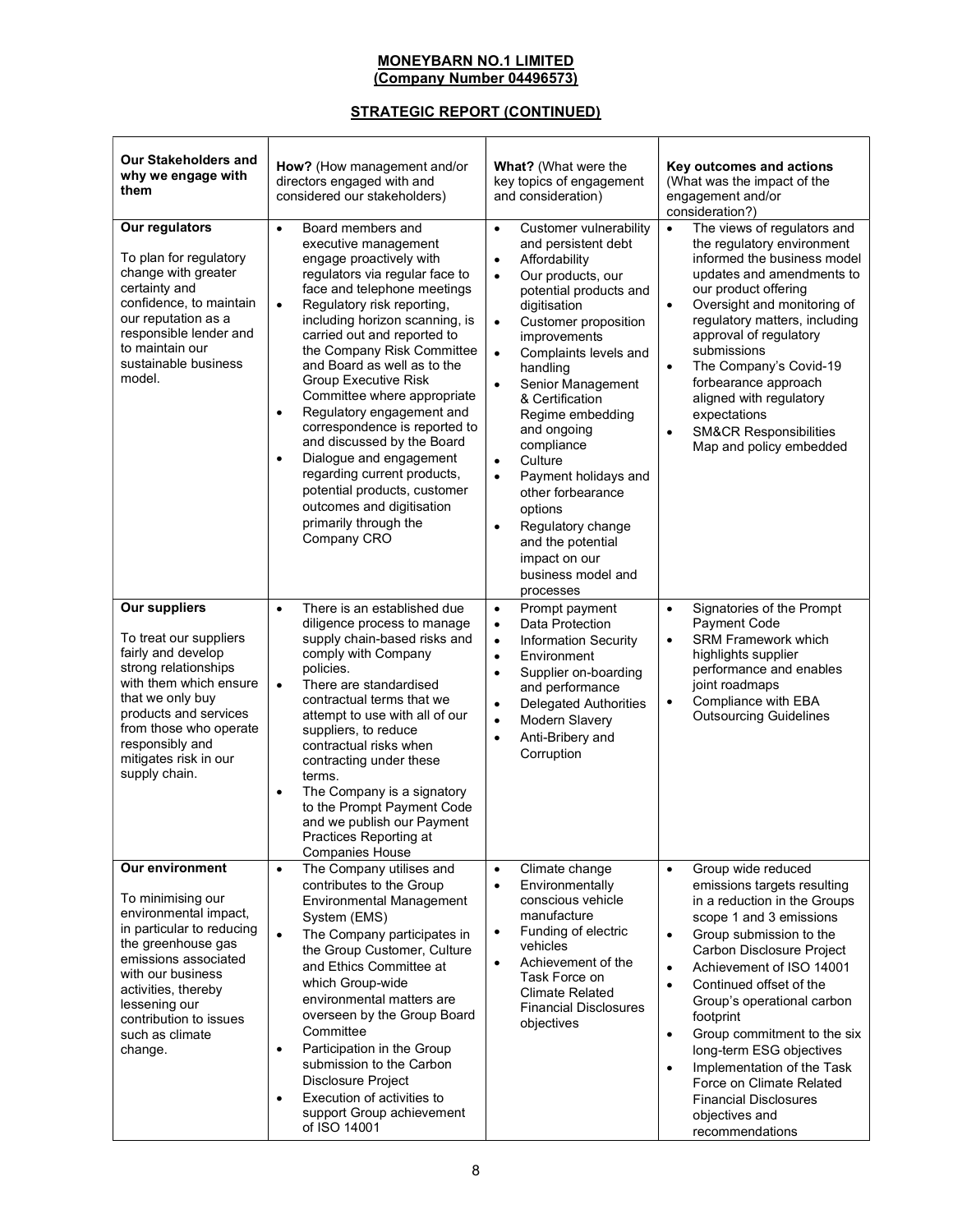**MONEYBARN NO.1 LIMITED**
**(Company Number 04496573)**

**STRATEGIC REPORT (CONTINUED)**

| **Our Stakeholders and why we engage with them** | **How?** (How management and/or directors engaged with and considered our stakeholders) | **What?** (What were the key topics of engagement and consideration) | **Key outcomes and actions** (What was the impact of the engagement and/or consideration?) |
|---|---|---|---|
| **Our regulators**<br><br>To plan for regulatory change with greater certainty and confidence, to maintain our reputation as a responsible lender and to maintain our sustainable business model. | • Board members and executive management engage proactively with regulators via regular face to face and telephone meetings<br>• Regulatory risk reporting, including horizon scanning, is carried out and reported to the Company Risk Committee and Board as well as to the Group Executive Risk Committee where appropriate<br>• Regulatory engagement and correspondence is reported to and discussed by the Board<br>• Dialogue and engagement regarding current products, potential products, customer outcomes and digitisation primarily through the Company CRO | • Customer vulnerability and persistent debt<br>• Affordability<br>• Our products, our potential products and digitisation<br>• Customer proposition improvements<br>• Complaints levels and handling<br>• Senior Management & Certification Regime embedding and ongoing compliance<br>• Culture<br>• Payment holidays and other forbearance options<br>• Regulatory change and the potential impact on our business model and processes | • The views of regulators and the regulatory environment informed the business model updates and amendments to our product offering<br>• Oversight and monitoring of regulatory matters, including approval of regulatory submissions<br>• The Company's Covid-19 forbearance approach aligned with regulatory expectations<br>• SM&CR Responsibilities Map and policy embedded |
| **Our suppliers**<br><br>To treat our suppliers fairly and develop strong relationships with them which ensure that we only buy products and services from those who operate responsibly and mitigates risk in our supply chain. | • There is an established due diligence process to manage supply chain-based risks and comply with Company policies.<br>• There are standardised contractual terms that we attempt to use with all of our suppliers, to reduce contractual risks when contracting under these terms.<br>• The Company is a signatory to the Prompt Payment Code and we publish our Payment Practices Reporting at Companies House | • Prompt payment<br>• Data Protection<br>• Information Security<br>• Environment<br>• Supplier on-boarding and performance<br>• Delegated Authorities<br>• Modern Slavery<br>• Anti-Bribery and Corruption | • Signatories of the Prompt Payment Code<br>• SRM Framework which highlights supplier performance and enables joint roadmaps<br>• Compliance with EBA Outsourcing Guidelines |
| **Our environment**<br><br>To minimising our environmental impact, in particular to reducing the greenhouse gas emissions associated with our business activities, thereby lessening our contribution to issues such as climate change. | • The Company utilises and contributes to the Group Environmental Management System (EMS)<br>• The Company participates in the Group Customer, Culture and Ethics Committee at which Group-wide environmental matters are overseen by the Group Board Committee<br>• Participation in the Group submission to the Carbon Disclosure Project<br>• Execution of activities to support Group achievement of ISO 14001 | • Climate change<br>• Environmentally conscious vehicle manufacture<br>• Funding of electric vehicles<br>• Achievement of the Task Force on Climate Related Financial Disclosures objectives | • Group wide reduced emissions targets resulting in a reduction in the Groups scope 1 and 3 emissions<br>• Group submission to the Carbon Disclosure Project<br>• Achievement of ISO 14001<br>• Continued offset of the Group's operational carbon footprint<br>• Group commitment to the six long-term ESG objectives<br>• Implementation of the Task Force on Climate Related Financial Disclosures objectives and recommendations |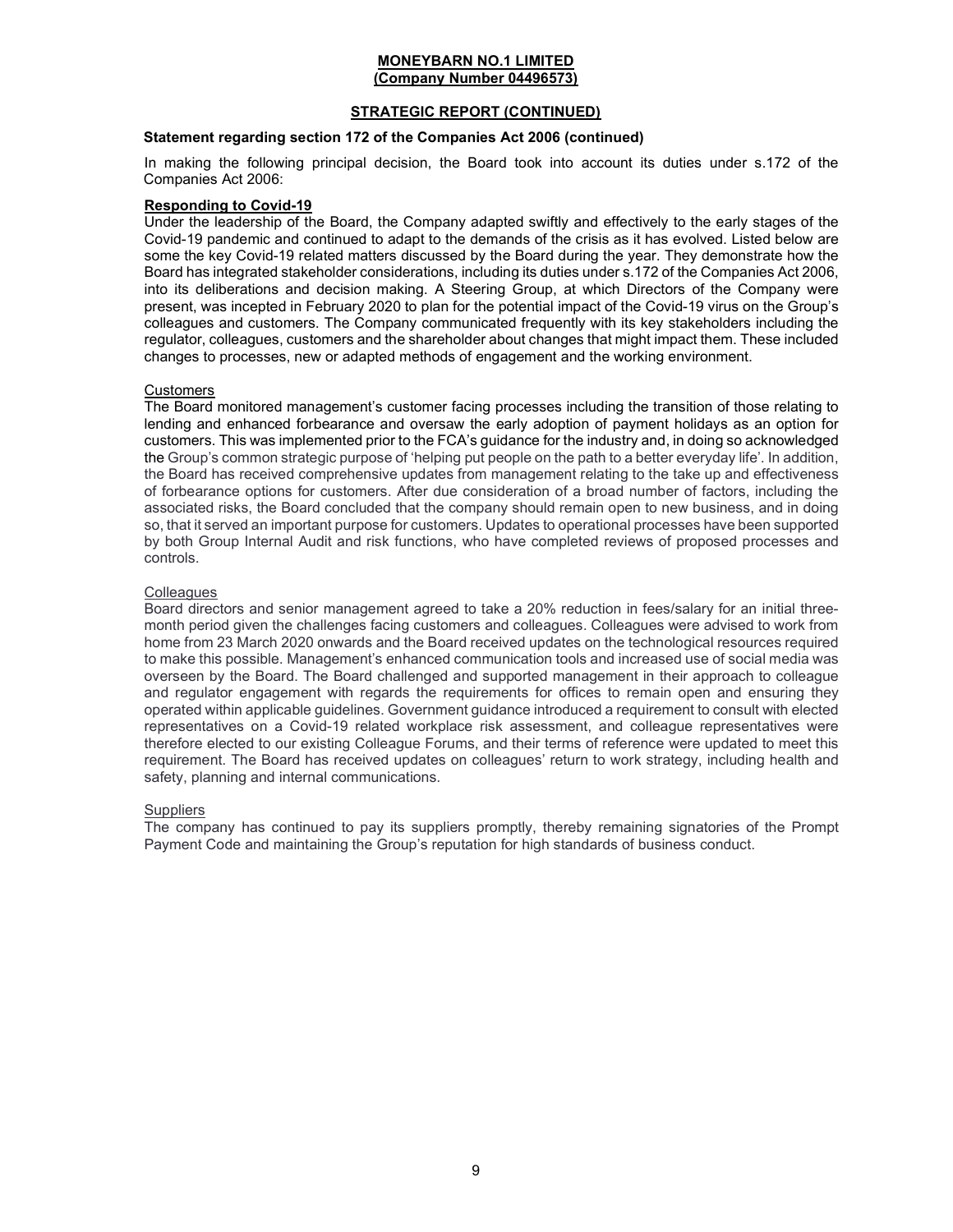**MONEYBARN NO.1 LIMITED**
**(Company Number 04496573)**

**STRATEGIC REPORT (CONTINUED)**

**Statement regarding section 172 of the Companies Act 2006 (continued)**

In making the following principal decision, the Board took into account its duties under s.172 of the Companies Act 2006:

**Responding to Covid-19**

Under the leadership of the Board, the Company adapted swiftly and effectively to the early stages of the Covid-19 pandemic and continued to adapt to the demands of the crisis as it has evolved. Listed below are some the key Covid-19 related matters discussed by the Board during the year. They demonstrate how the Board has integrated stakeholder considerations, including its duties under s.172 of the Companies Act 2006, into its deliberations and decision making. A Steering Group, at which Directors of the Company were present, was incepted in February 2020 to plan for the potential impact of the Covid-19 virus on the Group's colleagues and customers. The Company communicated frequently with its key stakeholders including the regulator, colleagues, customers and the shareholder about changes that might impact them. These included changes to processes, new or adapted methods of engagement and the working environment.

Customers

The Board monitored management's customer facing processes including the transition of those relating to lending and enhanced forbearance and oversaw the early adoption of payment holidays as an option for customers. This was implemented prior to the FCA's guidance for the industry and, in doing so acknowledged the Group's common strategic purpose of 'helping put people on the path to a better everyday life'. In addition, the Board has received comprehensive updates from management relating to the take up and effectiveness of forbearance options for customers. After due consideration of a broad number of factors, including the associated risks, the Board concluded that the company should remain open to new business, and in doing so, that it served an important purpose for customers. Updates to operational processes have been supported by both Group Internal Audit and risk functions, who have completed reviews of proposed processes and controls.

Colleagues

Board directors and senior management agreed to take a 20% reduction in fees/salary for an initial three-month period given the challenges facing customers and colleagues. Colleagues were advised to work from home from 23 March 2020 onwards and the Board received updates on the technological resources required to make this possible. Management's enhanced communication tools and increased use of social media was overseen by the Board. The Board challenged and supported management in their approach to colleague and regulator engagement with regards the requirements for offices to remain open and ensuring they operated within applicable guidelines. Government guidance introduced a requirement to consult with elected representatives on a Covid-19 related workplace risk assessment, and colleague representatives were therefore elected to our existing Colleague Forums, and their terms of reference were updated to meet this requirement. The Board has received updates on colleagues' return to work strategy, including health and safety, planning and internal communications.

Suppliers

The company has continued to pay its suppliers promptly, thereby remaining signatories of the Prompt Payment Code and maintaining the Group's reputation for high standards of business conduct.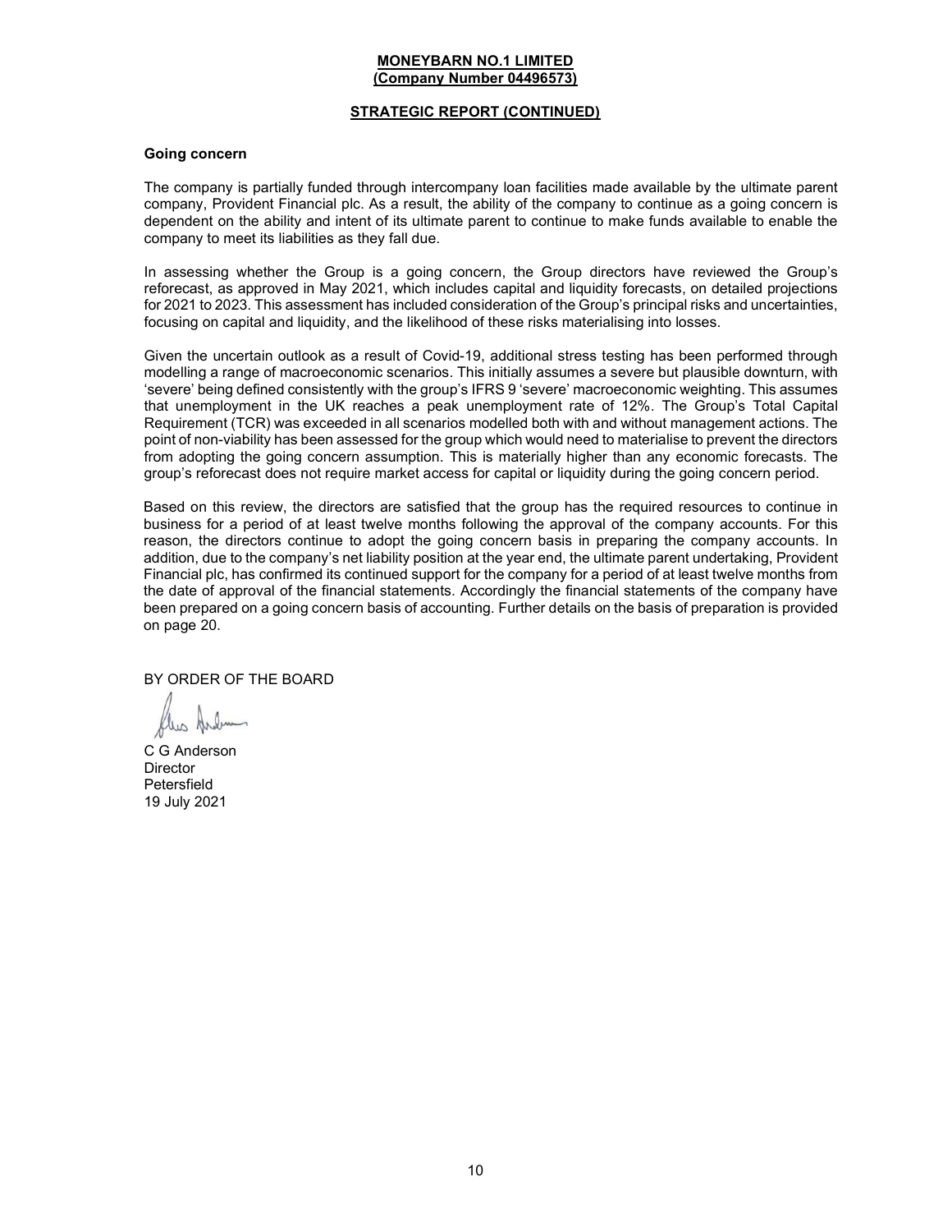**MONEYBARN NO.1 LIMITED**
**(Company Number 04496573)**

**STRATEGIC REPORT (CONTINUED)**

**Going concern**

The company is partially funded through intercompany loan facilities made available by the ultimate parent company, Provident Financial plc. As a result, the ability of the company to continue as a going concern is dependent on the ability and intent of its ultimate parent to continue to make funds available to enable the company to meet its liabilities as they fall due.

In assessing whether the Group is a going concern, the Group directors have reviewed the Group's reforecast, as approved in May 2021, which includes capital and liquidity forecasts, on detailed projections for 2021 to 2023. This assessment has included consideration of the Group's principal risks and uncertainties, focusing on capital and liquidity, and the likelihood of these risks materialising into losses.

Given the uncertain outlook as a result of Covid-19, additional stress testing has been performed through modelling a range of macroeconomic scenarios. This initially assumes a severe but plausible downturn, with 'severe' being defined consistently with the group's IFRS 9 'severe' macroeconomic weighting. This assumes that unemployment in the UK reaches a peak unemployment rate of 12%. The Group's Total Capital Requirement (TCR) was exceeded in all scenarios modelled both with and without management actions. The point of non-viability has been assessed for the group which would need to materialise to prevent the directors from adopting the going concern assumption. This is materially higher than any economic forecasts. The group's reforecast does not require market access for capital or liquidity during the going concern period.

Based on this review, the directors are satisfied that the group has the required resources to continue in business for a period of at least twelve months following the approval of the company accounts. For this reason, the directors continue to adopt the going concern basis in preparing the company accounts. In addition, due to the company's net liability position at the year end, the ultimate parent undertaking, Provident Financial plc, has confirmed its continued support for the company for a period of at least twelve months from the date of approval of the financial statements. Accordingly the financial statements of the company have been prepared on a going concern basis of accounting. Further details on the basis of preparation is provided on page 20.

BY ORDER OF THE BOARD

C G Anderson
Director
Petersfield
19 July 2021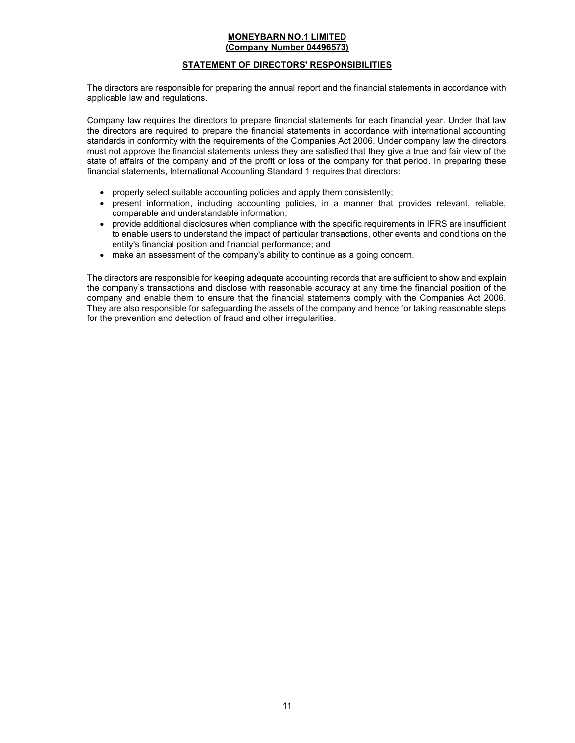**MONEYBARN NO.1 LIMITED**
**(Company Number 04496573)**

## STATEMENT OF DIRECTORS' RESPONSIBILITIES

The directors are responsible for preparing the annual report and the financial statements in accordance with applicable law and regulations.

Company law requires the directors to prepare financial statements for each financial year. Under that law the directors are required to prepare the financial statements in accordance with international accounting standards in conformity with the requirements of the Companies Act 2006. Under company law the directors must not approve the financial statements unless they are satisfied that they give a true and fair view of the state of affairs of the company and of the profit or loss of the company for that period. In preparing these financial statements, International Accounting Standard 1 requires that directors:

- properly select suitable accounting policies and apply them consistently;
- present information, including accounting policies, in a manner that provides relevant, reliable, comparable and understandable information;
- provide additional disclosures when compliance with the specific requirements in IFRS are insufficient to enable users to understand the impact of particular transactions, other events and conditions on the entity's financial position and financial performance; and
- make an assessment of the company's ability to continue as a going concern.

The directors are responsible for keeping adequate accounting records that are sufficient to show and explain the company's transactions and disclose with reasonable accuracy at any time the financial position of the company and enable them to ensure that the financial statements comply with the Companies Act 2006. They are also responsible for safeguarding the assets of the company and hence for taking reasonable steps for the prevention and detection of fraud and other irregularities.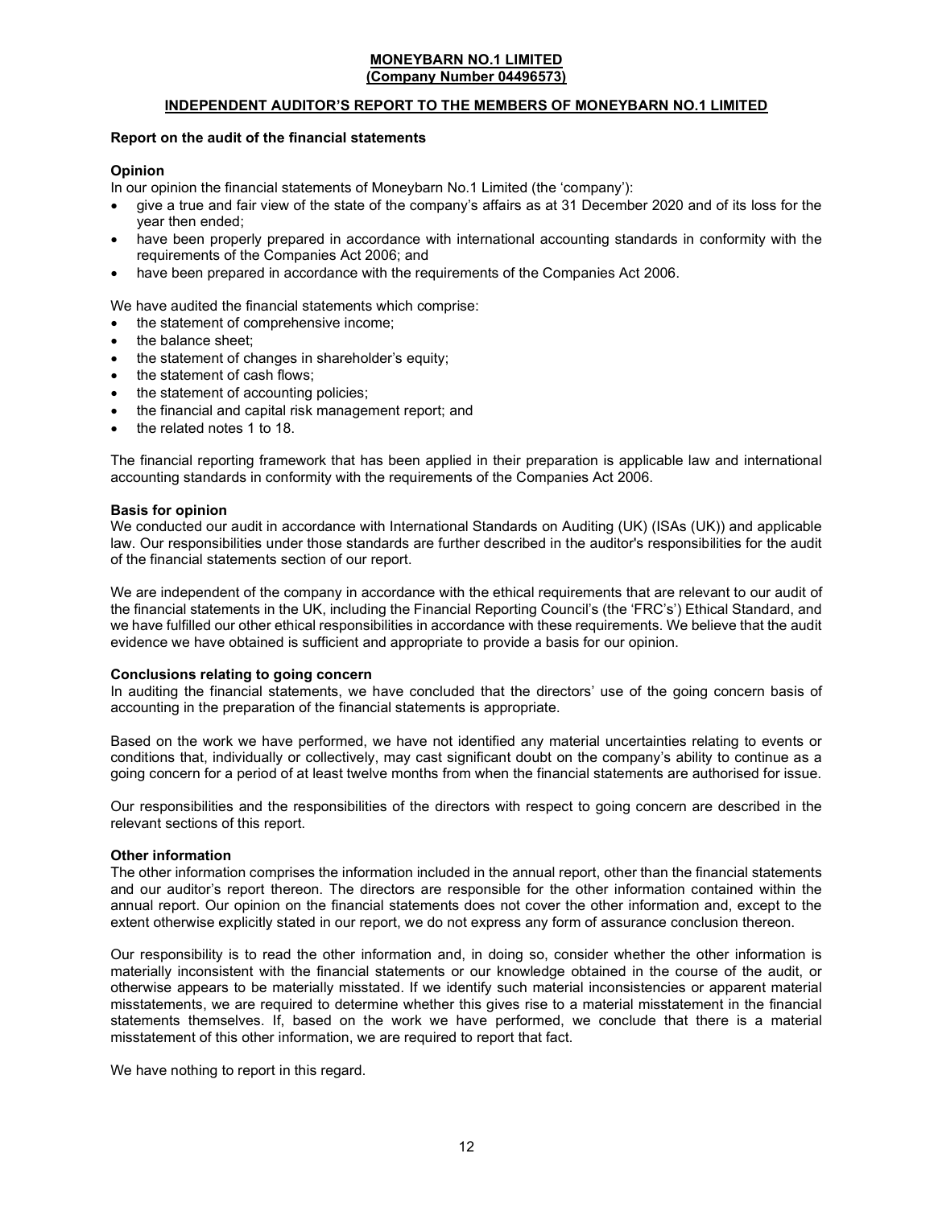**MONEYBARN NO.1 LIMITED**
**(Company Number 04496573)**

## INDEPENDENT AUDITOR'S REPORT TO THE MEMBERS OF MONEYBARN NO.1 LIMITED

### Report on the audit of the financial statements

#### Opinion

In our opinion the financial statements of Moneybarn No.1 Limited (the 'company'):

- give a true and fair view of the state of the company's affairs as at 31 December 2020 and of its loss for the year then ended;
- have been properly prepared in accordance with international accounting standards in conformity with the requirements of the Companies Act 2006; and
- have been prepared in accordance with the requirements of the Companies Act 2006.

We have audited the financial statements which comprise:

- the statement of comprehensive income;
- the balance sheet;
- the statement of changes in shareholder's equity;
- the statement of cash flows;
- the statement of accounting policies;
- the financial and capital risk management report; and
- the related notes 1 to 18.

The financial reporting framework that has been applied in their preparation is applicable law and international accounting standards in conformity with the requirements of the Companies Act 2006.

#### Basis for opinion

We conducted our audit in accordance with International Standards on Auditing (UK) (ISAs (UK)) and applicable law. Our responsibilities under those standards are further described in the auditor's responsibilities for the audit of the financial statements section of our report.

We are independent of the company in accordance with the ethical requirements that are relevant to our audit of the financial statements in the UK, including the Financial Reporting Council's (the 'FRC's') Ethical Standard, and we have fulfilled our other ethical responsibilities in accordance with these requirements. We believe that the audit evidence we have obtained is sufficient and appropriate to provide a basis for our opinion.

#### Conclusions relating to going concern

In auditing the financial statements, we have concluded that the directors' use of the going concern basis of accounting in the preparation of the financial statements is appropriate.

Based on the work we have performed, we have not identified any material uncertainties relating to events or conditions that, individually or collectively, may cast significant doubt on the company's ability to continue as a going concern for a period of at least twelve months from when the financial statements are authorised for issue.

Our responsibilities and the responsibilities of the directors with respect to going concern are described in the relevant sections of this report.

#### Other information

The other information comprises the information included in the annual report, other than the financial statements and our auditor's report thereon. The directors are responsible for the other information contained within the annual report. Our opinion on the financial statements does not cover the other information and, except to the extent otherwise explicitly stated in our report, we do not express any form of assurance conclusion thereon.

Our responsibility is to read the other information and, in doing so, consider whether the other information is materially inconsistent with the financial statements or our knowledge obtained in the course of the audit, or otherwise appears to be materially misstated. If we identify such material inconsistencies or apparent material misstatements, we are required to determine whether this gives rise to a material misstatement in the financial statements themselves. If, based on the work we have performed, we conclude that there is a material misstatement of this other information, we are required to report that fact.

We have nothing to report in this regard.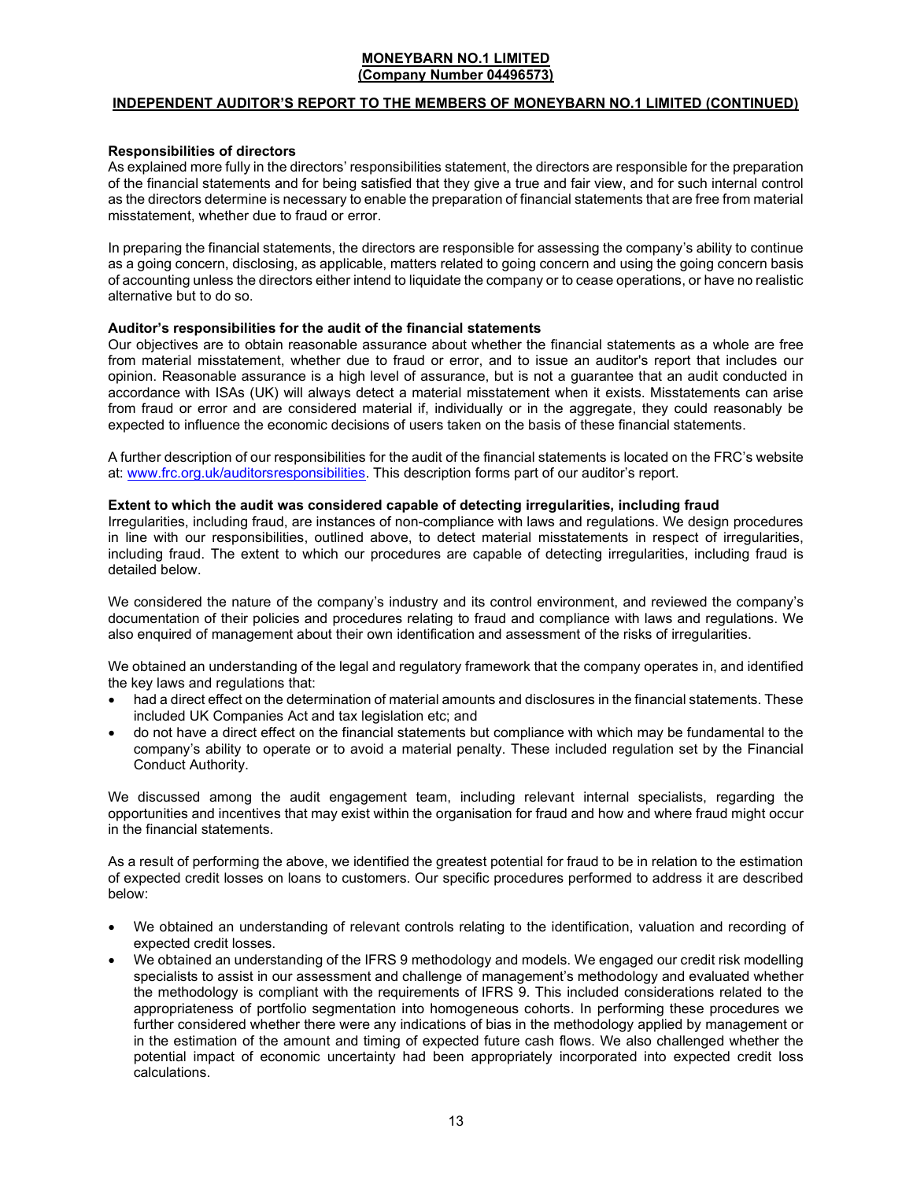**MONEYBARN NO.1 LIMITED**
**(Company Number 04496573)**

**INDEPENDENT AUDITOR'S REPORT TO THE MEMBERS OF MONEYBARN NO.1 LIMITED (CONTINUED)**

**Responsibilities of directors**

As explained more fully in the directors' responsibilities statement, the directors are responsible for the preparation of the financial statements and for being satisfied that they give a true and fair view, and for such internal control as the directors determine is necessary to enable the preparation of financial statements that are free from material misstatement, whether due to fraud or error.

In preparing the financial statements, the directors are responsible for assessing the company's ability to continue as a going concern, disclosing, as applicable, matters related to going concern and using the going concern basis of accounting unless the directors either intend to liquidate the company or to cease operations, or have no realistic alternative but to do so.

**Auditor's responsibilities for the audit of the financial statements**

Our objectives are to obtain reasonable assurance about whether the financial statements as a whole are free from material misstatement, whether due to fraud or error, and to issue an auditor's report that includes our opinion. Reasonable assurance is a high level of assurance, but is not a guarantee that an audit conducted in accordance with ISAs (UK) will always detect a material misstatement when it exists. Misstatements can arise from fraud or error and are considered material if, individually or in the aggregate, they could reasonably be expected to influence the economic decisions of users taken on the basis of these financial statements.

A further description of our responsibilities for the audit of the financial statements is located on the FRC's website at: www.frc.org.uk/auditorsresponsibilities. This description forms part of our auditor's report.

**Extent to which the audit was considered capable of detecting irregularities, including fraud**

Irregularities, including fraud, are instances of non-compliance with laws and regulations. We design procedures in line with our responsibilities, outlined above, to detect material misstatements in respect of irregularities, including fraud. The extent to which our procedures are capable of detecting irregularities, including fraud is detailed below.

We considered the nature of the company's industry and its control environment, and reviewed the company's documentation of their policies and procedures relating to fraud and compliance with laws and regulations. We also enquired of management about their own identification and assessment of the risks of irregularities.

We obtained an understanding of the legal and regulatory framework that the company operates in, and identified the key laws and regulations that:

- had a direct effect on the determination of material amounts and disclosures in the financial statements. These included UK Companies Act and tax legislation etc; and
- do not have a direct effect on the financial statements but compliance with which may be fundamental to the company's ability to operate or to avoid a material penalty. These included regulation set by the Financial Conduct Authority.

We discussed among the audit engagement team, including relevant internal specialists, regarding the opportunities and incentives that may exist within the organisation for fraud and how and where fraud might occur in the financial statements.

As a result of performing the above, we identified the greatest potential for fraud to be in relation to the estimation of expected credit losses on loans to customers. Our specific procedures performed to address it are described below:

- We obtained an understanding of relevant controls relating to the identification, valuation and recording of expected credit losses.
- We obtained an understanding of the IFRS 9 methodology and models. We engaged our credit risk modelling specialists to assist in our assessment and challenge of management's methodology and evaluated whether the methodology is compliant with the requirements of IFRS 9. This included considerations related to the appropriateness of portfolio segmentation into homogeneous cohorts. In performing these procedures we further considered whether there were any indications of bias in the methodology applied by management or in the estimation of the amount and timing of expected future cash flows. We also challenged whether the potential impact of economic uncertainty had been appropriately incorporated into expected credit loss calculations.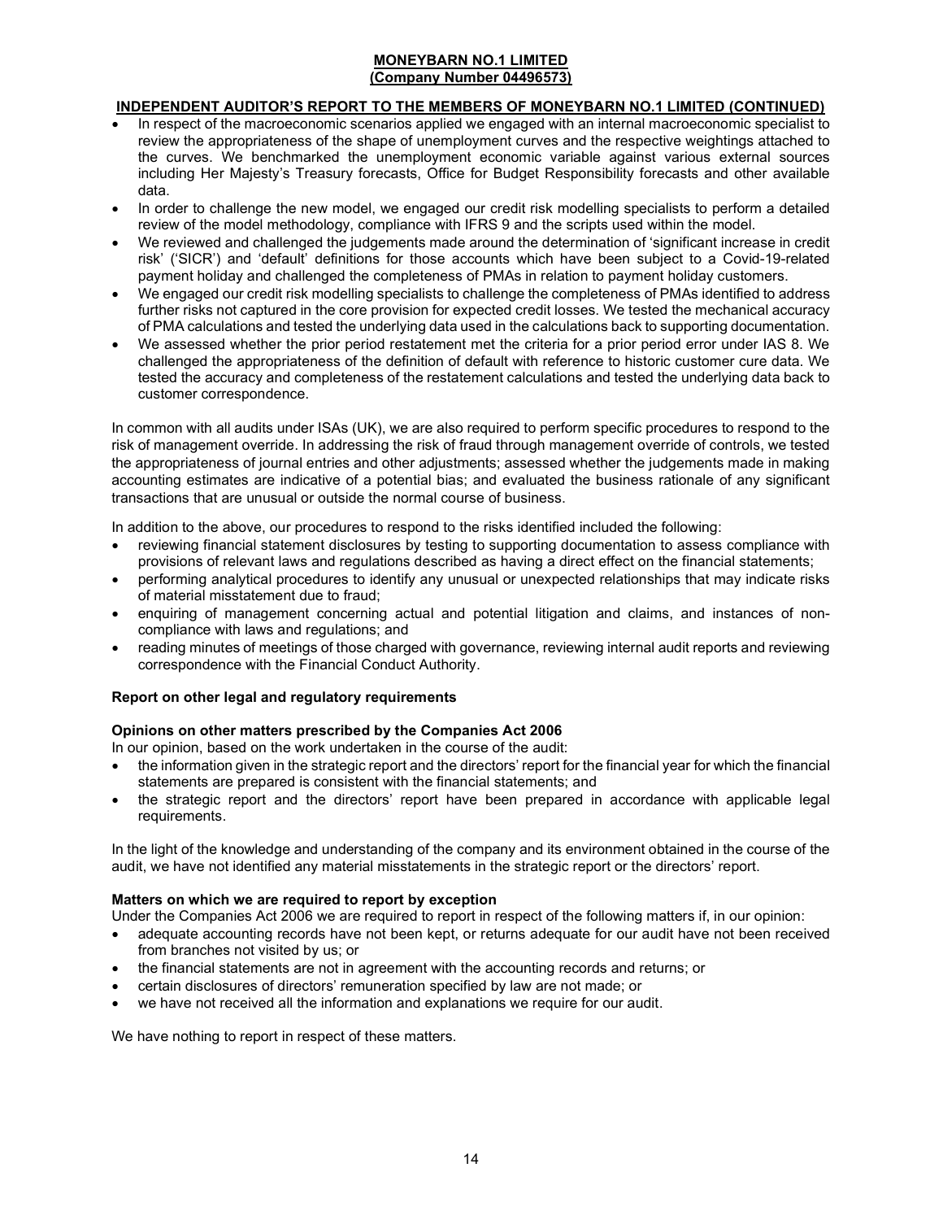## INDEPENDENT AUDITOR'S REPORT TO THE MEMBERS OF MONEYBARN NO.1 LIMITED (CONTINUED)

- In respect of the macroeconomic scenarios applied we engaged with an internal macroeconomic specialist to review the appropriateness of the shape of unemployment curves and the respective weightings attached to the curves. We benchmarked the unemployment economic variable against various external sources including Her Majesty's Treasury forecasts, Office for Budget Responsibility forecasts and other available data.
- In order to challenge the new model, we engaged our credit risk modelling specialists to perform a detailed review of the model methodology, compliance with IFRS 9 and the scripts used within the model.
- We reviewed and challenged the judgements made around the determination of 'significant increase in credit risk' ('SICR') and 'default' definitions for those accounts which have been subject to a Covid-19-related payment holiday and challenged the completeness of PMAs in relation to payment holiday customers.
- We engaged our credit risk modelling specialists to challenge the completeness of PMAs identified to address further risks not captured in the core provision for expected credit losses. We tested the mechanical accuracy of PMA calculations and tested the underlying data used in the calculations back to supporting documentation.
- We assessed whether the prior period restatement met the criteria for a prior period error under IAS 8. We challenged the appropriateness of the definition of default with reference to historic customer cure data. We tested the accuracy and completeness of the restatement calculations and tested the underlying data back to customer correspondence.

In common with all audits under ISAs (UK), we are also required to perform specific procedures to respond to the risk of management override. In addressing the risk of fraud through management override of controls, we tested the appropriateness of journal entries and other adjustments; assessed whether the judgements made in making accounting estimates are indicative of a potential bias; and evaluated the business rationale of any significant transactions that are unusual or outside the normal course of business.

In addition to the above, our procedures to respond to the risks identified included the following:

- reviewing financial statement disclosures by testing to supporting documentation to assess compliance with provisions of relevant laws and regulations described as having a direct effect on the financial statements;
- performing analytical procedures to identify any unusual or unexpected relationships that may indicate risks of material misstatement due to fraud;
- enquiring of management concerning actual and potential litigation and claims, and instances of non-compliance with laws and regulations; and
- reading minutes of meetings of those charged with governance, reviewing internal audit reports and reviewing correspondence with the Financial Conduct Authority.

### Report on other legal and regulatory requirements

#### Opinions on other matters prescribed by the Companies Act 2006

In our opinion, based on the work undertaken in the course of the audit:

- the information given in the strategic report and the directors' report for the financial year for which the financial statements are prepared is consistent with the financial statements; and
- the strategic report and the directors' report have been prepared in accordance with applicable legal requirements.

In the light of the knowledge and understanding of the company and its environment obtained in the course of the audit, we have not identified any material misstatements in the strategic report or the directors' report.

#### Matters on which we are required to report by exception

Under the Companies Act 2006 we are required to report in respect of the following matters if, in our opinion:

- adequate accounting records have not been kept, or returns adequate for our audit have not been received from branches not visited by us; or
- the financial statements are not in agreement with the accounting records and returns; or
- certain disclosures of directors' remuneration specified by law are not made; or
- we have not received all the information and explanations we require for our audit.

We have nothing to report in respect of these matters.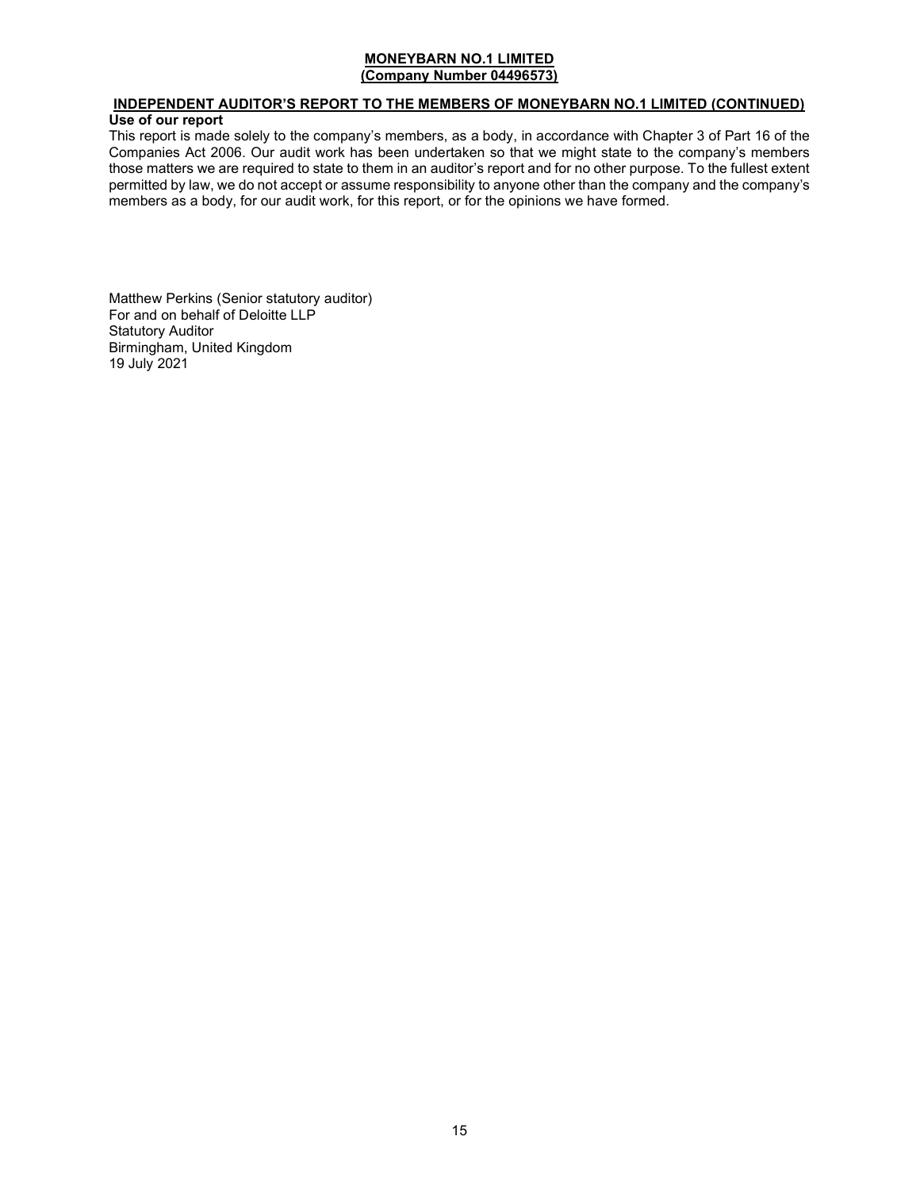## INDEPENDENT AUDITOR'S REPORT TO THE MEMBERS OF MONEYBARN NO.1 LIMITED (CONTINUED)

### Use of our report

This report is made solely to the company's members, as a body, in accordance with Chapter 3 of Part 16 of the Companies Act 2006. Our audit work has been undertaken so that we might state to the company's members those matters we are required to state to them in an auditor's report and for no other purpose. To the fullest extent permitted by law, we do not accept or assume responsibility to anyone other than the company and the company's members as a body, for our audit work, for this report, or for the opinions we have formed.

Matthew Perkins (Senior statutory auditor)
For and on behalf of Deloitte LLP
Statutory Auditor
Birmingham, United Kingdom
19 July 2021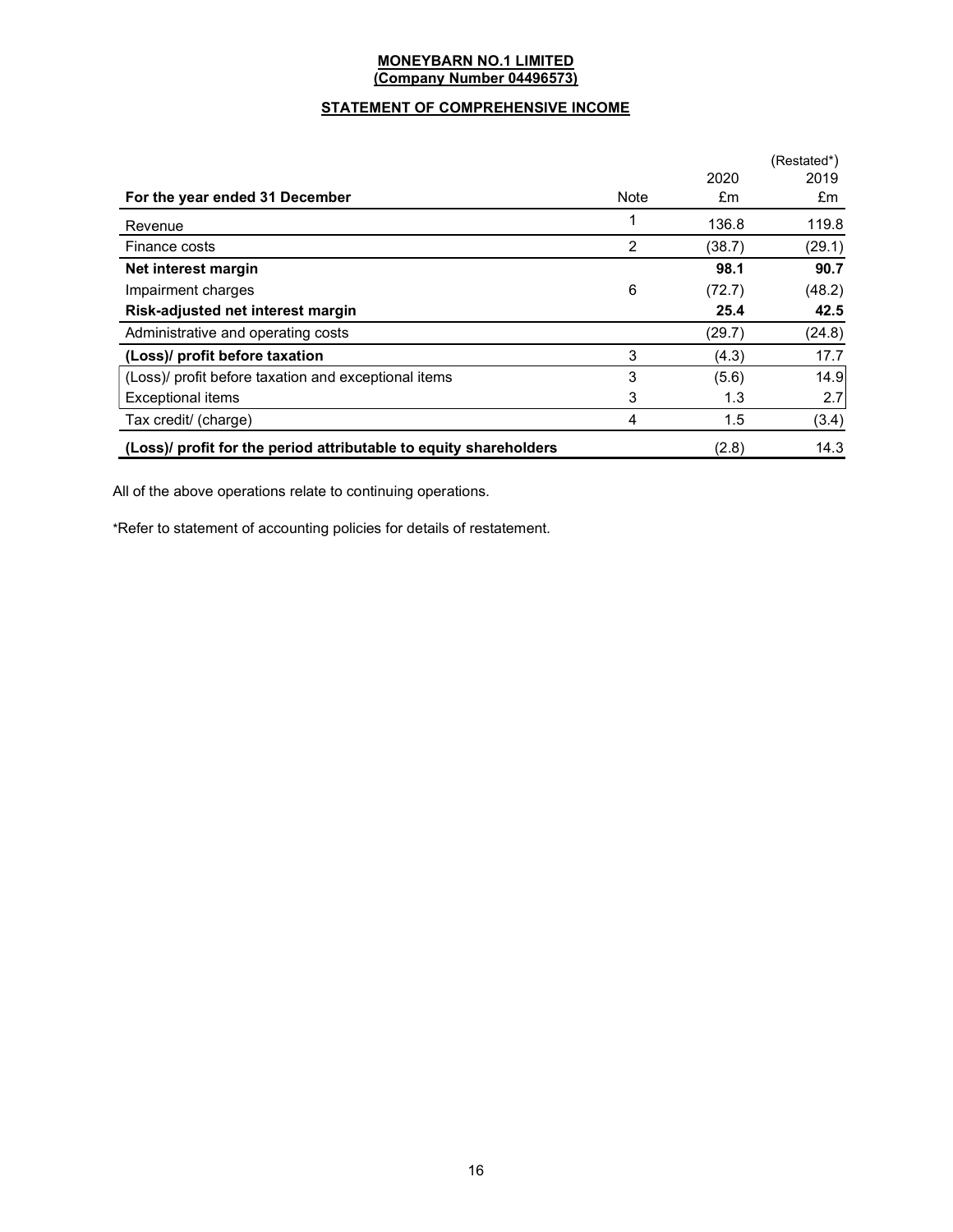**MONEYBARN NO.1 LIMITED**
**(Company Number 04496573)**

**STATEMENT OF COMPREHENSIVE INCOME**

| For the year ended 31 December | Note | 2020<br>£m | (Restated*)<br>2019<br>£m |
|---|---|---|---|
| Revenue | 1 | 136.8 | 119.8 |
| Finance costs | 2 | (38.7) | (29.1) |
| **Net interest margin** | | **98.1** | **90.7** |
| Impairment charges | 6 | (72.7) | (48.2) |
| **Risk-adjusted net interest margin** | | **25.4** | **42.5** |
| Administrative and operating costs | | (29.7) | (24.8) |
| **(Loss)/ profit before taxation** | 3 | (4.3) | 17.7 |
| (Loss)/ profit before taxation and exceptional items | 3 | (5.6) | 14.9 |
| Exceptional items | 3 | 1.3 | 2.7 |
| Tax credit/ (charge) | 4 | 1.5 | (3.4) |
| **(Loss)/ profit for the period attributable to equity shareholders** | | (2.8) | 14.3 |

All of the above operations relate to continuing operations.

*Refer to statement of accounting policies for details of restatement.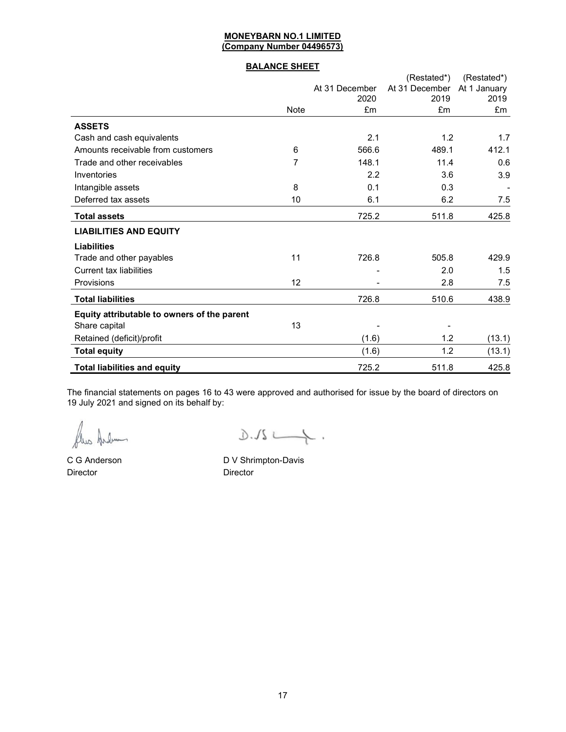**MONEYBARN NO.1 LIMITED**
**(Company Number 04496573)**

**BALANCE SHEET**

| | Note | At 31 December 2020 £m | (Restated*) At 31 December 2019 £m | (Restated*) At 1 January 2019 £m |
|---|---|---|---|---|
| **ASSETS** | | | | |
| Cash and cash equivalents | | 2.1 | 1.2 | 1.7 |
| Amounts receivable from customers | 6 | 566.6 | 489.1 | 412.1 |
| Trade and other receivables | 7 | 148.1 | 11.4 | 0.6 |
| Inventories | | 2.2 | 3.6 | 3.9 |
| Intangible assets | 8 | 0.1 | 0.3 | - |
| Deferred tax assets | 10 | 6.1 | 6.2 | 7.5 |
| **Total assets** | | 725.2 | 511.8 | 425.8 |
| **LIABILITIES AND EQUITY** | | | | |
| **Liabilities** | | | | |
| Trade and other payables | 11 | 726.8 | 505.8 | 429.9 |
| Current tax liabilities | | - | 2.0 | 1.5 |
| Provisions | 12 | - | 2.8 | 7.5 |
| **Total liabilities** | | 726.8 | 510.6 | 438.9 |
| **Equity attributable to owners of the parent** | | | | |
| Share capital | 13 | - | - | |
| Retained (deficit)/profit | | (1.6) | 1.2 | (13.1) |
| **Total equity** | | (1.6) | 1.2 | (13.1) |
| **Total liabilities and equity** | | 725.2 | 511.8 | 425.8 |

The financial statements on pages 16 to 43 were approved and authorised for issue by the board of directors on 19 July 2021 and signed on its behalf by:

C G Anderson
Director

D V Shrimpton-Davis
Director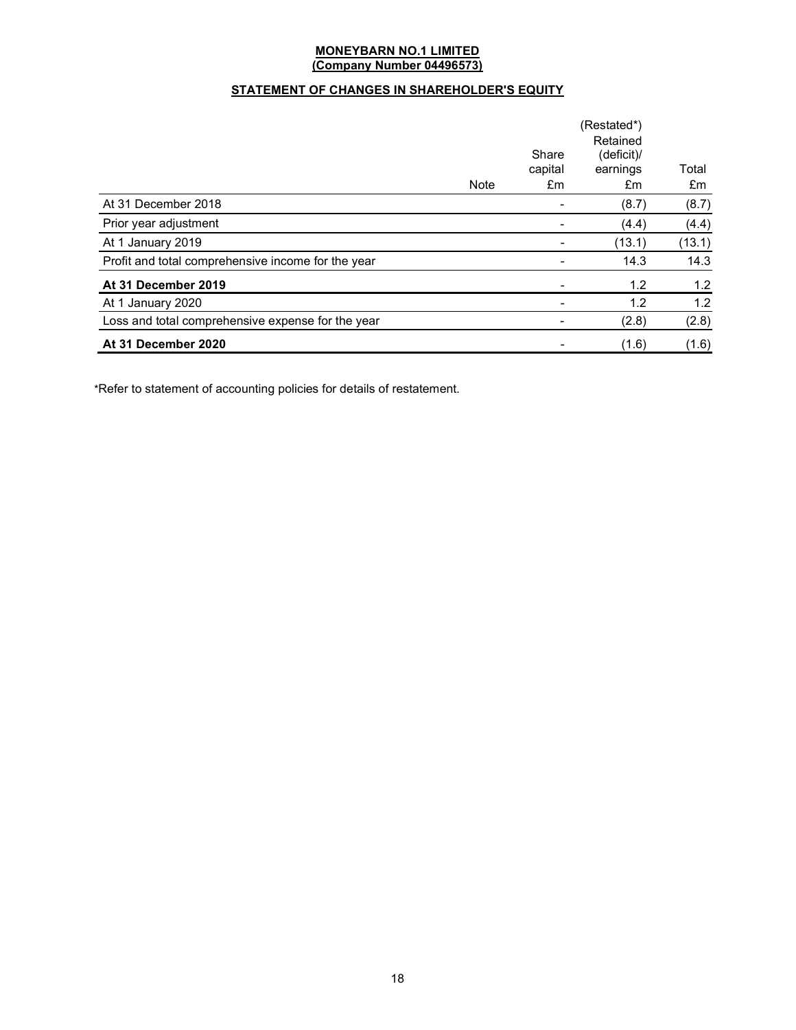**MONEYBARN NO.1 LIMITED**
**(Company Number 04496573)**

## STATEMENT OF CHANGES IN SHAREHOLDER'S EQUITY

| | Note | Share capital £m | (Restated*) Retained (deficit)/ earnings £m | Total £m |
|---|---|---|---|---|
| At 31 December 2018 | | - | (8.7) | (8.7) |
| Prior year adjustment | | - | (4.4) | (4.4) |
| At 1 January 2019 | | - | (13.1) | (13.1) |
| Profit and total comprehensive income for the year | | - | 14.3 | 14.3 |
| **At 31 December 2019** | | - | 1.2 | 1.2 |
| At 1 January 2020 | | - | 1.2 | 1.2 |
| Loss and total comprehensive expense for the year | | - | (2.8) | (2.8) |
| **At 31 December 2020** | | - | (1.6) | (1.6) |

*Refer to statement of accounting policies for details of restatement.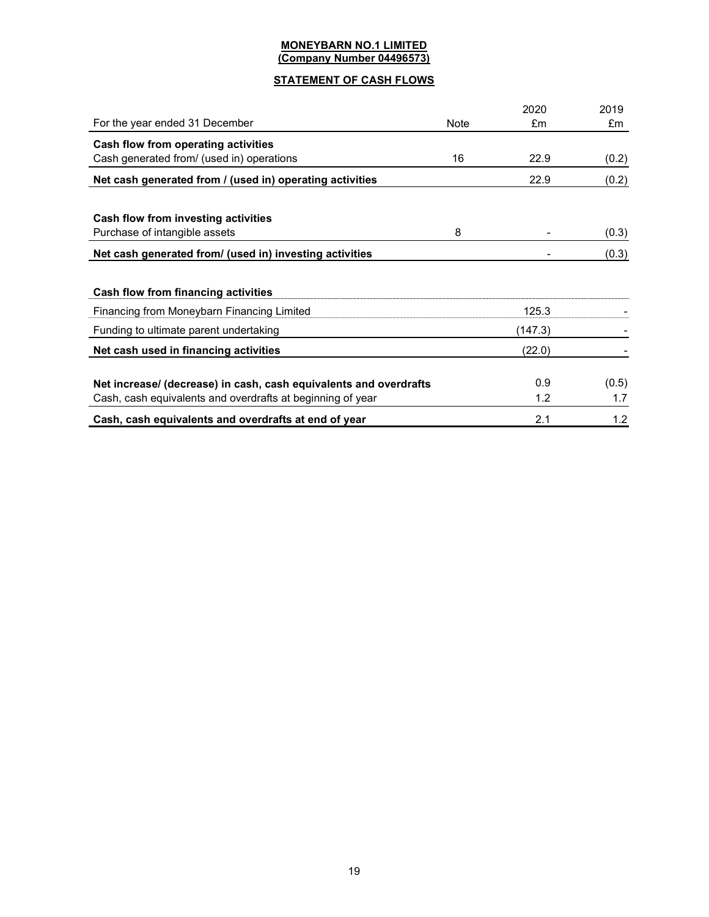**MONEYBARN NO.1 LIMITED**
**(Company Number 04496573)**

## STATEMENT OF CASH FLOWS

| For the year ended 31 December | Note | 2020 £m | 2019 £m |
|---|---|---|---|
| **Cash flow from operating activities** | | | |
| Cash generated from/ (used in) operations | 16 | 22.9 | (0.2) |
| **Net cash generated from / (used in) operating activities** | | 22.9 | (0.2) |
| | | | |
| **Cash flow from investing activities** | | | |
| Purchase of intangible assets | 8 | - | (0.3) |
| **Net cash generated from/ (used in) investing activities** | | - | (0.3) |
| | | | |
| **Cash flow from financing activities** | | | |
| Financing from Moneybarn Financing Limited | | 125.3 | - |
| Funding to ultimate parent undertaking | | (147.3) | - |
| **Net cash used in financing activities** | | (22.0) | - |
| | | | |
| **Net increase/ (decrease) in cash, cash equivalents and overdrafts** | | 0.9 | (0.5) |
| Cash, cash equivalents and overdrafts at beginning of year | | 1.2 | 1.7 |
| **Cash, cash equivalents and overdrafts at end of year** | | 2.1 | 1.2 |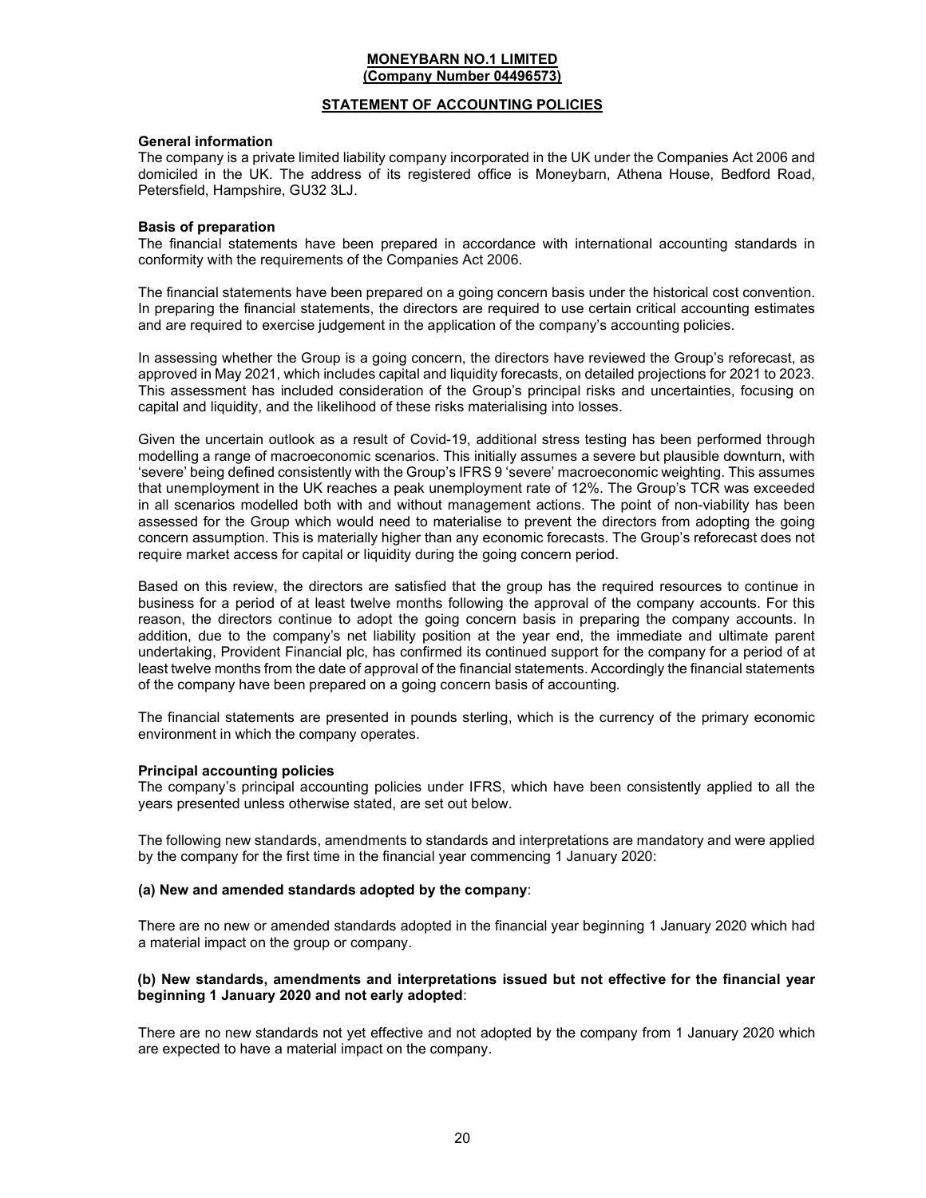**MONEYBARN NO.1 LIMITED**
**(Company Number 04496573)**

## STATEMENT OF ACCOUNTING POLICIES

**General information**

The company is a private limited liability company incorporated in the UK under the Companies Act 2006 and domiciled in the UK. The address of its registered office is Moneybarn, Athena House, Bedford Road, Petersfield, Hampshire, GU32 3LJ.

**Basis of preparation**

The financial statements have been prepared in accordance with international accounting standards in conformity with the requirements of the Companies Act 2006.

The financial statements have been prepared on a going concern basis under the historical cost convention. In preparing the financial statements, the directors are required to use certain critical accounting estimates and are required to exercise judgement in the application of the company's accounting policies.

In assessing whether the Group is a going concern, the directors have reviewed the Group's reforecast, as approved in May 2021, which includes capital and liquidity forecasts, on detailed projections for 2021 to 2023. This assessment has included consideration of the Group's principal risks and uncertainties, focusing on capital and liquidity, and the likelihood of these risks materialising into losses.

Given the uncertain outlook as a result of Covid-19, additional stress testing has been performed through modelling a range of macroeconomic scenarios. This initially assumes a severe but plausible downturn, with 'severe' being defined consistently with the Group's IFRS 9 'severe' macroeconomic weighting. This assumes that unemployment in the UK reaches a peak unemployment rate of 12%. The Group's TCR was exceeded in all scenarios modelled both with and without management actions. The point of non-viability has been assessed for the Group which would need to materialise to prevent the directors from adopting the going concern assumption. This is materially higher than any economic forecasts. The Group's reforecast does not require market access for capital or liquidity during the going concern period.

Based on this review, the directors are satisfied that the group has the required resources to continue in business for a period of at least twelve months following the approval of the company accounts. For this reason, the directors continue to adopt the going concern basis in preparing the company accounts. In addition, due to the company's net liability position at the year end, the immediate and ultimate parent undertaking, Provident Financial plc, has confirmed its continued support for the company for a period of at least twelve months from the date of approval of the financial statements. Accordingly the financial statements of the company have been prepared on a going concern basis of accounting.

The financial statements are presented in pounds sterling, which is the currency of the primary economic environment in which the company operates.

**Principal accounting policies**

The company's principal accounting policies under IFRS, which have been consistently applied to all the years presented unless otherwise stated, are set out below.

The following new standards, amendments to standards and interpretations are mandatory and were applied by the company for the first time in the financial year commencing 1 January 2020:

**(a) New and amended standards adopted by the company**:

There are no new or amended standards adopted in the financial year beginning 1 January 2020 which had a material impact on the group or company.

**(b) New standards, amendments and interpretations issued but not effective for the financial year beginning 1 January 2020 and not early adopted**:

There are no new standards not yet effective and not adopted by the company from 1 January 2020 which are expected to have a material impact on the company.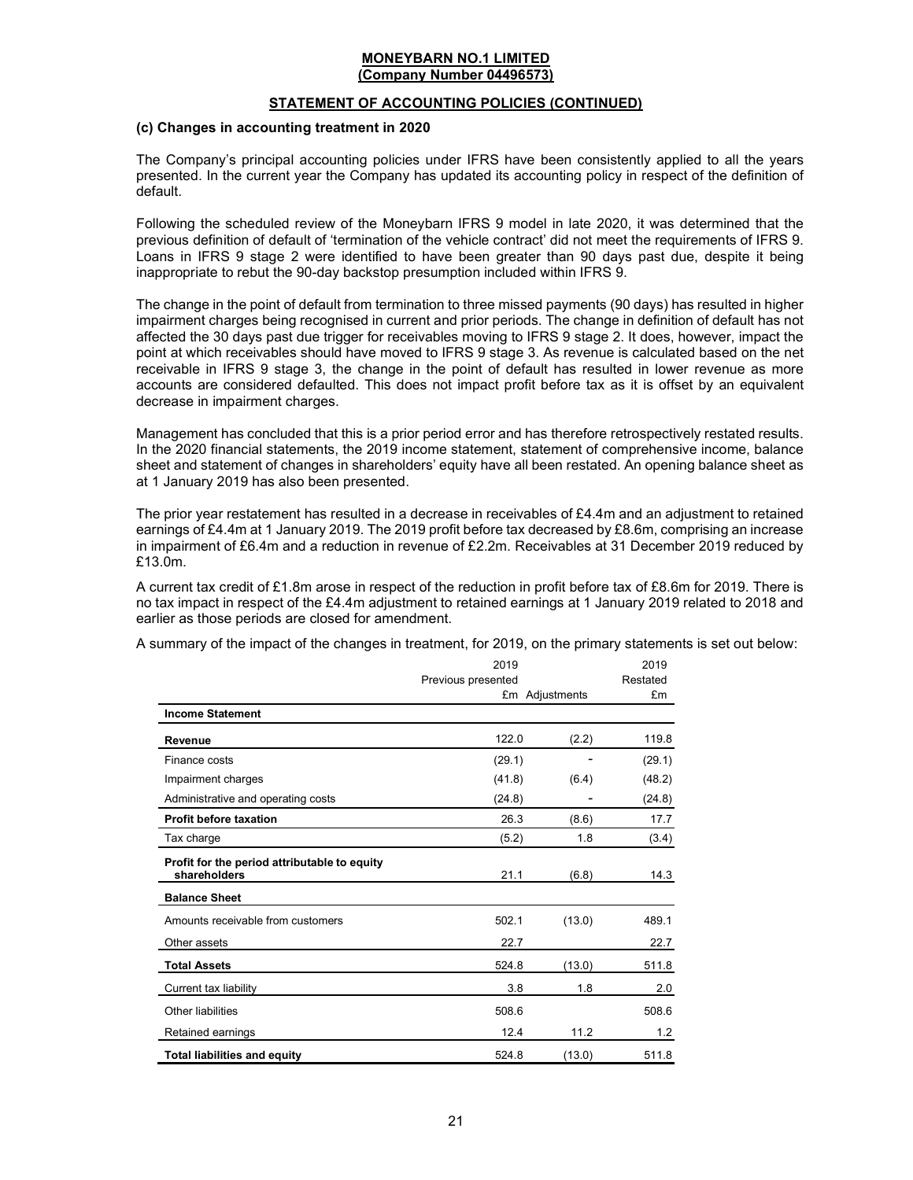**MONEYBARN NO.1 LIMITED**
**(Company Number 04496573)**

**STATEMENT OF ACCOUNTING POLICIES (CONTINUED)**

**(c) Changes in accounting treatment in 2020**

The Company's principal accounting policies under IFRS have been consistently applied to all the years presented. In the current year the Company has updated its accounting policy in respect of the definition of default.

Following the scheduled review of the Moneybarn IFRS 9 model in late 2020, it was determined that the previous definition of default of 'termination of the vehicle contract' did not meet the requirements of IFRS 9. Loans in IFRS 9 stage 2 were identified to have been greater than 90 days past due, despite it being inappropriate to rebut the 90-day backstop presumption included within IFRS 9.

The change in the point of default from termination to three missed payments (90 days) has resulted in higher impairment charges being recognised in current and prior periods. The change in definition of default has not affected the 30 days past due trigger for receivables moving to IFRS 9 stage 2. It does, however, impact the point at which receivables should have moved to IFRS 9 stage 3. As revenue is calculated based on the net receivable in IFRS 9 stage 3, the change in the point of default has resulted in lower revenue as more accounts are considered defaulted. This does not impact profit before tax as it is offset by an equivalent decrease in impairment charges.

Management has concluded that this is a prior period error and has therefore retrospectively restated results. In the 2020 financial statements, the 2019 income statement, statement of comprehensive income, balance sheet and statement of changes in shareholders' equity have all been restated. An opening balance sheet as at 1 January 2019 has also been presented.

The prior year restatement has resulted in a decrease in receivables of £4.4m and an adjustment to retained earnings of £4.4m at 1 January 2019. The 2019 profit before tax decreased by £8.6m, comprising an increase in impairment of £6.4m and a reduction in revenue of £2.2m. Receivables at 31 December 2019 reduced by £13.0m.

A current tax credit of £1.8m arose in respect of the reduction in profit before tax of £8.6m for 2019. There is no tax impact in respect of the £4.4m adjustment to retained earnings at 1 January 2019 related to 2018 and earlier as those periods are closed for amendment.

A summary of the impact of the changes in treatment, for 2019, on the primary statements is set out below:

| | 2019 Previous presented £m | Adjustments | 2019 Restated £m |
|---|---|---|---|
| **Income Statement** | | | |
| **Revenue** | 122.0 | (2.2) | 119.8 |
| Finance costs | (29.1) | - | (29.1) |
| Impairment charges | (41.8) | (6.4) | (48.2) |
| Administrative and operating costs | (24.8) | - | (24.8) |
| **Profit before taxation** | 26.3 | (8.6) | 17.7 |
| Tax charge | (5.2) | 1.8 | (3.4) |
| **Profit for the period attributable to equity shareholders** | 21.1 | (6.8) | 14.3 |
| **Balance Sheet** | | | |
| Amounts receivable from customers | 502.1 | (13.0) | 489.1 |
| Other assets | 22.7 | | 22.7 |
| **Total Assets** | 524.8 | (13.0) | 511.8 |
| Current tax liability | 3.8 | 1.8 | 2.0 |
| Other liabilities | 508.6 | | 508.6 |
| Retained earnings | 12.4 | 11.2 | 1.2 |
| **Total liabilities and equity** | 524.8 | (13.0) | 511.8 |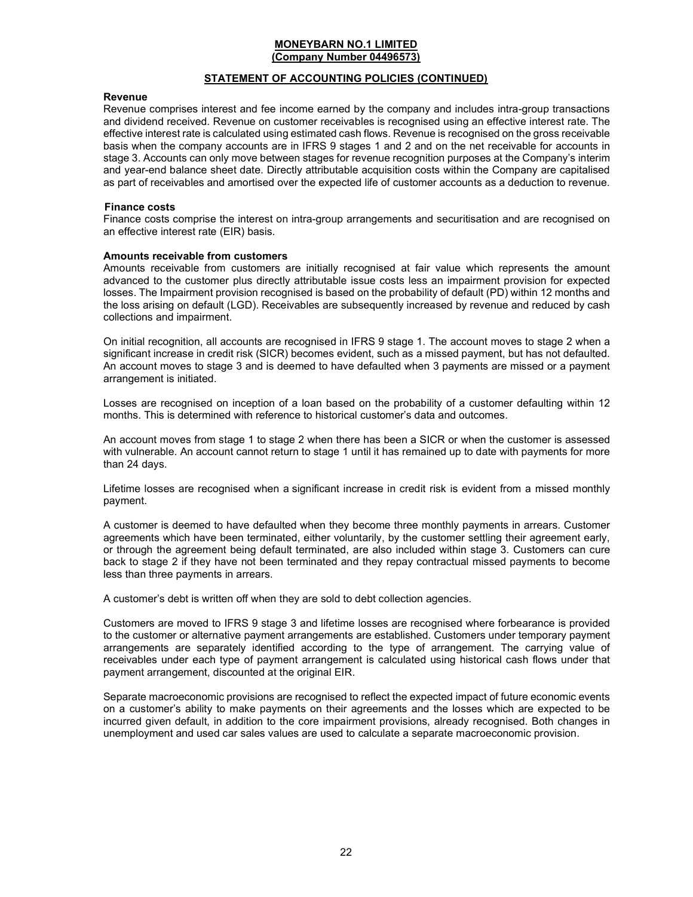**MONEYBARN NO.1 LIMITED**
**(Company Number 04496573)**

**STATEMENT OF ACCOUNTING POLICIES (CONTINUED)**

**Revenue**

Revenue comprises interest and fee income earned by the company and includes intra-group transactions and dividend received. Revenue on customer receivables is recognised using an effective interest rate. The effective interest rate is calculated using estimated cash flows. Revenue is recognised on the gross receivable basis when the company accounts are in IFRS 9 stages 1 and 2 and on the net receivable for accounts in stage 3. Accounts can only move between stages for revenue recognition purposes at the Company's interim and year-end balance sheet date. Directly attributable acquisition costs within the Company are capitalised as part of receivables and amortised over the expected life of customer accounts as a deduction to revenue.

**Finance costs**

Finance costs comprise the interest on intra-group arrangements and securitisation and are recognised on an effective interest rate (EIR) basis.

**Amounts receivable from customers**

Amounts receivable from customers are initially recognised at fair value which represents the amount advanced to the customer plus directly attributable issue costs less an impairment provision for expected losses. The Impairment provision recognised is based on the probability of default (PD) within 12 months and the loss arising on default (LGD). Receivables are subsequently increased by revenue and reduced by cash collections and impairment.

On initial recognition, all accounts are recognised in IFRS 9 stage 1. The account moves to stage 2 when a significant increase in credit risk (SICR) becomes evident, such as a missed payment, but has not defaulted. An account moves to stage 3 and is deemed to have defaulted when 3 payments are missed or a payment arrangement is initiated.

Losses are recognised on inception of a loan based on the probability of a customer defaulting within 12 months. This is determined with reference to historical customer's data and outcomes.

An account moves from stage 1 to stage 2 when there has been a SICR or when the customer is assessed with vulnerable. An account cannot return to stage 1 until it has remained up to date with payments for more than 24 days.

Lifetime losses are recognised when a significant increase in credit risk is evident from a missed monthly payment.

A customer is deemed to have defaulted when they become three monthly payments in arrears. Customer agreements which have been terminated, either voluntarily, by the customer settling their agreement early, or through the agreement being default terminated, are also included within stage 3. Customers can cure back to stage 2 if they have not been terminated and they repay contractual missed payments to become less than three payments in arrears.

A customer's debt is written off when they are sold to debt collection agencies.

Customers are moved to IFRS 9 stage 3 and lifetime losses are recognised where forbearance is provided to the customer or alternative payment arrangements are established. Customers under temporary payment arrangements are separately identified according to the type of arrangement. The carrying value of receivables under each type of payment arrangement is calculated using historical cash flows under that payment arrangement, discounted at the original EIR.

Separate macroeconomic provisions are recognised to reflect the expected impact of future economic events on a customer's ability to make payments on their agreements and the losses which are expected to be incurred given default, in addition to the core impairment provisions, already recognised. Both changes in unemployment and used car sales values are used to calculate a separate macroeconomic provision.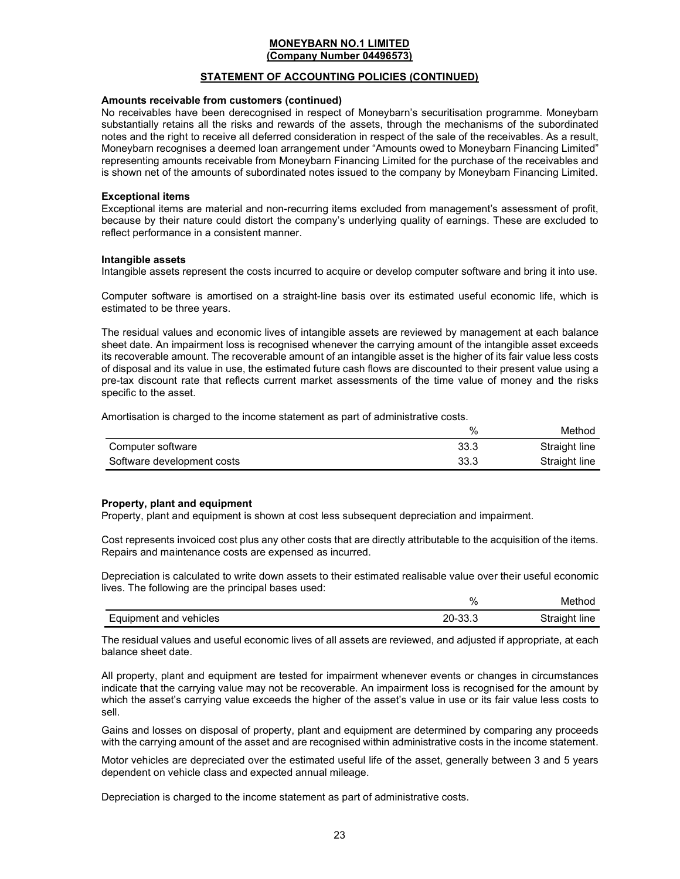**MONEYBARN NO.1 LIMITED**
**(Company Number 04496573)**

## STATEMENT OF ACCOUNTING POLICIES (CONTINUED)

### Amounts receivable from customers (continued)

No receivables have been derecognised in respect of Moneybarn's securitisation programme. Moneybarn substantially retains all the risks and rewards of the assets, through the mechanisms of the subordinated notes and the right to receive all deferred consideration in respect of the sale of the receivables. As a result, Moneybarn recognises a deemed loan arrangement under "Amounts owed to Moneybarn Financing Limited" representing amounts receivable from Moneybarn Financing Limited for the purchase of the receivables and is shown net of the amounts of subordinated notes issued to the company by Moneybarn Financing Limited.

### Exceptional items

Exceptional items are material and non-recurring items excluded from management's assessment of profit, because by their nature could distort the company's underlying quality of earnings. These are excluded to reflect performance in a consistent manner.

### Intangible assets

Intangible assets represent the costs incurred to acquire or develop computer software and bring it into use.

Computer software is amortised on a straight-line basis over its estimated useful economic life, which is estimated to be three years.

The residual values and economic lives of intangible assets are reviewed by management at each balance sheet date. An impairment loss is recognised whenever the carrying amount of the intangible asset exceeds its recoverable amount. The recoverable amount of an intangible asset is the higher of its fair value less costs of disposal and its value in use, the estimated future cash flows are discounted to their present value using a pre-tax discount rate that reflects current market assessments of the time value of money and the risks specific to the asset.

Amortisation is charged to the income statement as part of administrative costs.

| | % | Method |
|---|---|---|
| Computer software | 33.3 | Straight line |
| Software development costs | 33.3 | Straight line |

### Property, plant and equipment

Property, plant and equipment is shown at cost less subsequent depreciation and impairment.

Cost represents invoiced cost plus any other costs that are directly attributable to the acquisition of the items. Repairs and maintenance costs are expensed as incurred.

Depreciation is calculated to write down assets to their estimated realisable value over their useful economic lives. The following are the principal bases used:

| | % | Method |
|---|---|---|
| Equipment and vehicles | 20-33.3 | Straight line |

The residual values and useful economic lives of all assets are reviewed, and adjusted if appropriate, at each balance sheet date.

All property, plant and equipment are tested for impairment whenever events or changes in circumstances indicate that the carrying value may not be recoverable. An impairment loss is recognised for the amount by which the asset's carrying value exceeds the higher of the asset's value in use or its fair value less costs to sell.

Gains and losses on disposal of property, plant and equipment are determined by comparing any proceeds with the carrying amount of the asset and are recognised within administrative costs in the income statement.

Motor vehicles are depreciated over the estimated useful life of the asset, generally between 3 and 5 years dependent on vehicle class and expected annual mileage.

Depreciation is charged to the income statement as part of administrative costs.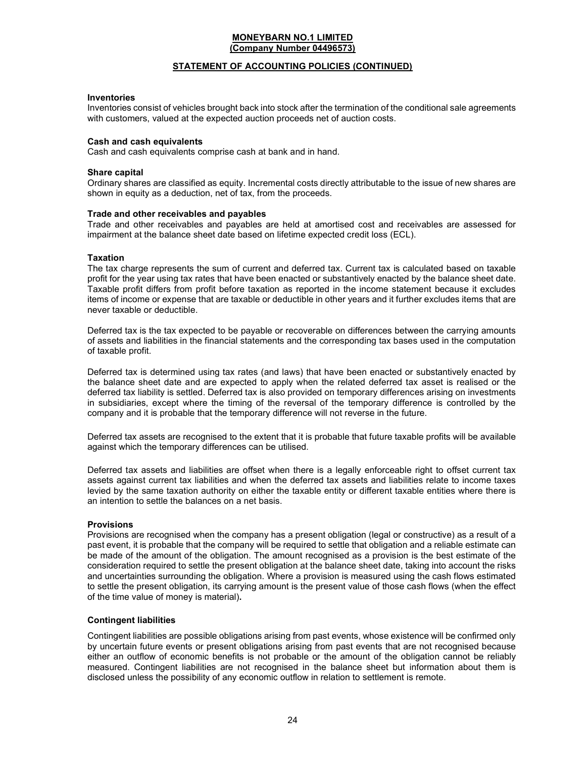## STATEMENT OF ACCOUNTING POLICIES (CONTINUED)

**Inventories**

Inventories consist of vehicles brought back into stock after the termination of the conditional sale agreements with customers, valued at the expected auction proceeds net of auction costs.

**Cash and cash equivalents**

Cash and cash equivalents comprise cash at bank and in hand.

**Share capital**

Ordinary shares are classified as equity. Incremental costs directly attributable to the issue of new shares are shown in equity as a deduction, net of tax, from the proceeds.

**Trade and other receivables and payables**

Trade and other receivables and payables are held at amortised cost and receivables are assessed for impairment at the balance sheet date based on lifetime expected credit loss (ECL).

**Taxation**

The tax charge represents the sum of current and deferred tax. Current tax is calculated based on taxable profit for the year using tax rates that have been enacted or substantively enacted by the balance sheet date. Taxable profit differs from profit before taxation as reported in the income statement because it excludes items of income or expense that are taxable or deductible in other years and it further excludes items that are never taxable or deductible.

Deferred tax is the tax expected to be payable or recoverable on differences between the carrying amounts of assets and liabilities in the financial statements and the corresponding tax bases used in the computation of taxable profit.

Deferred tax is determined using tax rates (and laws) that have been enacted or substantively enacted by the balance sheet date and are expected to apply when the related deferred tax asset is realised or the deferred tax liability is settled. Deferred tax is also provided on temporary differences arising on investments in subsidiaries, except where the timing of the reversal of the temporary difference is controlled by the company and it is probable that the temporary difference will not reverse in the future.

Deferred tax assets are recognised to the extent that it is probable that future taxable profits will be available against which the temporary differences can be utilised.

Deferred tax assets and liabilities are offset when there is a legally enforceable right to offset current tax assets against current tax liabilities and when the deferred tax assets and liabilities relate to income taxes levied by the same taxation authority on either the taxable entity or different taxable entities where there is an intention to settle the balances on a net basis.

**Provisions**

Provisions are recognised when the company has a present obligation (legal or constructive) as a result of a past event, it is probable that the company will be required to settle that obligation and a reliable estimate can be made of the amount of the obligation. The amount recognised as a provision is the best estimate of the consideration required to settle the present obligation at the balance sheet date, taking into account the risks and uncertainties surrounding the obligation. Where a provision is measured using the cash flows estimated to settle the present obligation, its carrying amount is the present value of those cash flows (when the effect of the time value of money is material).

**Contingent liabilities**

Contingent liabilities are possible obligations arising from past events, whose existence will be confirmed only by uncertain future events or present obligations arising from past events that are not recognised because either an outflow of economic benefits is not probable or the amount of the obligation cannot be reliably measured. Contingent liabilities are not recognised in the balance sheet but information about them is disclosed unless the possibility of any economic outflow in relation to settlement is remote.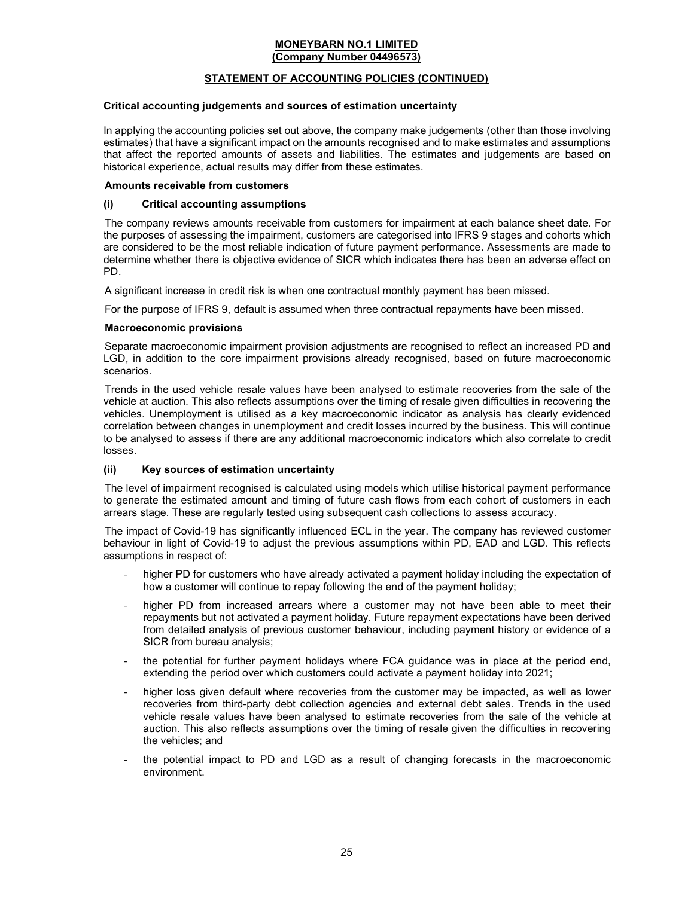**MONEYBARN NO.1 LIMITED**
**(Company Number 04496573)**

## STATEMENT OF ACCOUNTING POLICIES (CONTINUED)

### Critical accounting judgements and sources of estimation uncertainty

In applying the accounting policies set out above, the company make judgements (other than those involving estimates) that have a significant impact on the amounts recognised and to make estimates and assumptions that affect the reported amounts of assets and liabilities. The estimates and judgements are based on historical experience, actual results may differ from these estimates.

### Amounts receivable from customers

#### (i) Critical accounting assumptions

The company reviews amounts receivable from customers for impairment at each balance sheet date. For the purposes of assessing the impairment, customers are categorised into IFRS 9 stages and cohorts which are considered to be the most reliable indication of future payment performance. Assessments are made to determine whether there is objective evidence of SICR which indicates there has been an adverse effect on PD.

A significant increase in credit risk is when one contractual monthly payment has been missed.

For the purpose of IFRS 9, default is assumed when three contractual repayments have been missed.

### Macroeconomic provisions

Separate macroeconomic impairment provision adjustments are recognised to reflect an increased PD and LGD, in addition to the core impairment provisions already recognised, based on future macroeconomic scenarios.

Trends in the used vehicle resale values have been analysed to estimate recoveries from the sale of the vehicle at auction. This also reflects assumptions over the timing of resale given difficulties in recovering the vehicles. Unemployment is utilised as a key macroeconomic indicator as analysis has clearly evidenced correlation between changes in unemployment and credit losses incurred by the business. This will continue to be analysed to assess if there are any additional macroeconomic indicators which also correlate to credit losses.

#### (ii) Key sources of estimation uncertainty

The level of impairment recognised is calculated using models which utilise historical payment performance to generate the estimated amount and timing of future cash flows from each cohort of customers in each arrears stage. These are regularly tested using subsequent cash collections to assess accuracy.

The impact of Covid-19 has significantly influenced ECL in the year. The company has reviewed customer behaviour in light of Covid-19 to adjust the previous assumptions within PD, EAD and LGD. This reflects assumptions in respect of:

- higher PD for customers who have already activated a payment holiday including the expectation of how a customer will continue to repay following the end of the payment holiday;
- higher PD from increased arrears where a customer may not have been able to meet their repayments but not activated a payment holiday. Future repayment expectations have been derived from detailed analysis of previous customer behaviour, including payment history or evidence of a SICR from bureau analysis;
- the potential for further payment holidays where FCA guidance was in place at the period end, extending the period over which customers could activate a payment holiday into 2021;
- higher loss given default where recoveries from the customer may be impacted, as well as lower recoveries from third-party debt collection agencies and external debt sales. Trends in the used vehicle resale values have been analysed to estimate recoveries from the sale of the vehicle at auction. This also reflects assumptions over the timing of resale given the difficulties in recovering the vehicles; and
- the potential impact to PD and LGD as a result of changing forecasts in the macroeconomic environment.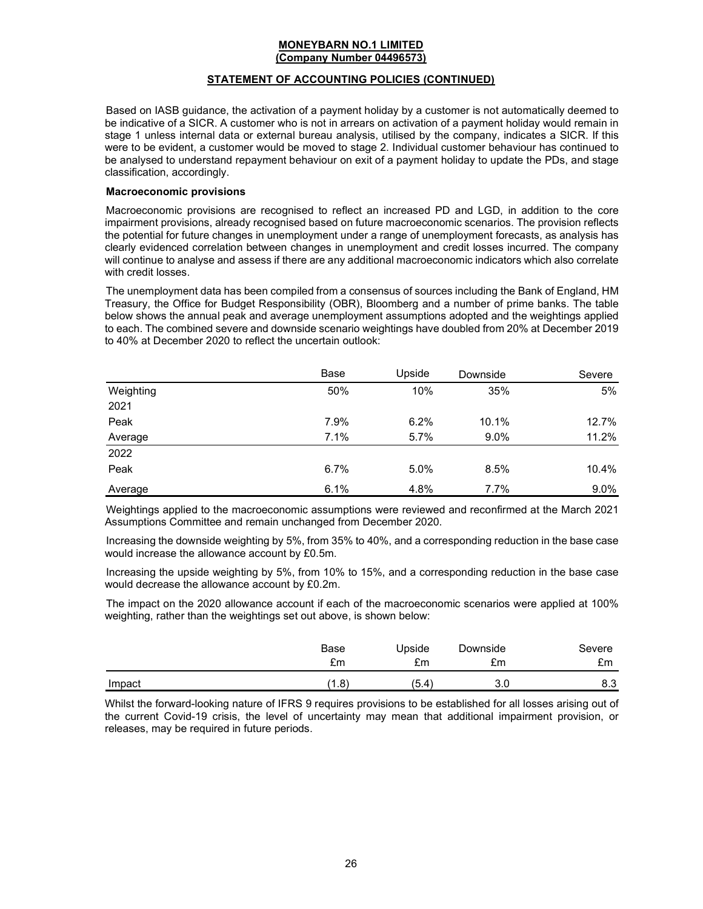**MONEYBARN NO.1 LIMITED**
**(Company Number 04496573)**

**STATEMENT OF ACCOUNTING POLICIES (CONTINUED)**

Based on IASB guidance, the activation of a payment holiday by a customer is not automatically deemed to be indicative of a SICR. A customer who is not in arrears on activation of a payment holiday would remain in stage 1 unless internal data or external bureau analysis, utilised by the company, indicates a SICR. If this were to be evident, a customer would be moved to stage 2. Individual customer behaviour has continued to be analysed to understand repayment behaviour on exit of a payment holiday to update the PDs, and stage classification, accordingly.

**Macroeconomic provisions**

Macroeconomic provisions are recognised to reflect an increased PD and LGD, in addition to the core impairment provisions, already recognised based on future macroeconomic scenarios. The provision reflects the potential for future changes in unemployment under a range of unemployment forecasts, as analysis has clearly evidenced correlation between changes in unemployment and credit losses incurred. The company will continue to analyse and assess if there are any additional macroeconomic indicators which also correlate with credit losses.

The unemployment data has been compiled from a consensus of sources including the Bank of England, HM Treasury, the Office for Budget Responsibility (OBR), Bloomberg and a number of prime banks. The table below shows the annual peak and average unemployment assumptions adopted and the weightings applied to each. The combined severe and downside scenario weightings have doubled from 20% at December 2019 to 40% at December 2020 to reflect the uncertain outlook:

| | Base | Upside | Downside | Severe |
|---|---|---|---|---|
| Weighting | 50% | 10% | 35% | 5% |
| 2021 | | | | |
| Peak | 7.9% | 6.2% | 10.1% | 12.7% |
| Average | 7.1% | 5.7% | 9.0% | 11.2% |
| 2022 | | | | |
| Peak | 6.7% | 5.0% | 8.5% | 10.4% |
| Average | 6.1% | 4.8% | 7.7% | 9.0% |

Weightings applied to the macroeconomic assumptions were reviewed and reconfirmed at the March 2021 Assumptions Committee and remain unchanged from December 2020.

Increasing the downside weighting by 5%, from 35% to 40%, and a corresponding reduction in the base case would increase the allowance account by £0.5m.

Increasing the upside weighting by 5%, from 10% to 15%, and a corresponding reduction in the base case would decrease the allowance account by £0.2m.

The impact on the 2020 allowance account if each of the macroeconomic scenarios were applied at 100% weighting, rather than the weightings set out above, is shown below:

| | Base £m | Upside £m | Downside £m | Severe £m |
|---|---|---|---|---|
| Impact | (1.8) | (5.4) | 3.0 | 8.3 |

Whilst the forward-looking nature of IFRS 9 requires provisions to be established for all losses arising out of the current Covid-19 crisis, the level of uncertainty may mean that additional impairment provision, or releases, may be required in future periods.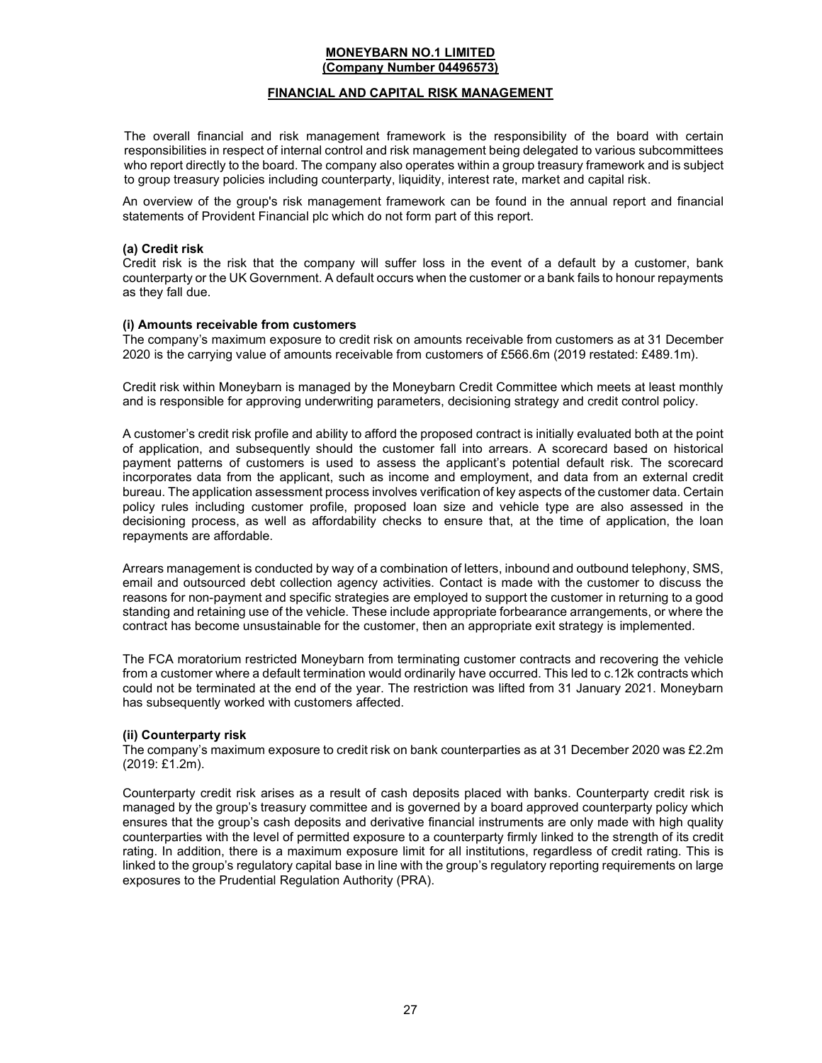**MONEYBARN NO.1 LIMITED**
**(Company Number 04496573)**

## FINANCIAL AND CAPITAL RISK MANAGEMENT

The overall financial and risk management framework is the responsibility of the board with certain responsibilities in respect of internal control and risk management being delegated to various subcommittees who report directly to the board. The company also operates within a group treasury framework and is subject to group treasury policies including counterparty, liquidity, interest rate, market and capital risk.

An overview of the group's risk management framework can be found in the annual report and financial statements of Provident Financial plc which do not form part of this report.

### (a) Credit risk

Credit risk is the risk that the company will suffer loss in the event of a default by a customer, bank counterparty or the UK Government. A default occurs when the customer or a bank fails to honour repayments as they fall due.

#### (i) Amounts receivable from customers

The company's maximum exposure to credit risk on amounts receivable from customers as at 31 December 2020 is the carrying value of amounts receivable from customers of £566.6m (2019 restated: £489.1m).

Credit risk within Moneybarn is managed by the Moneybarn Credit Committee which meets at least monthly and is responsible for approving underwriting parameters, decisioning strategy and credit control policy.

A customer's credit risk profile and ability to afford the proposed contract is initially evaluated both at the point of application, and subsequently should the customer fall into arrears. A scorecard based on historical payment patterns of customers is used to assess the applicant's potential default risk. The scorecard incorporates data from the applicant, such as income and employment, and data from an external credit bureau. The application assessment process involves verification of key aspects of the customer data. Certain policy rules including customer profile, proposed loan size and vehicle type are also assessed in the decisioning process, as well as affordability checks to ensure that, at the time of application, the loan repayments are affordable.

Arrears management is conducted by way of a combination of letters, inbound and outbound telephony, SMS, email and outsourced debt collection agency activities. Contact is made with the customer to discuss the reasons for non-payment and specific strategies are employed to support the customer in returning to a good standing and retaining use of the vehicle. These include appropriate forbearance arrangements, or where the contract has become unsustainable for the customer, then an appropriate exit strategy is implemented.

The FCA moratorium restricted Moneybarn from terminating customer contracts and recovering the vehicle from a customer where a default termination would ordinarily have occurred. This led to c.12k contracts which could not be terminated at the end of the year. The restriction was lifted from 31 January 2021. Moneybarn has subsequently worked with customers affected.

#### (ii) Counterparty risk

The company's maximum exposure to credit risk on bank counterparties as at 31 December 2020 was £2.2m (2019: £1.2m).

Counterparty credit risk arises as a result of cash deposits placed with banks. Counterparty credit risk is managed by the group's treasury committee and is governed by a board approved counterparty policy which ensures that the group's cash deposits and derivative financial instruments are only made with high quality counterparties with the level of permitted exposure to a counterparty firmly linked to the strength of its credit rating. In addition, there is a maximum exposure limit for all institutions, regardless of credit rating. This is linked to the group's regulatory capital base in line with the group's regulatory reporting requirements on large exposures to the Prudential Regulation Authority (PRA).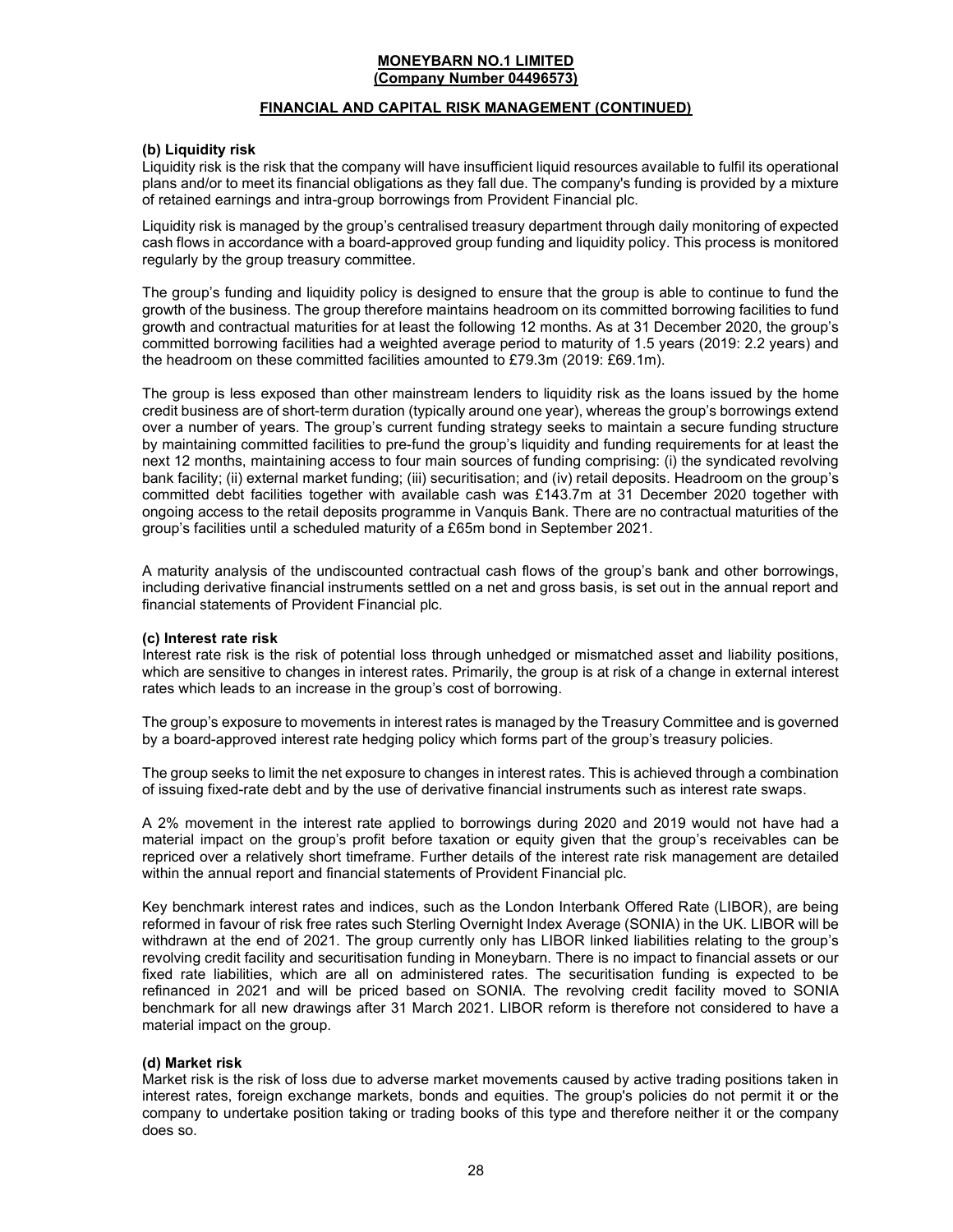**MONEYBARN NO.1 LIMITED**
**(Company Number 04496573)**

**FINANCIAL AND CAPITAL RISK MANAGEMENT (CONTINUED)**

**(b) Liquidity risk**

Liquidity risk is the risk that the company will have insufficient liquid resources available to fulfil its operational plans and/or to meet its financial obligations as they fall due. The company's funding is provided by a mixture of retained earnings and intra-group borrowings from Provident Financial plc.

Liquidity risk is managed by the group's centralised treasury department through daily monitoring of expected cash flows in accordance with a board-approved group funding and liquidity policy. This process is monitored regularly by the group treasury committee.

The group's funding and liquidity policy is designed to ensure that the group is able to continue to fund the growth of the business. The group therefore maintains headroom on its committed borrowing facilities to fund growth and contractual maturities for at least the following 12 months. As at 31 December 2020, the group's committed borrowing facilities had a weighted average period to maturity of 1.5 years (2019: 2.2 years) and the headroom on these committed facilities amounted to £79.3m (2019: £69.1m).

The group is less exposed than other mainstream lenders to liquidity risk as the loans issued by the home credit business are of short-term duration (typically around one year), whereas the group's borrowings extend over a number of years. The group's current funding strategy seeks to maintain a secure funding structure by maintaining committed facilities to pre-fund the group's liquidity and funding requirements for at least the next 12 months, maintaining access to four main sources of funding comprising: (i) the syndicated revolving bank facility; (ii) external market funding; (iii) securitisation; and (iv) retail deposits. Headroom on the group's committed debt facilities together with available cash was £143.7m at 31 December 2020 together with ongoing access to the retail deposits programme in Vanquis Bank. There are no contractual maturities of the group's facilities until a scheduled maturity of a £65m bond in September 2021.

A maturity analysis of the undiscounted contractual cash flows of the group's bank and other borrowings, including derivative financial instruments settled on a net and gross basis, is set out in the annual report and financial statements of Provident Financial plc.

**(c) Interest rate risk**

Interest rate risk is the risk of potential loss through unhedged or mismatched asset and liability positions, which are sensitive to changes in interest rates. Primarily, the group is at risk of a change in external interest rates which leads to an increase in the group's cost of borrowing.

The group's exposure to movements in interest rates is managed by the Treasury Committee and is governed by a board-approved interest rate hedging policy which forms part of the group's treasury policies.

The group seeks to limit the net exposure to changes in interest rates. This is achieved through a combination of issuing fixed-rate debt and by the use of derivative financial instruments such as interest rate swaps.

A 2% movement in the interest rate applied to borrowings during 2020 and 2019 would not have had a material impact on the group's profit before taxation or equity given that the group's receivables can be repriced over a relatively short timeframe. Further details of the interest rate risk management are detailed within the annual report and financial statements of Provident Financial plc.

Key benchmark interest rates and indices, such as the London Interbank Offered Rate (LIBOR), are being reformed in favour of risk free rates such Sterling Overnight Index Average (SONIA) in the UK. LIBOR will be withdrawn at the end of 2021. The group currently only has LIBOR linked liabilities relating to the group's revolving credit facility and securitisation funding in Moneybarn. There is no impact to financial assets or our fixed rate liabilities, which are all on administered rates. The securitisation funding is expected to be refinanced in 2021 and will be priced based on SONIA. The revolving credit facility moved to SONIA benchmark for all new drawings after 31 March 2021. LIBOR reform is therefore not considered to have a material impact on the group.

**(d) Market risk**

Market risk is the risk of loss due to adverse market movements caused by active trading positions taken in interest rates, foreign exchange markets, bonds and equities. The group's policies do not permit it or the company to undertake position taking or trading books of this type and therefore neither it or the company does so.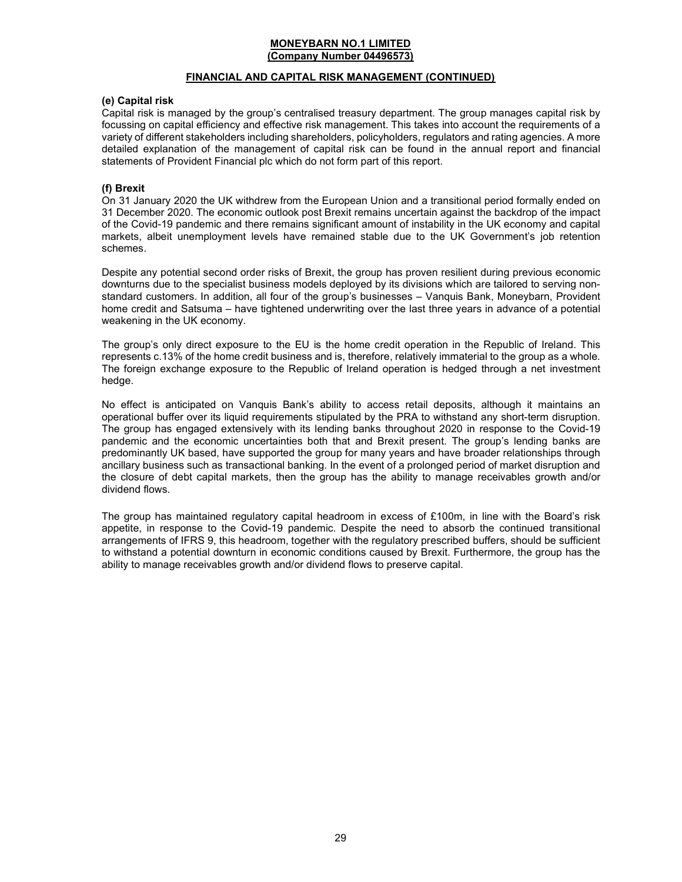**MONEYBARN NO.1 LIMITED**
**(Company Number 04496573)**

**FINANCIAL AND CAPITAL RISK MANAGEMENT (CONTINUED)**

**(e) Capital risk**

Capital risk is managed by the group's centralised treasury department. The group manages capital risk by focussing on capital efficiency and effective risk management. This takes into account the requirements of a variety of different stakeholders including shareholders, policyholders, regulators and rating agencies. A more detailed explanation of the management of capital risk can be found in the annual report and financial statements of Provident Financial plc which do not form part of this report.

**(f) Brexit**

On 31 January 2020 the UK withdrew from the European Union and a transitional period formally ended on 31 December 2020. The economic outlook post Brexit remains uncertain against the backdrop of the impact of the Covid-19 pandemic and there remains significant amount of instability in the UK economy and capital markets, albeit unemployment levels have remained stable due to the UK Government's job retention schemes.

Despite any potential second order risks of Brexit, the group has proven resilient during previous economic downturns due to the specialist business models deployed by its divisions which are tailored to serving non-standard customers. In addition, all four of the group's businesses – Vanquis Bank, Moneybarn, Provident home credit and Satsuma – have tightened underwriting over the last three years in advance of a potential weakening in the UK economy.

The group's only direct exposure to the EU is the home credit operation in the Republic of Ireland. This represents c.13% of the home credit business and is, therefore, relatively immaterial to the group as a whole. The foreign exchange exposure to the Republic of Ireland operation is hedged through a net investment hedge.

No effect is anticipated on Vanquis Bank's ability to access retail deposits, although it maintains an operational buffer over its liquid requirements stipulated by the PRA to withstand any short-term disruption. The group has engaged extensively with its lending banks throughout 2020 in response to the Covid-19 pandemic and the economic uncertainties both that and Brexit present. The group's lending banks are predominantly UK based, have supported the group for many years and have broader relationships through ancillary business such as transactional banking. In the event of a prolonged period of market disruption and the closure of debt capital markets, then the group has the ability to manage receivables growth and/or dividend flows.

The group has maintained regulatory capital headroom in excess of £100m, in line with the Board's risk appetite, in response to the Covid-19 pandemic. Despite the need to absorb the continued transitional arrangements of IFRS 9, this headroom, together with the regulatory prescribed buffers, should be sufficient to withstand a potential downturn in economic conditions caused by Brexit. Furthermore, the group has the ability to manage receivables growth and/or dividend flows to preserve capital.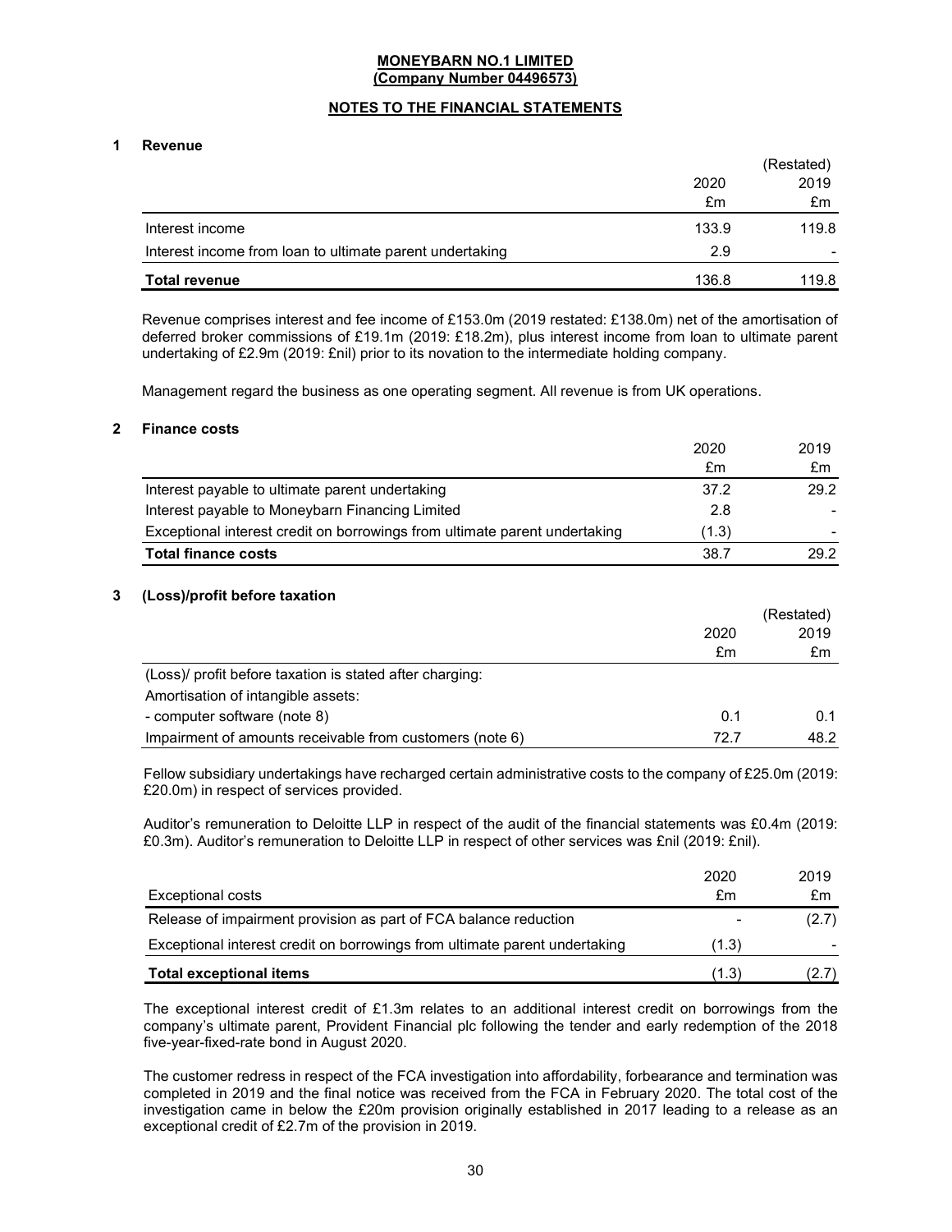**MONEYBARN NO.1 LIMITED**
**(Company Number 04496573)**

**NOTES TO THE FINANCIAL STATEMENTS**

## 1 Revenue

| | 2020 £m | (Restated) 2019 £m |
|---|---|---|
| Interest income | 133.9 | 119.8 |
| Interest income from loan to ultimate parent undertaking | 2.9 | - |
| **Total revenue** | 136.8 | 119.8 |

Revenue comprises interest and fee income of £153.0m (2019 restated: £138.0m) net of the amortisation of deferred broker commissions of £19.1m (2019: £18.2m), plus interest income from loan to ultimate parent undertaking of £2.9m (2019: £nil) prior to its novation to the intermediate holding company.

Management regard the business as one operating segment. All revenue is from UK operations.

## 2 Finance costs

| | 2020 £m | 2019 £m |
|---|---|---|
| Interest payable to ultimate parent undertaking | 37.2 | 29.2 |
| Interest payable to Moneybarn Financing Limited | 2.8 | - |
| Exceptional interest credit on borrowings from ultimate parent undertaking | (1.3) | - |
| **Total finance costs** | 38.7 | 29.2 |

## 3 (Loss)/profit before taxation

| | 2020 £m | (Restated) 2019 £m |
|---|---|---|
| (Loss)/ profit before taxation is stated after charging: | | |
| Amortisation of intangible assets: | | |
| - computer software (note 8) | 0.1 | 0.1 |
| Impairment of amounts receivable from customers (note 6) | 72.7 | 48.2 |

Fellow subsidiary undertakings have recharged certain administrative costs to the company of £25.0m (2019: £20.0m) in respect of services provided.

Auditor's remuneration to Deloitte LLP in respect of the audit of the financial statements was £0.4m (2019: £0.3m). Auditor's remuneration to Deloitte LLP in respect of other services was £nil (2019: £nil).

| Exceptional costs | 2020 £m | 2019 £m |
|---|---|---|
| Release of impairment provision as part of FCA balance reduction | - | (2.7) |
| Exceptional interest credit on borrowings from ultimate parent undertaking | (1.3) | - |
| **Total exceptional items** | (1.3) | (2.7) |

The exceptional interest credit of £1.3m relates to an additional interest credit on borrowings from the company's ultimate parent, Provident Financial plc following the tender and early redemption of the 2018 five-year-fixed-rate bond in August 2020.

The customer redress in respect of the FCA investigation into affordability, forbearance and termination was completed in 2019 and the final notice was received from the FCA in February 2020. The total cost of the investigation came in below the £20m provision originally established in 2017 leading to a release as an exceptional credit of £2.7m of the provision in 2019.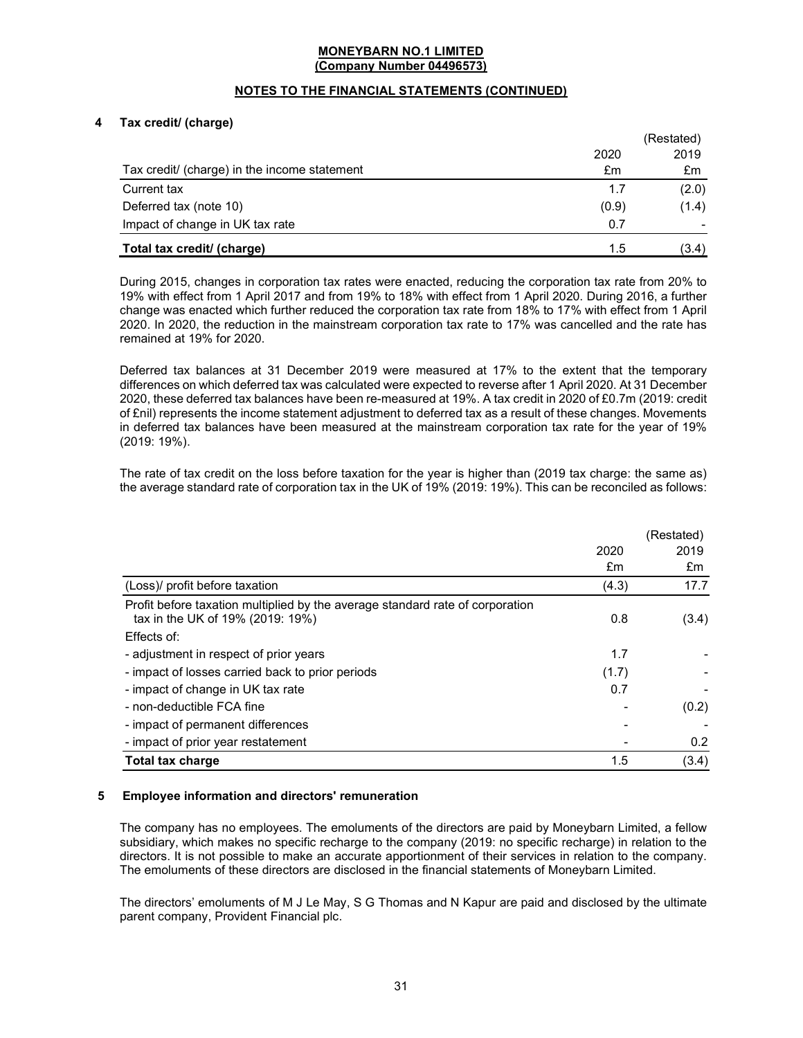**MONEYBARN NO.1 LIMITED**
**(Company Number 04496573)**

**NOTES TO THE FINANCIAL STATEMENTS (CONTINUED)**

## 4 Tax credit/ (charge)

| Tax credit/ (charge) in the income statement | 2020<br>£m | (Restated)<br>2019<br>£m |
|---|---|---|
| Current tax | 1.7 | (2.0) |
| Deferred tax (note 10) | (0.9) | (1.4) |
| Impact of change in UK tax rate | 0.7 | - |
| **Total tax credit/ (charge)** | 1.5 | (3.4) |

During 2015, changes in corporation tax rates were enacted, reducing the corporation tax rate from 20% to 19% with effect from 1 April 2017 and from 19% to 18% with effect from 1 April 2020. During 2016, a further change was enacted which further reduced the corporation tax rate from 18% to 17% with effect from 1 April 2020. In 2020, the reduction in the mainstream corporation tax rate to 17% was cancelled and the rate has remained at 19% for 2020.

Deferred tax balances at 31 December 2019 were measured at 17% to the extent that the temporary differences on which deferred tax was calculated were expected to reverse after 1 April 2020. At 31 December 2020, these deferred tax balances have been re-measured at 19%. A tax credit in 2020 of £0.7m (2019: credit of £nil) represents the income statement adjustment to deferred tax as a result of these changes. Movements in deferred tax balances have been measured at the mainstream corporation tax rate for the year of 19% (2019: 19%).

The rate of tax credit on the loss before taxation for the year is higher than (2019 tax charge: the same as) the average standard rate of corporation tax in the UK of 19% (2019: 19%). This can be reconciled as follows:

| | 2020<br>£m | (Restated)<br>2019<br>£m |
|---|---|---|
| (Loss)/ profit before taxation | (4.3) | 17.7 |
| Profit before taxation multiplied by the average standard rate of corporation tax in the UK of 19% (2019: 19%) | 0.8 | (3.4) |
| Effects of: | | |
| - adjustment in respect of prior years | 1.7 | - |
| - impact of losses carried back to prior periods | (1.7) | - |
| - impact of change in UK tax rate | 0.7 | - |
| - non-deductible FCA fine | - | (0.2) |
| - impact of permanent differences | - | - |
| - impact of prior year restatement | - | 0.2 |
| **Total tax charge** | 1.5 | (3.4) |

## 5 Employee information and directors' remuneration

The company has no employees. The emoluments of the directors are paid by Moneybarn Limited, a fellow subsidiary, which makes no specific recharge to the company (2019: no specific recharge) in relation to the directors. It is not possible to make an accurate apportionment of their services in relation to the company. The emoluments of these directors are disclosed in the financial statements of Moneybarn Limited.

The directors' emoluments of M J Le May, S G Thomas and N Kapur are paid and disclosed by the ultimate parent company, Provident Financial plc.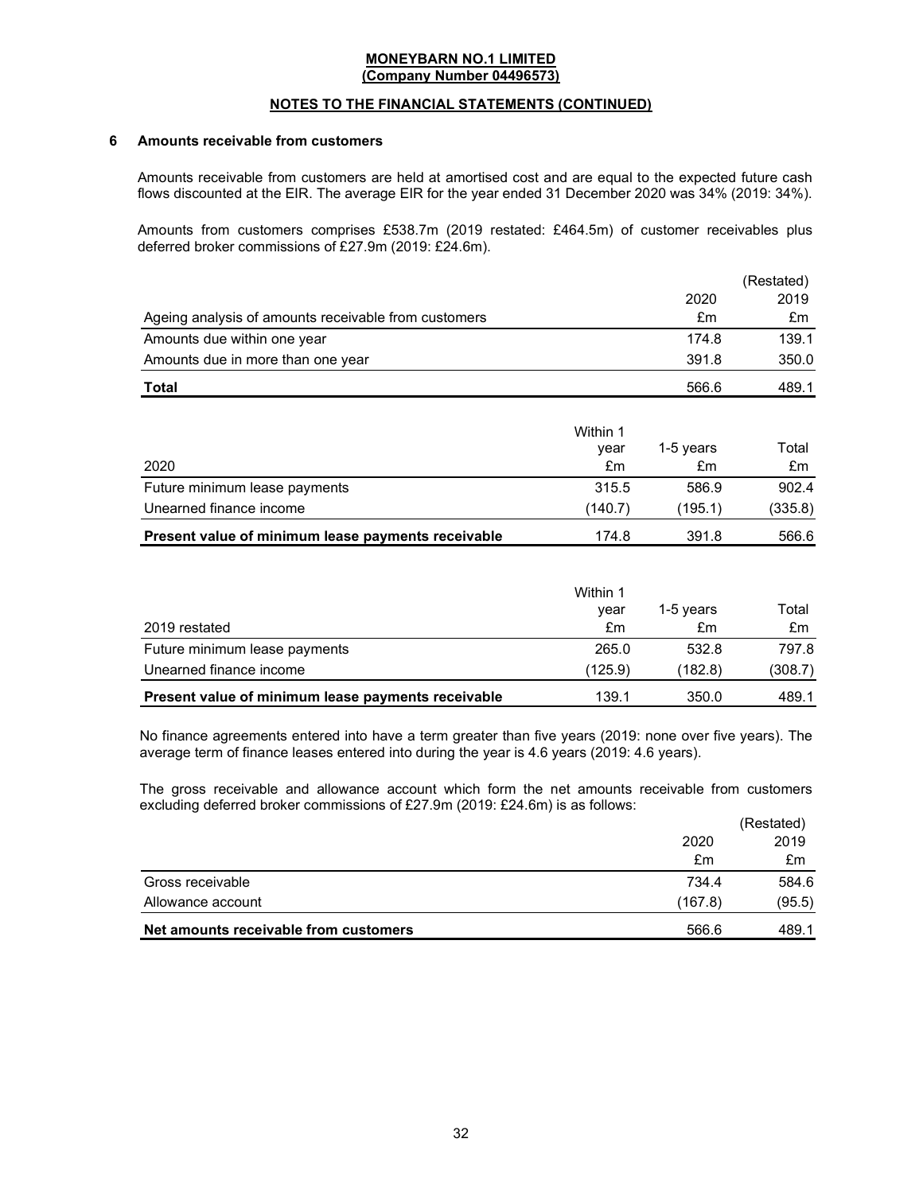**MONEYBARN NO.1 LIMITED**
**(Company Number 04496573)**

**NOTES TO THE FINANCIAL STATEMENTS (CONTINUED)**

## 6 Amounts receivable from customers

Amounts receivable from customers are held at amortised cost and are equal to the expected future cash flows discounted at the EIR. The average EIR for the year ended 31 December 2020 was 34% (2019: 34%).

Amounts from customers comprises £538.7m (2019 restated: £464.5m) of customer receivables plus deferred broker commissions of £27.9m (2019: £24.6m).

| Ageing analysis of amounts receivable from customers | 2020 £m | (Restated) 2019 £m |
|---|---|---|
| Amounts due within one year | 174.8 | 139.1 |
| Amounts due in more than one year | 391.8 | 350.0 |
| **Total** | 566.6 | 489.1 |

| 2020 | Within 1 year £m | 1-5 years £m | Total £m |
|---|---|---|---|
| Future minimum lease payments | 315.5 | 586.9 | 902.4 |
| Unearned finance income | (140.7) | (195.1) | (335.8) |
| **Present value of minimum lease payments receivable** | 174.8 | 391.8 | 566.6 |

| 2019 restated | Within 1 year £m | 1-5 years £m | Total £m |
|---|---|---|---|
| Future minimum lease payments | 265.0 | 532.8 | 797.8 |
| Unearned finance income | (125.9) | (182.8) | (308.7) |
| **Present value of minimum lease payments receivable** | 139.1 | 350.0 | 489.1 |

No finance agreements entered into have a term greater than five years (2019: none over five years). The average term of finance leases entered into during the year is 4.6 years (2019: 4.6 years).

The gross receivable and allowance account which form the net amounts receivable from customers excluding deferred broker commissions of £27.9m (2019: £24.6m) is as follows:

| | 2020 £m | (Restated) 2019 £m |
|---|---|---|
| Gross receivable | 734.4 | 584.6 |
| Allowance account | (167.8) | (95.5) |
| **Net amounts receivable from customers** | 566.6 | 489.1 |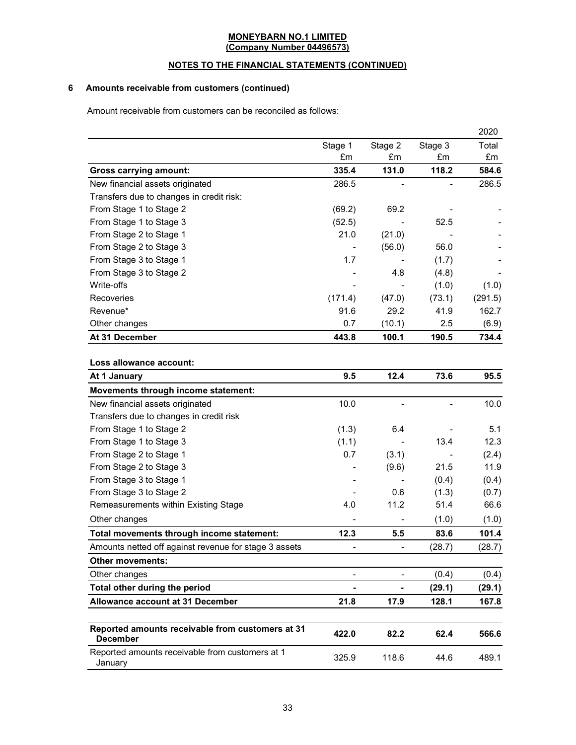**MONEYBARN NO.1 LIMITED**
**(Company Number 04496573)**

**NOTES TO THE FINANCIAL STATEMENTS (CONTINUED)**

## 6 Amounts receivable from customers (continued)

Amount receivable from customers can be reconciled as follows:

| | | | | 2020 |
|---|---|---|---|---|
| | Stage 1 £m | Stage 2 £m | Stage 3 £m | Total £m |
| **Gross carrying amount:** | **335.4** | **131.0** | **118.2** | **584.6** |
| New financial assets originated | 286.5 | - | - | 286.5 |
| Transfers due to changes in credit risk: | | | | |
| From Stage 1 to Stage 2 | (69.2) | 69.2 | - | - |
| From Stage 1 to Stage 3 | (52.5) | - | 52.5 | - |
| From Stage 2 to Stage 1 | 21.0 | (21.0) | - | - |
| From Stage 2 to Stage 3 | - | (56.0) | 56.0 | - |
| From Stage 3 to Stage 1 | 1.7 | - | (1.7) | - |
| From Stage 3 to Stage 2 | - | 4.8 | (4.8) | - |
| Write-offs | - | - | (1.0) | (1.0) |
| Recoveries | (171.4) | (47.0) | (73.1) | (291.5) |
| Revenue* | 91.6 | 29.2 | 41.9 | 162.7 |
| Other changes | 0.7 | (10.1) | 2.5 | (6.9) |
| **At 31 December** | **443.8** | **100.1** | **190.5** | **734.4** |
| | | | | |
| **Loss allowance account:** | | | | |
| **At 1 January** | **9.5** | **12.4** | **73.6** | **95.5** |
| **Movements through income statement:** | | | | |
| New financial assets originated | 10.0 | - | - | 10.0 |
| Transfers due to changes in credit risk | | | | |
| From Stage 1 to Stage 2 | (1.3) | 6.4 | - | 5.1 |
| From Stage 1 to Stage 3 | (1.1) | - | 13.4 | 12.3 |
| From Stage 2 to Stage 1 | 0.7 | (3.1) | - | (2.4) |
| From Stage 2 to Stage 3 | - | (9.6) | 21.5 | 11.9 |
| From Stage 3 to Stage 1 | - | - | (0.4) | (0.4) |
| From Stage 3 to Stage 2 | - | 0.6 | (1.3) | (0.7) |
| Remeasurements within Existing Stage | 4.0 | 11.2 | 51.4 | 66.6 |
| Other changes | - | - | (1.0) | (1.0) |
| **Total movements through income statement:** | **12.3** | **5.5** | **83.6** | **101.4** |
| Amounts netted off against revenue for stage 3 assets | - | - | (28.7) | (28.7) |
| **Other movements:** | | | | |
| Other changes | - | - | (0.4) | (0.4) |
| **Total other during the period** | **-** | **-** | **(29.1)** | **(29.1)** |
| **Allowance account at 31 December** | **21.8** | **17.9** | **128.1** | **167.8** |
| | | | | |
| **Reported amounts receivable from customers at 31 December** | **422.0** | **82.2** | **62.4** | **566.6** |
| Reported amounts receivable from customers at 1 January | 325.9 | 118.6 | 44.6 | 489.1 |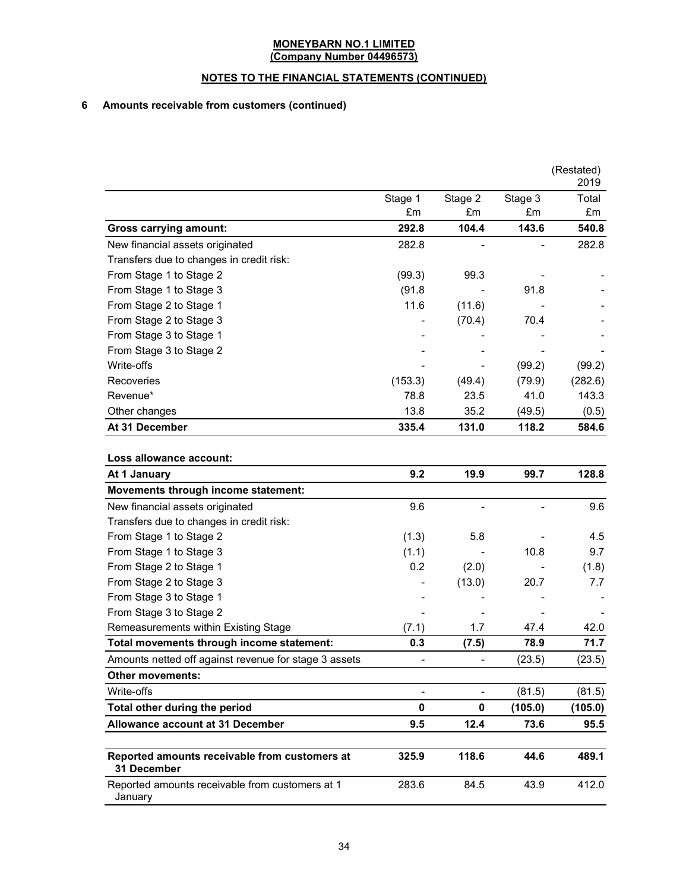**MONEYBARN NO.1 LIMITED**
**(Company Number 04496573)**

**NOTES TO THE FINANCIAL STATEMENTS (CONTINUED)**

## 6 Amounts receivable from customers (continued)

| | | | | (Restated) 2019 |
|---|---|---|---|---|
| | Stage 1 £m | Stage 2 £m | Stage 3 £m | Total £m |
| **Gross carrying amount:** | **292.8** | **104.4** | **143.6** | **540.8** |
| New financial assets originated | 282.8 | - | - | 282.8 |
| Transfers due to changes in credit risk: | | | | |
| From Stage 1 to Stage 2 | (99.3) | 99.3 | - | - |
| From Stage 1 to Stage 3 | (91.8 | - | 91.8 | - |
| From Stage 2 to Stage 1 | 11.6 | (11.6) | - | - |
| From Stage 2 to Stage 3 | - | (70.4) | 70.4 | - |
| From Stage 3 to Stage 1 | - | - | - | - |
| From Stage 3 to Stage 2 | - | - | - | - |
| Write-offs | - | - | (99.2) | (99.2) |
| Recoveries | (153.3) | (49.4) | (79.9) | (282.6) |
| Revenue* | 78.8 | 23.5 | 41.0 | 143.3 |
| Other changes | 13.8 | 35.2 | (49.5) | (0.5) |
| **At 31 December** | **335.4** | **131.0** | **118.2** | **584.6** |
| | | | | |
| **Loss allowance account:** | | | | |
| **At 1 January** | **9.2** | **19.9** | **99.7** | **128.8** |
| **Movements through income statement:** | | | | |
| New financial assets originated | 9.6 | - | - | 9.6 |
| Transfers due to changes in credit risk: | | | | |
| From Stage 1 to Stage 2 | (1.3) | 5.8 | - | 4.5 |
| From Stage 1 to Stage 3 | (1.1) | - | 10.8 | 9.7 |
| From Stage 2 to Stage 1 | 0.2 | (2.0) | - | (1.8) |
| From Stage 2 to Stage 3 | - | (13.0) | 20.7 | 7.7 |
| From Stage 3 to Stage 1 | - | - | - | - |
| From Stage 3 to Stage 2 | - | - | - | - |
| Remeasurements within Existing Stage | (7.1) | 1.7 | 47.4 | 42.0 |
| **Total movements through income statement:** | **0.3** | **(7.5)** | **78.9** | **71.7** |
| Amounts netted off against revenue for stage 3 assets | - | - | (23.5) | (23.5) |
| **Other movements:** | | | | |
| Write-offs | - | - | (81.5) | (81.5) |
| **Total other during the period** | **0** | **0** | **(105.0)** | **(105.0)** |
| **Allowance account at 31 December** | **9.5** | **12.4** | **73.6** | **95.5** |
| | | | | |
| **Reported amounts receivable from customers at 31 December** | **325.9** | **118.6** | **44.6** | **489.1** |
| Reported amounts receivable from customers at 1 January | 283.6 | 84.5 | 43.9 | 412.0 |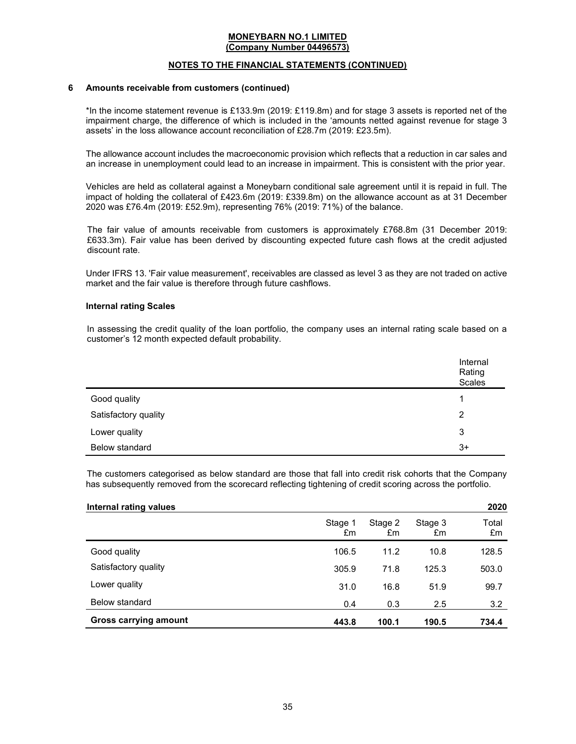**MONEYBARN NO.1 LIMITED**
**(Company Number 04496573)**

**NOTES TO THE FINANCIAL STATEMENTS (CONTINUED)**

### 6 Amounts receivable from customers (continued)

*In the income statement revenue is £133.9m (2019: £119.8m) and for stage 3 assets is reported net of the impairment charge, the difference of which is included in the 'amounts netted against revenue for stage 3 assets' in the loss allowance account reconciliation of £28.7m (2019: £23.5m).

The allowance account includes the macroeconomic provision which reflects that a reduction in car sales and an increase in unemployment could lead to an increase in impairment. This is consistent with the prior year.

Vehicles are held as collateral against a Moneybarn conditional sale agreement until it is repaid in full. The impact of holding the collateral of £423.6m (2019: £339.8m) on the allowance account as at 31 December 2020 was £76.4m (2019: £52.9m), representing 76% (2019: 71%) of the balance.

The fair value of amounts receivable from customers is approximately £768.8m (31 December 2019: £633.3m). Fair value has been derived by discounting expected future cash flows at the credit adjusted discount rate.

Under IFRS 13. 'Fair value measurement', receivables are classed as level 3 as they are not traded on active market and the fair value is therefore through future cashflows.

#### Internal rating Scales

In assessing the credit quality of the loan portfolio, the company uses an internal rating scale based on a customer's 12 month expected default probability.

| | Internal Rating Scales |
|---|---|
| Good quality | 1 |
| Satisfactory quality | 2 |
| Lower quality | 3 |
| Below standard | 3+ |

The customers categorised as below standard are those that fall into credit risk cohorts that the Company has subsequently removed from the scorecard reflecting tightening of credit scoring across the portfolio.

| **Internal rating values** | | | | **2020** |
|---|---|---|---|---|
| | Stage 1 £m | Stage 2 £m | Stage 3 £m | Total £m |
| Good quality | 106.5 | 11.2 | 10.8 | 128.5 |
| Satisfactory quality | 305.9 | 71.8 | 125.3 | 503.0 |
| Lower quality | 31.0 | 16.8 | 51.9 | 99.7 |
| Below standard | 0.4 | 0.3 | 2.5 | 3.2 |
| **Gross carrying amount** | **443.8** | **100.1** | **190.5** | **734.4** |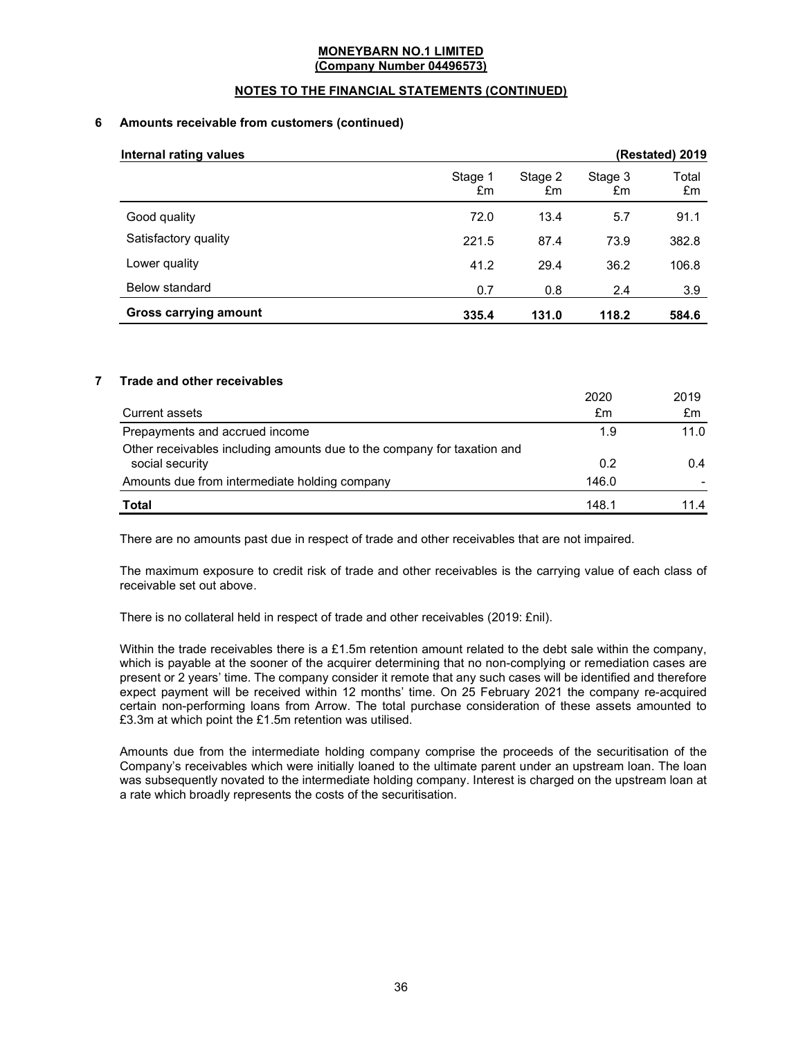## 6 Amounts receivable from customers (continued)

| Internal rating values | | | | (Restated) 2019 |
|---|---|---|---|---|
| | Stage 1 £m | Stage 2 £m | Stage 3 £m | Total £m |
| Good quality | 72.0 | 13.4 | 5.7 | 91.1 |
| Satisfactory quality | 221.5 | 87.4 | 73.9 | 382.8 |
| Lower quality | 41.2 | 29.4 | 36.2 | 106.8 |
| Below standard | 0.7 | 0.8 | 2.4 | 3.9 |
| **Gross carrying amount** | **335.4** | **131.0** | **118.2** | **584.6** |

## 7 Trade and other receivables

| Current assets | 2020 £m | 2019 £m |
|---|---|---|
| Prepayments and accrued income | 1.9 | 11.0 |
| Other receivables including amounts due to the company for taxation and social security | 0.2 | 0.4 |
| Amounts due from intermediate holding company | 146.0 | - |
| **Total** | 148.1 | 11.4 |

There are no amounts past due in respect of trade and other receivables that are not impaired.

The maximum exposure to credit risk of trade and other receivables is the carrying value of each class of receivable set out above.

There is no collateral held in respect of trade and other receivables (2019: £nil).

Within the trade receivables there is a £1.5m retention amount related to the debt sale within the company, which is payable at the sooner of the acquirer determining that no non-complying or remediation cases are present or 2 years' time. The company consider it remote that any such cases will be identified and therefore expect payment will be received within 12 months' time. On 25 February 2021 the company re-acquired certain non-performing loans from Arrow. The total purchase consideration of these assets amounted to £3.3m at which point the £1.5m retention was utilised.

Amounts due from the intermediate holding company comprise the proceeds of the securitisation of the Company's receivables which were initially loaned to the ultimate parent under an upstream loan. The loan was subsequently novated to the intermediate holding company. Interest is charged on the upstream loan at a rate which broadly represents the costs of the securitisation.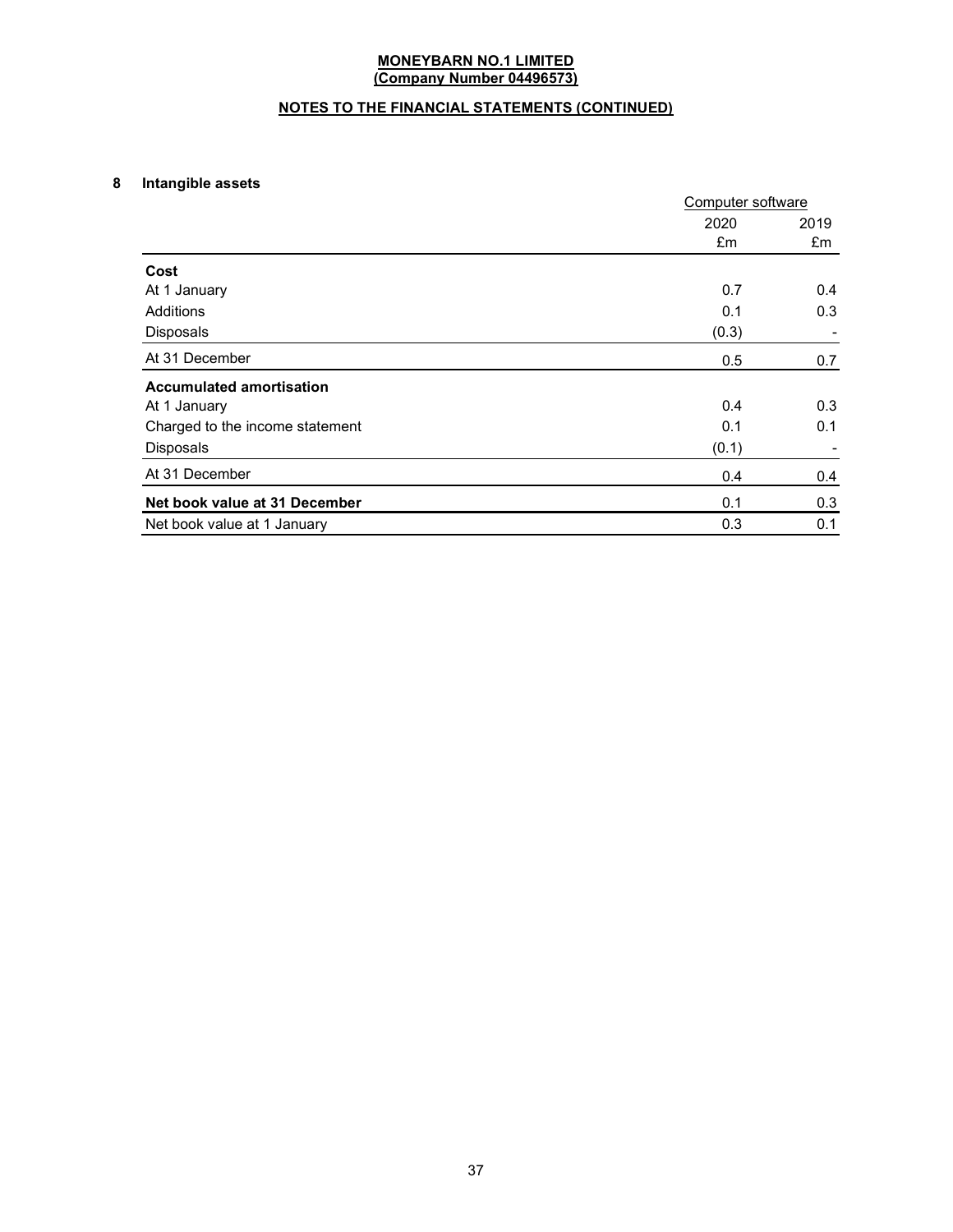**MONEYBARN NO.1 LIMITED**
**(Company Number 04496573)**

**NOTES TO THE FINANCIAL STATEMENTS (CONTINUED)**

## 8 Intangible assets

| | Computer software | |
|---|---|---|
| | 2020 | 2019 |
| | £m | £m |
| **Cost** | | |
| At 1 January | 0.7 | 0.4 |
| Additions | 0.1 | 0.3 |
| Disposals | (0.3) | - |
| At 31 December | 0.5 | 0.7 |
| **Accumulated amortisation** | | |
| At 1 January | 0.4 | 0.3 |
| Charged to the income statement | 0.1 | 0.1 |
| Disposals | (0.1) | - |
| At 31 December | 0.4 | 0.4 |
| **Net book value at 31 December** | 0.1 | 0.3 |
| Net book value at 1 January | 0.3 | 0.1 |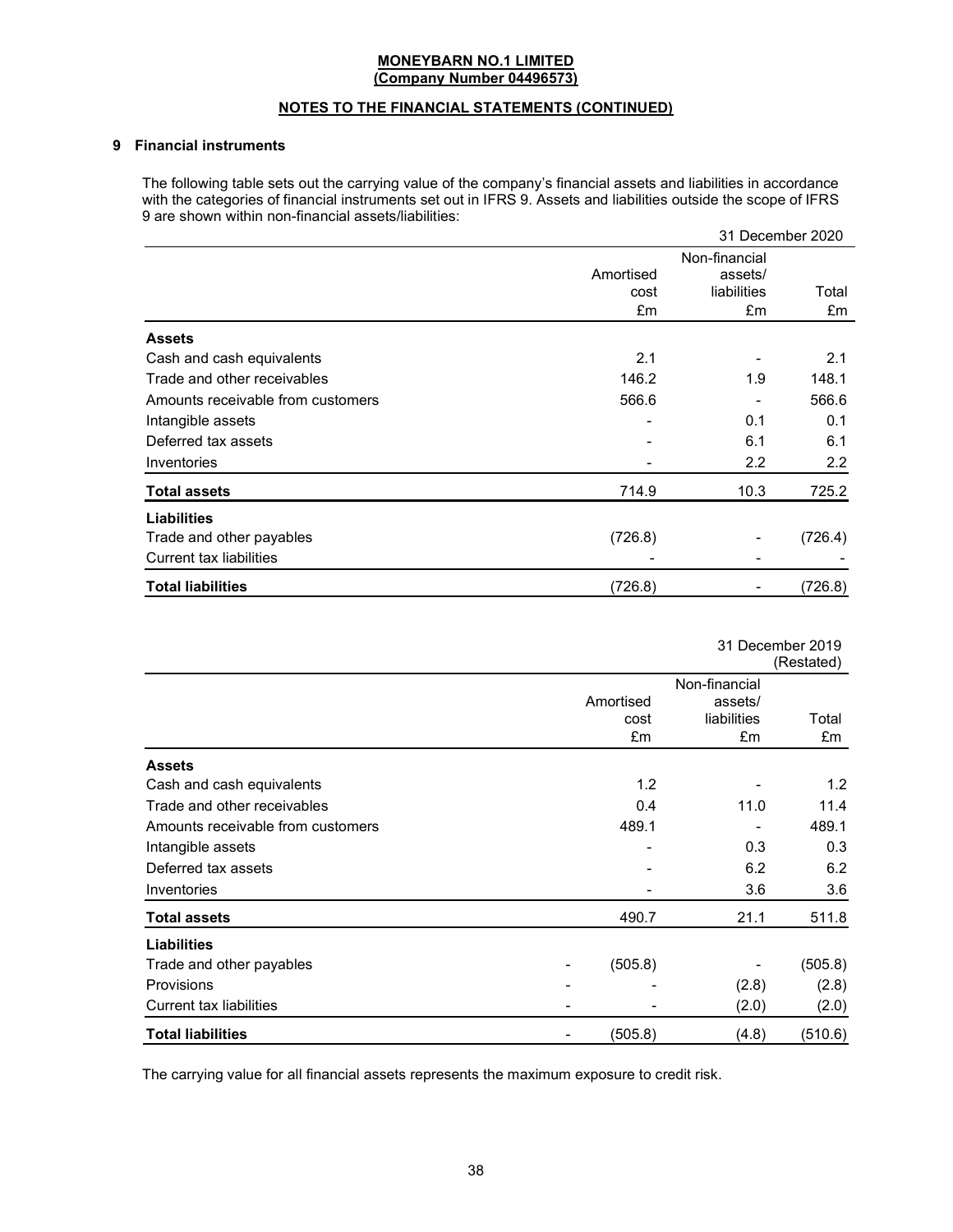## 9 Financial instruments

The following table sets out the carrying value of the company's financial assets and liabilities in accordance with the categories of financial instruments set out in IFRS 9. Assets and liabilities outside the scope of IFRS 9 are shown within non-financial assets/liabilities:

| | | | 31 December 2020 |
|---|---|---|---|
| | Amortised cost £m | Non-financial assets/ liabilities £m | Total £m |
| **Assets** | | | |
| Cash and cash equivalents | 2.1 | - | 2.1 |
| Trade and other receivables | 146.2 | 1.9 | 148.1 |
| Amounts receivable from customers | 566.6 | - | 566.6 |
| Intangible assets | - | 0.1 | 0.1 |
| Deferred tax assets | - | 6.1 | 6.1 |
| Inventories | - | 2.2 | 2.2 |
| **Total assets** | 714.9 | 10.3 | 725.2 |
| **Liabilities** | | | |
| Trade and other payables | (726.8) | - | (726.4) |
| Current tax liabilities | - | - | - |
| **Total liabilities** | (726.8) | - | (726.8) |

| | | | | 31 December 2019 (Restated) |
|---|---|---|---|---|
| | | Amortised cost £m | Non-financial assets/ liabilities £m | Total £m |
| **Assets** | | | | |
| Cash and cash equivalents | | 1.2 | - | 1.2 |
| Trade and other receivables | | 0.4 | 11.0 | 11.4 |
| Amounts receivable from customers | | 489.1 | - | 489.1 |
| Intangible assets | | - | 0.3 | 0.3 |
| Deferred tax assets | | - | 6.2 | 6.2 |
| Inventories | | - | 3.6 | 3.6 |
| **Total assets** | | 490.7 | 21.1 | 511.8 |
| **Liabilities** | | | | |
| Trade and other payables | - | (505.8) | - | (505.8) |
| Provisions | - | - | (2.8) | (2.8) |
| Current tax liabilities | - | - | (2.0) | (2.0) |
| **Total liabilities** | - | (505.8) | (4.8) | (510.6) |

The carrying value for all financial assets represents the maximum exposure to credit risk.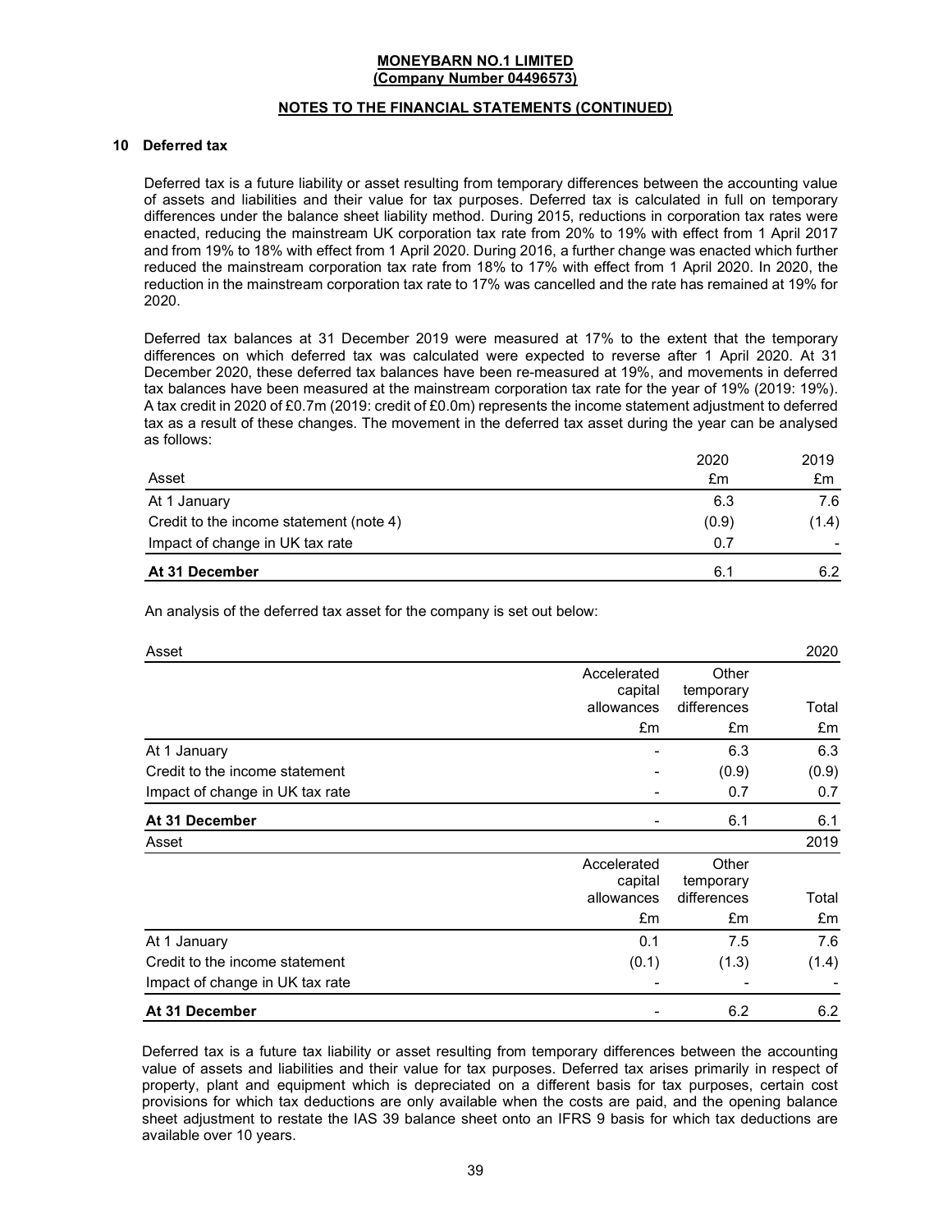**MONEYBARN NO.1 LIMITED**
**(Company Number 04496573)**

**NOTES TO THE FINANCIAL STATEMENTS (CONTINUED)**

## 10 Deferred tax

Deferred tax is a future liability or asset resulting from temporary differences between the accounting value of assets and liabilities and their value for tax purposes. Deferred tax is calculated in full on temporary differences under the balance sheet liability method. During 2015, reductions in corporation tax rates were enacted, reducing the mainstream UK corporation tax rate from 20% to 19% with effect from 1 April 2017 and from 19% to 18% with effect from 1 April 2020. During 2016, a further change was enacted which further reduced the mainstream corporation tax rate from 18% to 17% with effect from 1 April 2020. In 2020, the reduction in the mainstream corporation tax rate to 17% was cancelled and the rate has remained at 19% for 2020.

Deferred tax balances at 31 December 2019 were measured at 17% to the extent that the temporary differences on which deferred tax was calculated were expected to reverse after 1 April 2020. At 31 December 2020, these deferred tax balances have been re-measured at 19%, and movements in deferred tax balances have been measured at the mainstream corporation tax rate for the year of 19% (2019: 19%). A tax credit in 2020 of £0.7m (2019: credit of £0.0m) represents the income statement adjustment to deferred tax as a result of these changes. The movement in the deferred tax asset during the year can be analysed as follows:

| Asset | 2020<br>£m | 2019<br>£m |
|---|---|---|
| At 1 January | 6.3 | 7.6 |
| Credit to the income statement (note 4) | (0.9) | (1.4) |
| Impact of change in UK tax rate | 0.7 | - |
| **At 31 December** | 6.1 | 6.2 |

An analysis of the deferred tax asset for the company is set out below:

| Asset | | | 2020 |
|---|---|---|---|
| | Accelerated capital allowances<br>£m | Other temporary differences<br>£m | Total<br>£m |
| At 1 January | - | 6.3 | 6.3 |
| Credit to the income statement | - | (0.9) | (0.9) |
| Impact of change in UK tax rate | - | 0.7 | 0.7 |
| **At 31 December** | - | 6.1 | 6.1 |

| Asset | | | 2019 |
|---|---|---|---|
| | Accelerated capital allowances<br>£m | Other temporary differences<br>£m | Total<br>£m |
| At 1 January | 0.1 | 7.5 | 7.6 |
| Credit to the income statement | (0.1) | (1.3) | (1.4) |
| Impact of change in UK tax rate | - | - | - |
| **At 31 December** | - | 6.2 | 6.2 |

Deferred tax is a future tax liability or asset resulting from temporary differences between the accounting value of assets and liabilities and their value for tax purposes. Deferred tax arises primarily in respect of property, plant and equipment which is depreciated on a different basis for tax purposes, certain cost provisions for which tax deductions are only available when the costs are paid, and the opening balance sheet adjustment to restate the IAS 39 balance sheet onto an IFRS 9 basis for which tax deductions are available over 10 years.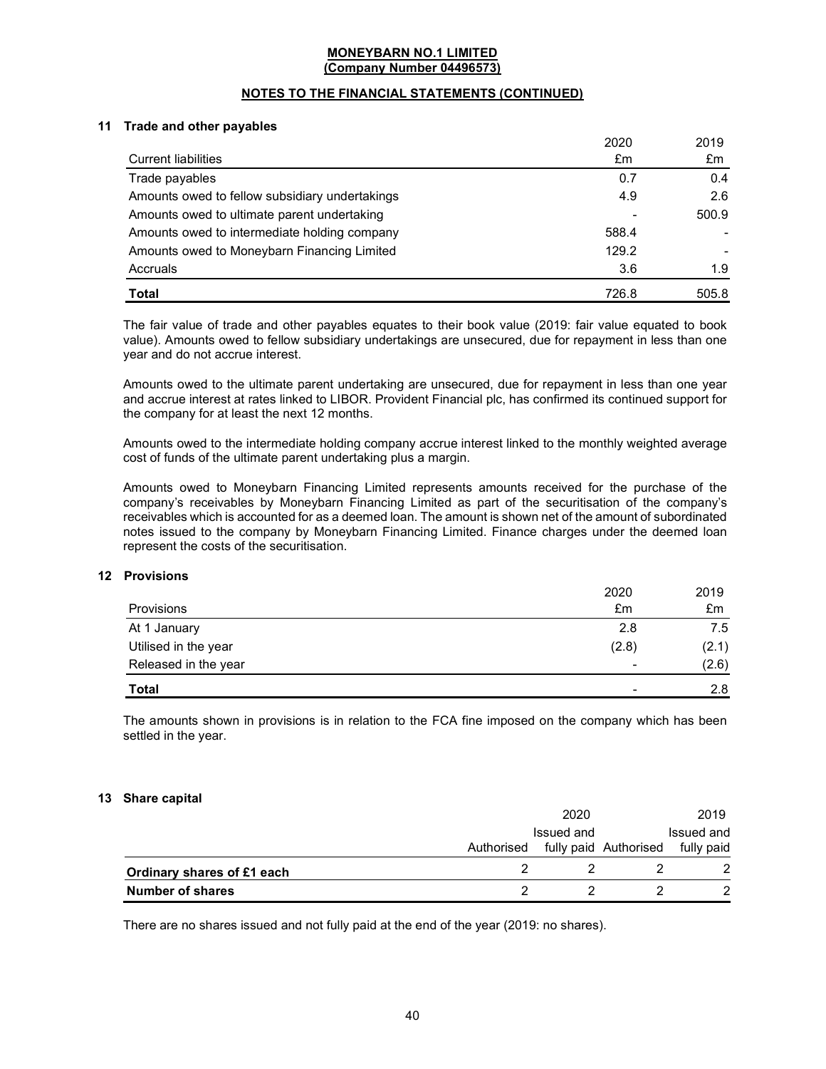**MONEYBARN NO.1 LIMITED**
**(Company Number 04496573)**

**NOTES TO THE FINANCIAL STATEMENTS (CONTINUED)**

## 11 Trade and other payables

| Current liabilities | 2020 £m | 2019 £m |
|---|---|---|
| Trade payables | 0.7 | 0.4 |
| Amounts owed to fellow subsidiary undertakings | 4.9 | 2.6 |
| Amounts owed to ultimate parent undertaking | - | 500.9 |
| Amounts owed to intermediate holding company | 588.4 | - |
| Amounts owed to Moneybarn Financing Limited | 129.2 | - |
| Accruals | 3.6 | 1.9 |
| **Total** | 726.8 | 505.8 |

The fair value of trade and other payables equates to their book value (2019: fair value equated to book value). Amounts owed to fellow subsidiary undertakings are unsecured, due for repayment in less than one year and do not accrue interest.

Amounts owed to the ultimate parent undertaking are unsecured, due for repayment in less than one year and accrue interest at rates linked to LIBOR. Provident Financial plc, has confirmed its continued support for the company for at least the next 12 months.

Amounts owed to the intermediate holding company accrue interest linked to the monthly weighted average cost of funds of the ultimate parent undertaking plus a margin.

Amounts owed to Moneybarn Financing Limited represents amounts received for the purchase of the company's receivables by Moneybarn Financing Limited as part of the securitisation of the company's receivables which is accounted for as a deemed loan. The amount is shown net of the amount of subordinated notes issued to the company by Moneybarn Financing Limited. Finance charges under the deemed loan represent the costs of the securitisation.

## 12 Provisions

| Provisions | 2020 £m | 2019 £m |
|---|---|---|
| At 1 January | 2.8 | 7.5 |
| Utilised in the year | (2.8) | (2.1) |
| Released in the year | - | (2.6) |
| **Total** | - | 2.8 |

The amounts shown in provisions is in relation to the FCA fine imposed on the company which has been settled in the year.

## 13 Share capital

| | 2020 | | 2019 | |
|---|---|---|---|---|
| | Authorised | Issued and fully paid | Authorised | Issued and fully paid |
| **Ordinary shares of £1 each** | 2 | 2 | 2 | 2 |
| **Number of shares** | 2 | 2 | 2 | 2 |

There are no shares issued and not fully paid at the end of the year (2019: no shares).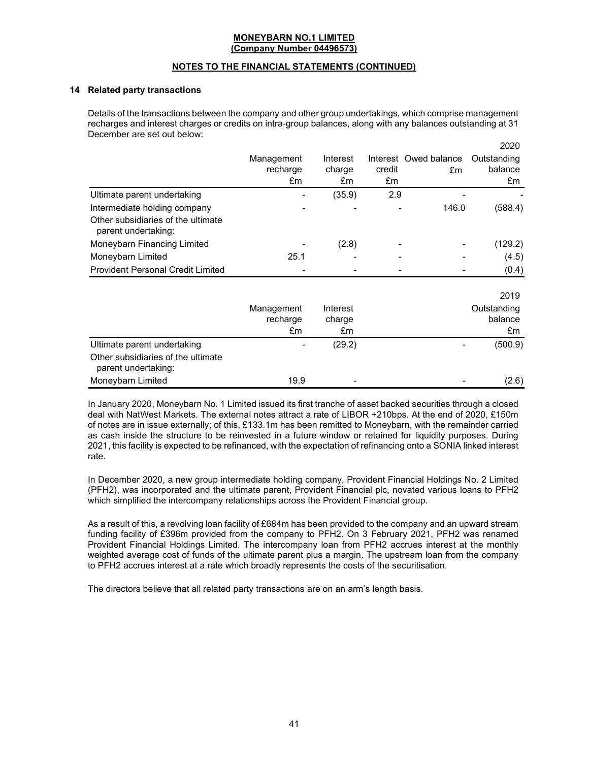**MONEYBARN NO.1 LIMITED**
**(Company Number 04496573)**

**NOTES TO THE FINANCIAL STATEMENTS (CONTINUED)**

## 14 Related party transactions

Details of the transactions between the company and other group undertakings, which comprise management recharges and interest charges or credits on intra-group balances, along with any balances outstanding at 31 December are set out below:

| 2020 | Management recharge £m | Interest charge £m | Interest credit £m | Owed balance £m | Outstanding balance £m |
|---|---|---|---|---|---|
| Ultimate parent undertaking | - | (35.9) | 2.9 | - | - |
| Intermediate holding company | - | - | - | 146.0 | (588.4) |
| Other subsidiaries of the ultimate parent undertaking: | | | | | |
| Moneybarn Financing Limited | - | (2.8) | - | - | (129.2) |
| Moneybarn Limited | 25.1 | - | - | - | (4.5) |
| Provident Personal Credit Limited | - | - | - | - | (0.4) |

| 2019 | Management recharge £m | Interest charge £m | | Outstanding balance £m |
|---|---|---|---|---|
| Ultimate parent undertaking | - | (29.2) | - | (500.9) |
| Other subsidiaries of the ultimate parent undertaking: | | | | |
| Moneybarn Limited | 19.9 | - | - | (2.6) |

In January 2020, Moneybarn No. 1 Limited issued its first tranche of asset backed securities through a closed deal with NatWest Markets. The external notes attract a rate of LIBOR +210bps. At the end of 2020, £150m of notes are in issue externally; of this, £133.1m has been remitted to Moneybarn, with the remainder carried as cash inside the structure to be reinvested in a future window or retained for liquidity purposes. During 2021, this facility is expected to be refinanced, with the expectation of refinancing onto a SONIA linked interest rate.

In December 2020, a new group intermediate holding company, Provident Financial Holdings No. 2 Limited (PFH2), was incorporated and the ultimate parent, Provident Financial plc, novated various loans to PFH2 which simplified the intercompany relationships across the Provident Financial group.

As a result of this, a revolving loan facility of £684m has been provided to the company and an upward stream funding facility of £396m provided from the company to PFH2. On 3 February 2021, PFH2 was renamed Provident Financial Holdings Limited. The intercompany loan from PFH2 accrues interest at the monthly weighted average cost of funds of the ultimate parent plus a margin. The upstream loan from the company to PFH2 accrues interest at a rate which broadly represents the costs of the securitisation.

The directors believe that all related party transactions are on an arm's length basis.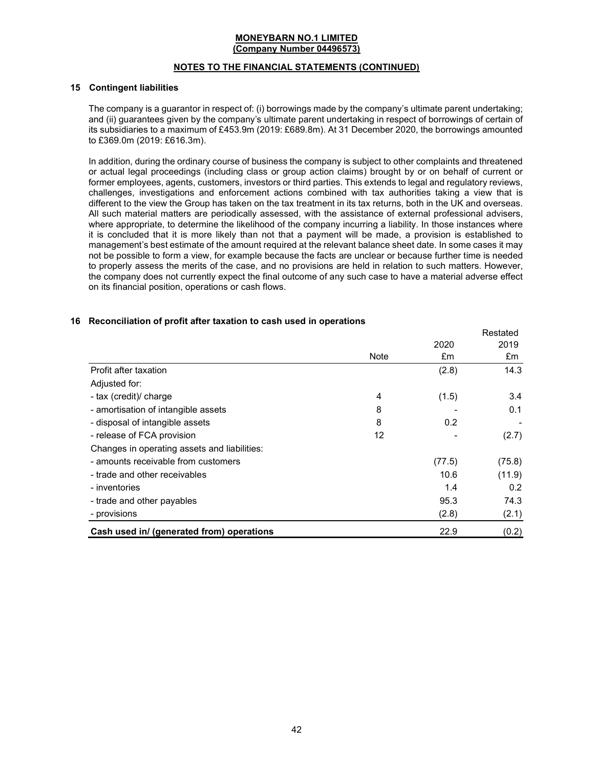MONEYBARN NO.1 LIMITED
(Company Number 04496573)

NOTES TO THE FINANCIAL STATEMENTS (CONTINUED)

## 15 Contingent liabilities

The company is a guarantor in respect of: (i) borrowings made by the company's ultimate parent undertaking; and (ii) guarantees given by the company's ultimate parent undertaking in respect of borrowings of certain of its subsidiaries to a maximum of £453.9m (2019: £689.8m). At 31 December 2020, the borrowings amounted to £369.0m (2019: £616.3m).

In addition, during the ordinary course of business the company is subject to other complaints and threatened or actual legal proceedings (including class or group action claims) brought by or on behalf of current or former employees, agents, customers, investors or third parties. This extends to legal and regulatory reviews, challenges, investigations and enforcement actions combined with tax authorities taking a view that is different to the view the Group has taken on the tax treatment in its tax returns, both in the UK and overseas. All such material matters are periodically assessed, with the assistance of external professional advisers, where appropriate, to determine the likelihood of the company incurring a liability. In those instances where it is concluded that it is more likely than not that a payment will be made, a provision is established to management's best estimate of the amount required at the relevant balance sheet date. In some cases it may not be possible to form a view, for example because the facts are unclear or because further time is needed to properly assess the merits of the case, and no provisions are held in relation to such matters. However, the company does not currently expect the final outcome of any such case to have a material adverse effect on its financial position, operations or cash flows.

## 16 Reconciliation of profit after taxation to cash used in operations

| | Note | 2020 £m | Restated 2019 £m |
|---|---|---|---|
| Profit after taxation | | (2.8) | 14.3 |
| Adjusted for: | | | |
| - tax (credit)/ charge | 4 | (1.5) | 3.4 |
| - amortisation of intangible assets | 8 | - | 0.1 |
| - disposal of intangible assets | 8 | 0.2 | - |
| - release of FCA provision | 12 | - | (2.7) |
| Changes in operating assets and liabilities: | | | |
| - amounts receivable from customers | | (77.5) | (75.8) |
| - trade and other receivables | | 10.6 | (11.9) |
| - inventories | | 1.4 | 0.2 |
| - trade and other payables | | 95.3 | 74.3 |
| - provisions | | (2.8) | (2.1) |
| **Cash used in/ (generated from) operations** | | 22.9 | (0.2) |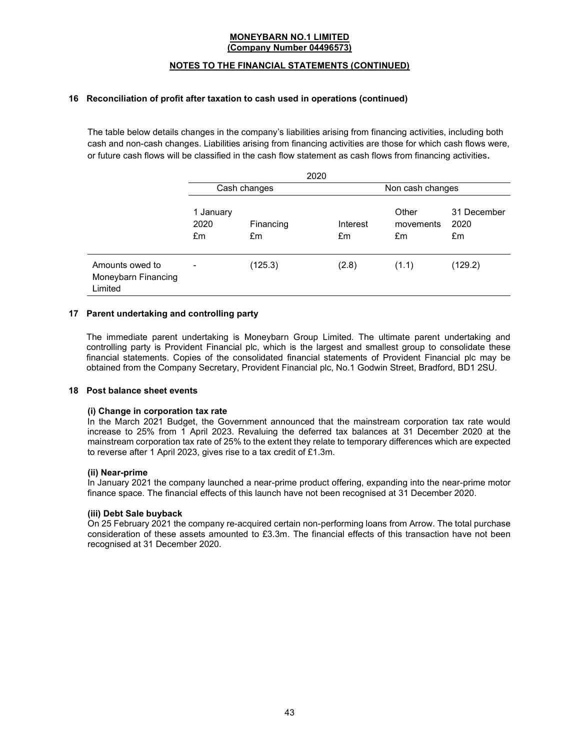**MONEYBARN NO.1 LIMITED**
**(Company Number 04496573)**

**NOTES TO THE FINANCIAL STATEMENTS (CONTINUED)**

## 16 Reconciliation of profit after taxation to cash used in operations (continued)

The table below details changes in the company's liabilities arising from financing activities, including both cash and non-cash changes. Liabilities arising from financing activities are those for which cash flows were, or future cash flows will be classified in the cash flow statement as cash flows from financing activities.

| | 2020 | | | | |
|---|---|---|---|---|---|
| | Cash changes | | Non cash changes | | |
| | 1 January 2020 £m | Financing £m | Interest £m | Other movements £m | 31 December 2020 £m |
| Amounts owed to Moneybarn Financing Limited | - | (125.3) | (2.8) | (1.1) | (129.2) |

## 17 Parent undertaking and controlling party

The immediate parent undertaking is Moneybarn Group Limited. The ultimate parent undertaking and controlling party is Provident Financial plc, which is the largest and smallest group to consolidate these financial statements. Copies of the consolidated financial statements of Provident Financial plc may be obtained from the Company Secretary, Provident Financial plc, No.1 Godwin Street, Bradford, BD1 2SU.

## 18 Post balance sheet events

**(i) Change in corporation tax rate**

In the March 2021 Budget, the Government announced that the mainstream corporation tax rate would increase to 25% from 1 April 2023. Revaluing the deferred tax balances at 31 December 2020 at the mainstream corporation tax rate of 25% to the extent they relate to temporary differences which are expected to reverse after 1 April 2023, gives rise to a tax credit of £1.3m.

**(ii) Near-prime**

In January 2021 the company launched a near-prime product offering, expanding into the near-prime motor finance space. The financial effects of this launch have not been recognised at 31 December 2020.

**(iii) Debt Sale buyback**

On 25 February 2021 the company re-acquired certain non-performing loans from Arrow. The total purchase consideration of these assets amounted to £3.3m. The financial effects of this transaction have not been recognised at 31 December 2020.